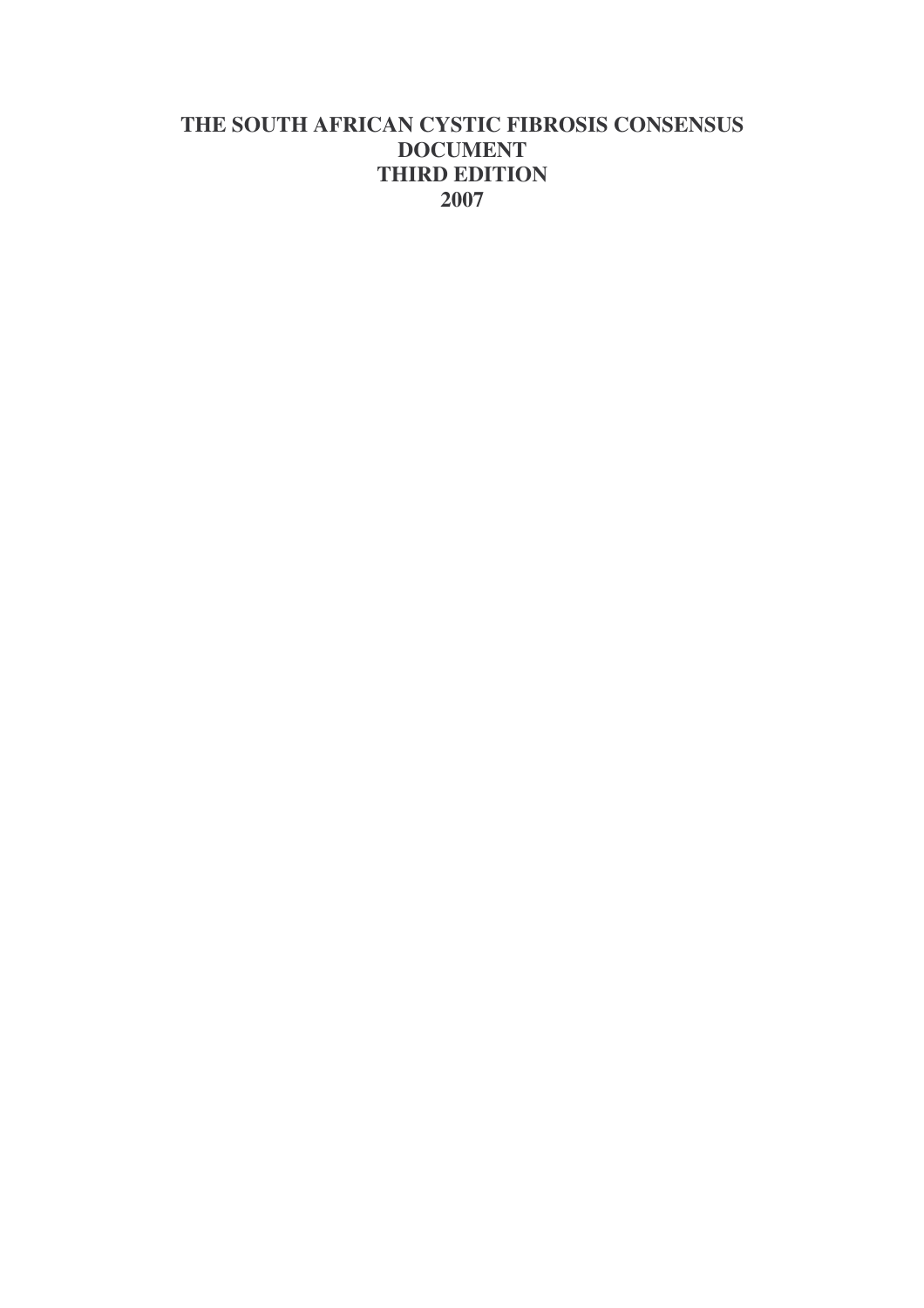# THE SOUTH AFRICAN CYSTIC FIBROSIS CONSENSUS DOCUMENT

## THIRD EDITION

## 2007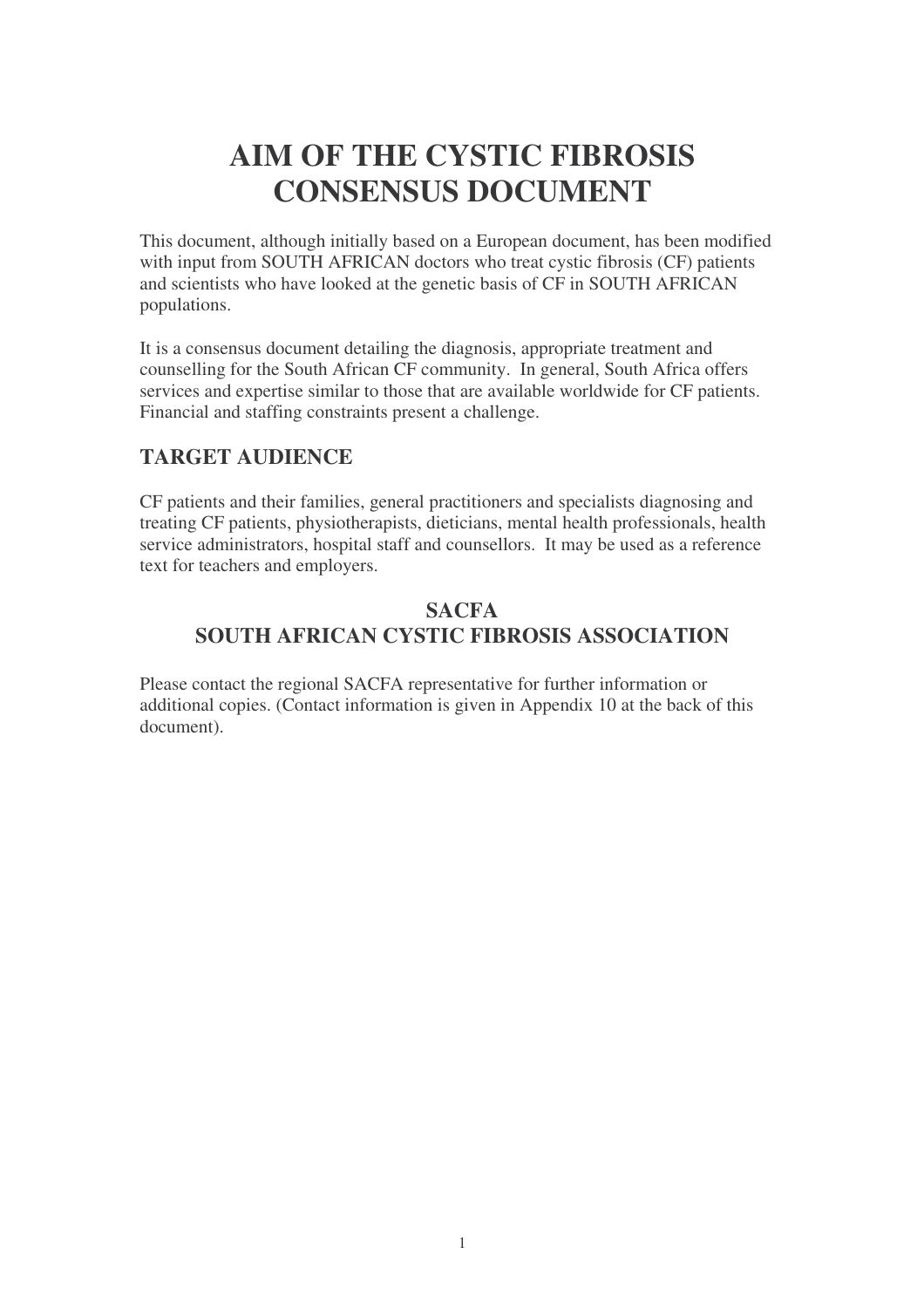# AIM OF THE CYSTIC FIBROSIS CONSENSUS DOCUMENT

This document, although initially based on a European document, has been modified with input from SOUTH AFRICAN doctors who treat cystic fibrosis (CF) patients and scientists who have looked at the genetic basis of CF in SOUTH AFRICAN populations.

It is a consensus document detailing the diagnosis, appropriate treatment and counselling for the South African CF community. In general, South Africa offers services and expertise similar to those that are available worldwide for CF patients. Financial and staffing constraints present a challenge.

## TARGET AUDIENCE

CF patients and their families, general practitioners and specialists diagnosing and treating CF patients, physiotherapists, dieticians, mental health professionals, health service administrators, hospital staff and counsellors. It may be used as a reference text for teachers and employers.

## SACFA
## SOUTH AFRICAN CYSTIC FIBROSIS ASSOCIATION

Please contact the regional SACFA representative for further information or additional copies. (Contact information is given in Appendix 10 at the back of this document).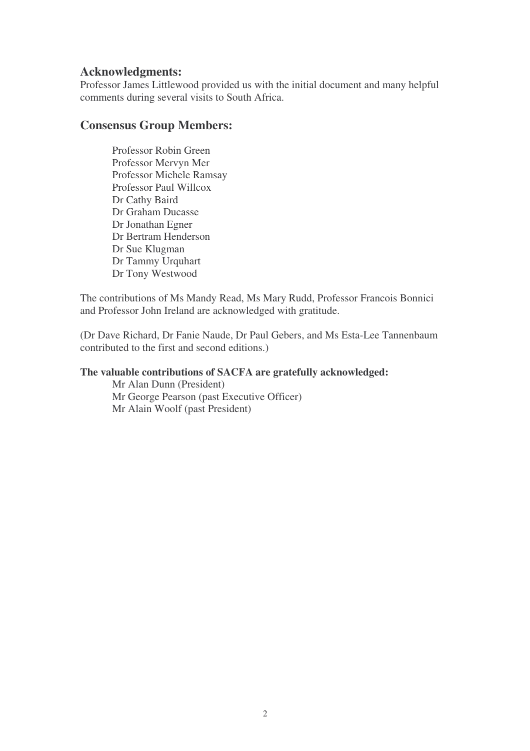## Acknowledgments:

Professor James Littlewood provided us with the initial document and many helpful comments during several visits to South Africa.

## Consensus Group Members:

Professor Robin Green
Professor Mervyn Mer
Professor Michele Ramsay
Professor Paul Willcox
Dr Cathy Baird
Dr Graham Ducasse
Dr Jonathan Egner
Dr Bertram Henderson
Dr Sue Klugman
Dr Tammy Urquhart
Dr Tony Westwood

The contributions of Ms Mandy Read, Ms Mary Rudd, Professor Francois Bonnici and Professor John Ireland are acknowledged with gratitude.

(Dr Dave Richard, Dr Fanie Naude, Dr Paul Gebers, and Ms Esta-Lee Tannenbaum contributed to the first and second editions.)

**The valuable contributions of SACFA are gratefully acknowledged:**

Mr Alan Dunn (President)
Mr George Pearson (past Executive Officer)
Mr Alain Woolf (past President)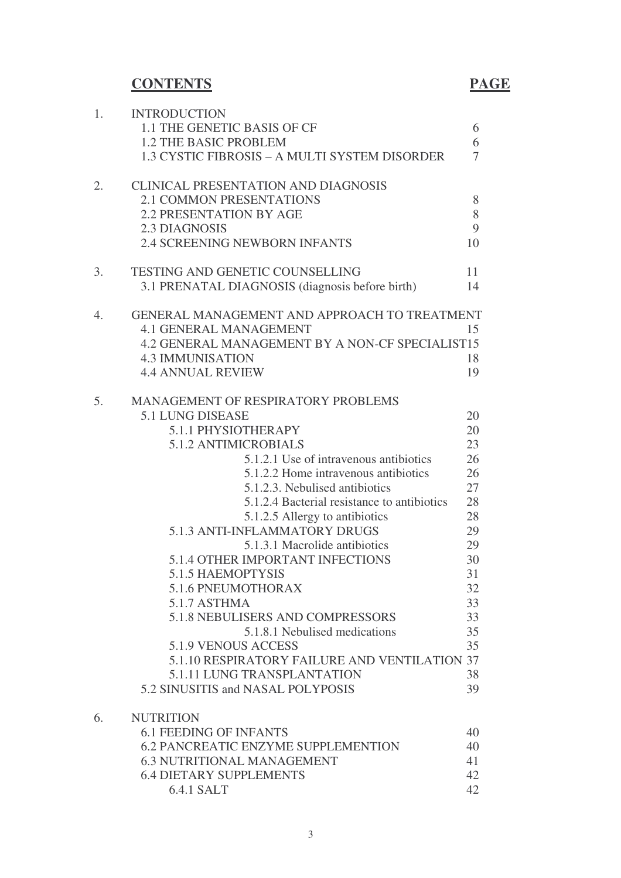# CONTENTS

| | | PAGE |
|---|---|---|
| 1. | INTRODUCTION | |
| | 1.1 THE GENETIC BASIS OF CF | 6 |
| | 1.2 THE BASIC PROBLEM | 6 |
| | 1.3 CYSTIC FIBROSIS – A MULTI SYSTEM DISORDER | 7 |
| 2. | CLINICAL PRESENTATION AND DIAGNOSIS | |
| | 2.1 COMMON PRESENTATIONS | 8 |
| | 2.2 PRESENTATION BY AGE | 8 |
| | 2.3 DIAGNOSIS | 9 |
| | 2.4 SCREENING NEWBORN INFANTS | 10 |
| 3. | TESTING AND GENETIC COUNSELLING | 11 |
| | 3.1 PRENATAL DIAGNOSIS (diagnosis before birth) | 14 |
| 4. | GENERAL MANAGEMENT AND APPROACH TO TREATMENT | |
| | 4.1 GENERAL MANAGEMENT | 15 |
| | 4.2 GENERAL MANAGEMENT BY A NON-CF SPECIALIST | 15 |
| | 4.3 IMMUNISATION | 18 |
| | 4.4 ANNUAL REVIEW | 19 |
| 5. | MANAGEMENT OF RESPIRATORY PROBLEMS | |
| | 5.1 LUNG DISEASE | 20 |
| | 5.1.1 PHYSIOTHERAPY | 20 |
| | 5.1.2 ANTIMICROBIALS | 23 |
| | 5.1.2.1 Use of intravenous antibiotics | 26 |
| | 5.1.2.2 Home intravenous antibiotics | 26 |
| | 5.1.2.3. Nebulised antibiotics | 27 |
| | 5.1.2.4 Bacterial resistance to antibiotics | 28 |
| | 5.1.2.5 Allergy to antibiotics | 28 |
| | 5.1.3 ANTI-INFLAMMATORY DRUGS | 29 |
| | 5.1.3.1 Macrolide antibiotics | 29 |
| | 5.1.4 OTHER IMPORTANT INFECTIONS | 30 |
| | 5.1.5 HAEMOPTYSIS | 31 |
| | 5.1.6 PNEUMOTHORAX | 32 |
| | 5.1.7 ASTHMA | 33 |
| | 5.1.8 NEBULISERS AND COMPRESSORS | 33 |
| | 5.1.8.1 Nebulised medications | 35 |
| | 5.1.9 VENOUS ACCESS | 35 |
| | 5.1.10 RESPIRATORY FAILURE AND VENTILATION | 37 |
| | 5.1.11 LUNG TRANSPLANTATION | 38 |
| | 5.2 SINUSITIS and NASAL POLYPOSIS | 39 |
| 6. | NUTRITION | |
| | 6.1 FEEDING OF INFANTS | 40 |
| | 6.2 PANCREATIC ENZYME SUPPLEMENTION | 40 |
| | 6.3 NUTRITIONAL MANAGEMENT | 41 |
| | 6.4 DIETARY SUPPLEMENTS | 42 |
| | 6.4.1 SALT | 42 |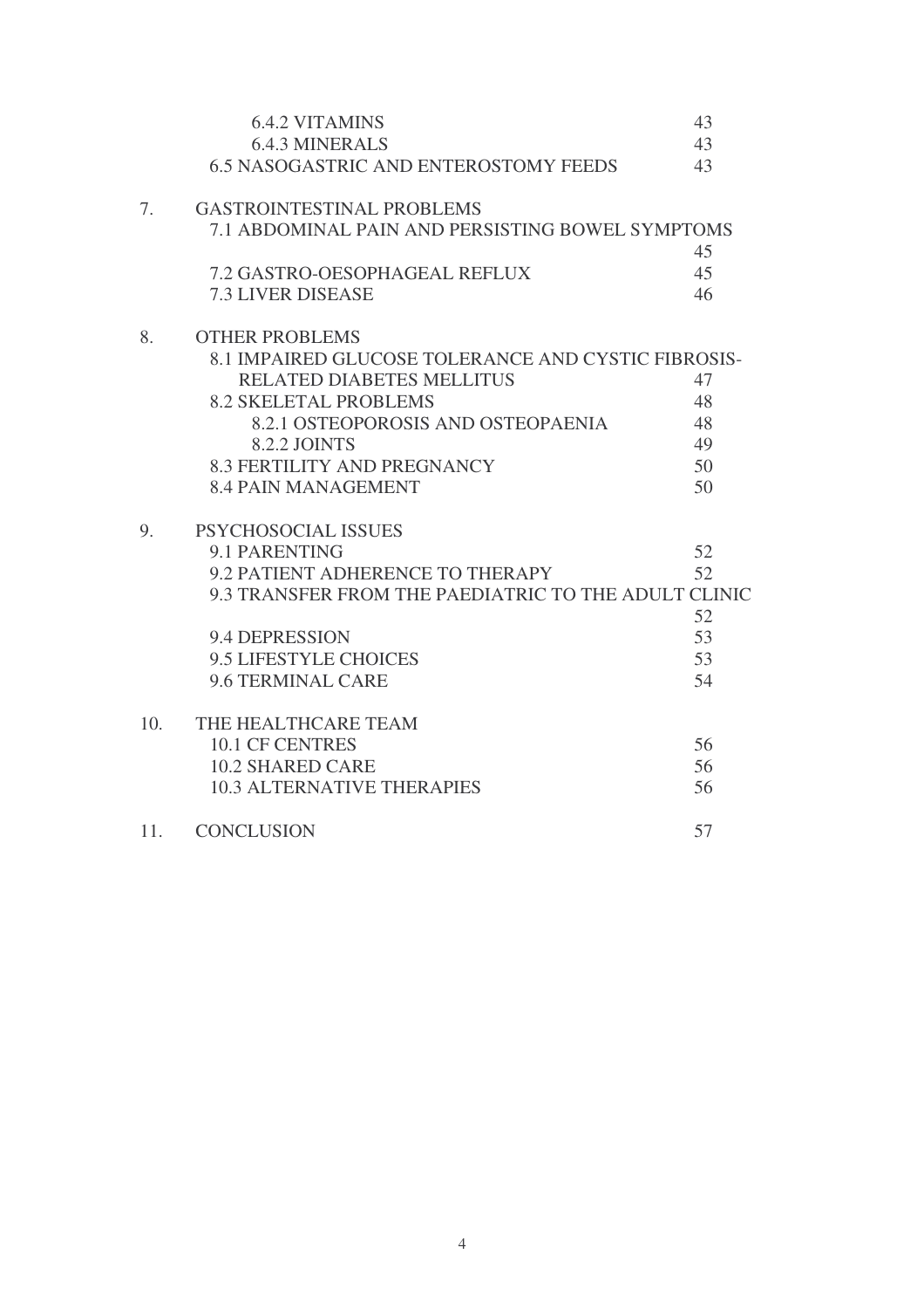| | | |
|---|---|---|
| | 6.4.2 VITAMINS | 43 |
| | 6.4.3 MINERALS | 43 |
| | 6.5 NASOGASTRIC AND ENTEROSTOMY FEEDS | 43 |
| 7. | GASTROINTESTINAL PROBLEMS | |
| | 7.1 ABDOMINAL PAIN AND PERSISTING BOWEL SYMPTOMS | 45 |
| | 7.2 GASTRO-OESOPHAGEAL REFLUX | 45 |
| | 7.3 LIVER DISEASE | 46 |
| 8. | OTHER PROBLEMS | |
| | 8.1 IMPAIRED GLUCOSE TOLERANCE AND CYSTIC FIBROSIS-RELATED DIABETES MELLITUS | 47 |
| | 8.2 SKELETAL PROBLEMS | 48 |
| | 8.2.1 OSTEOPOROSIS AND OSTEOPAENIA | 48 |
| | 8.2.2 JOINTS | 49 |
| | 8.3 FERTILITY AND PREGNANCY | 50 |
| | 8.4 PAIN MANAGEMENT | 50 |
| 9. | PSYCHOSOCIAL ISSUES | |
| | 9.1 PARENTING | 52 |
| | 9.2 PATIENT ADHERENCE TO THERAPY | 52 |
| | 9.3 TRANSFER FROM THE PAEDIATRIC TO THE ADULT CLINIC | 52 |
| | 9.4 DEPRESSION | 53 |
| | 9.5 LIFESTYLE CHOICES | 53 |
| | 9.6 TERMINAL CARE | 54 |
| 10. | THE HEALTHCARE TEAM | |
| | 10.1 CF CENTRES | 56 |
| | 10.2 SHARED CARE | 56 |
| | 10.3 ALTERNATIVE THERAPIES | 56 |
| 11. | CONCLUSION | 57 |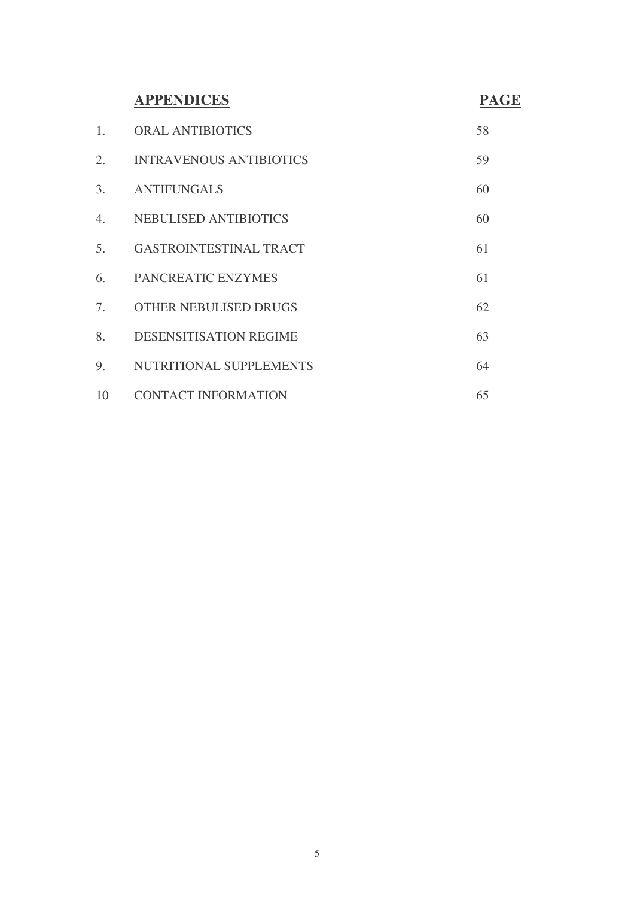| | APPENDICES | PAGE |
|---|---|---|
| 1. | ORAL ANTIBIOTICS | 58 |
| 2. | INTRAVENOUS ANTIBIOTICS | 59 |
| 3. | ANTIFUNGALS | 60 |
| 4. | NEBULISED ANTIBIOTICS | 60 |
| 5. | GASTROINTESTINAL TRACT | 61 |
| 6. | PANCREATIC ENZYMES | 61 |
| 7. | OTHER NEBULISED DRUGS | 62 |
| 8. | DESENSITISATION REGIME | 63 |
| 9. | NUTRITIONAL SUPPLEMENTS | 64 |
| 10 | CONTACT INFORMATION | 65 |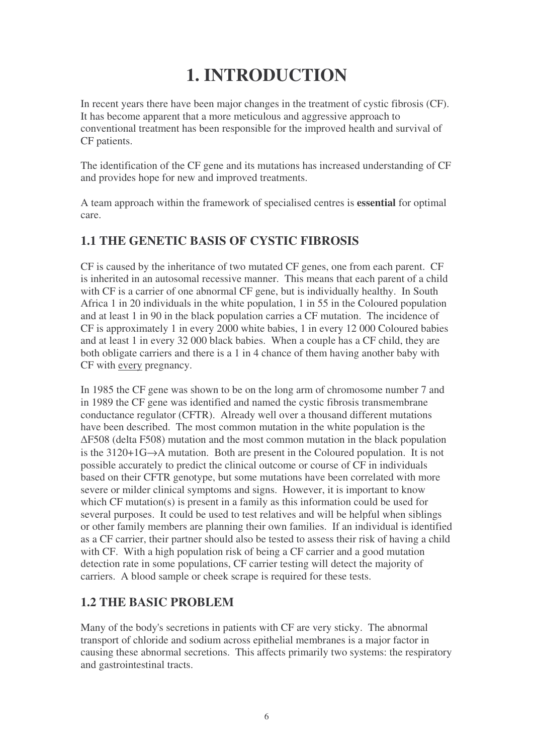# 1. INTRODUCTION

In recent years there have been major changes in the treatment of cystic fibrosis (CF). It has become apparent that a more meticulous and aggressive approach to conventional treatment has been responsible for the improved health and survival of CF patients.

The identification of the CF gene and its mutations has increased understanding of CF and provides hope for new and improved treatments.

A team approach within the framework of specialised centres is **essential** for optimal care.

## 1.1 THE GENETIC BASIS OF CYSTIC FIBROSIS

CF is caused by the inheritance of two mutated CF genes, one from each parent. CF is inherited in an autosomal recessive manner. This means that each parent of a child with CF is a carrier of one abnormal CF gene, but is individually healthy. In South Africa 1 in 20 individuals in the white population, 1 in 55 in the Coloured population and at least 1 in 90 in the black population carries a CF mutation. The incidence of CF is approximately 1 in every 2000 white babies, 1 in every 12 000 Coloured babies and at least 1 in every 32 000 black babies. When a couple has a CF child, they are both obligate carriers and there is a 1 in 4 chance of them having another baby with CF with <u>every</u> pregnancy.

In 1985 the CF gene was shown to be on the long arm of chromosome number 7 and in 1989 the CF gene was identified and named the cystic fibrosis transmembrane conductance regulator (CFTR). Already well over a thousand different mutations have been described. The most common mutation in the white population is the $\Delta$F508 (delta F508) mutation and the most common mutation in the black population is the 3120+1G$\rightarrow$A mutation. Both are present in the Coloured population. It is not possible accurately to predict the clinical outcome or course of CF in individuals based on their CFTR genotype, but some mutations have been correlated with more severe or milder clinical symptoms and signs. However, it is important to know which CF mutation(s) is present in a family as this information could be used for several purposes. It could be used to test relatives and will be helpful when siblings or other family members are planning their own families. If an individual is identified as a CF carrier, their partner should also be tested to assess their risk of having a child with CF. With a high population risk of being a CF carrier and a good mutation detection rate in some populations, CF carrier testing will detect the majority of carriers. A blood sample or cheek scrape is required for these tests.

## 1.2 THE BASIC PROBLEM

Many of the body's secretions in patients with CF are very sticky. The abnormal transport of chloride and sodium across epithelial membranes is a major factor in causing these abnormal secretions. This affects primarily two systems: the respiratory and gastrointestinal tracts.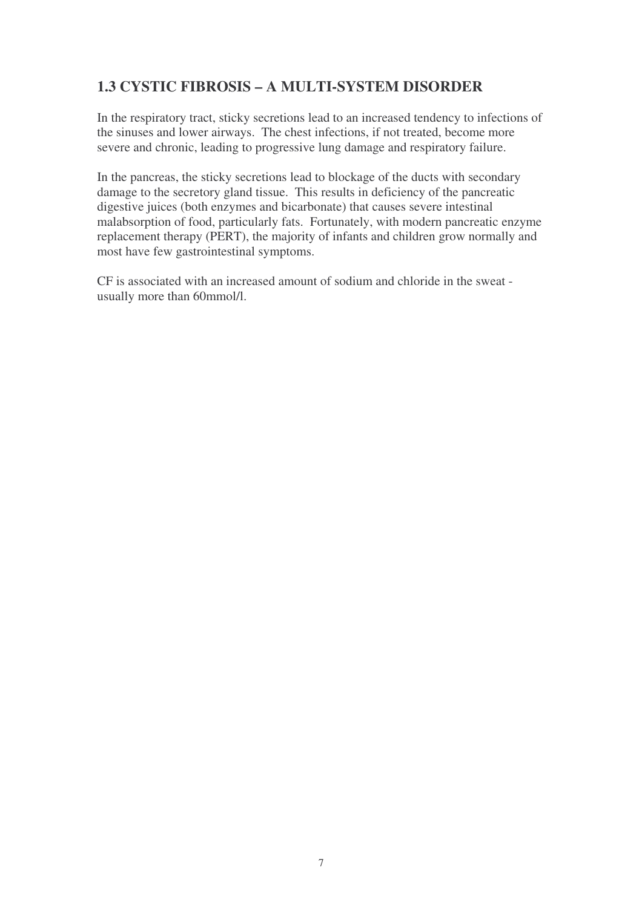## 1.3 CYSTIC FIBROSIS – A MULTI-SYSTEM DISORDER

In the respiratory tract, sticky secretions lead to an increased tendency to infections of the sinuses and lower airways. The chest infections, if not treated, become more severe and chronic, leading to progressive lung damage and respiratory failure.

In the pancreas, the sticky secretions lead to blockage of the ducts with secondary damage to the secretory gland tissue. This results in deficiency of the pancreatic digestive juices (both enzymes and bicarbonate) that causes severe intestinal malabsorption of food, particularly fats. Fortunately, with modern pancreatic enzyme replacement therapy (PERT), the majority of infants and children grow normally and most have few gastrointestinal symptoms.

CF is associated with an increased amount of sodium and chloride in the sweat - usually more than 60mmol/l.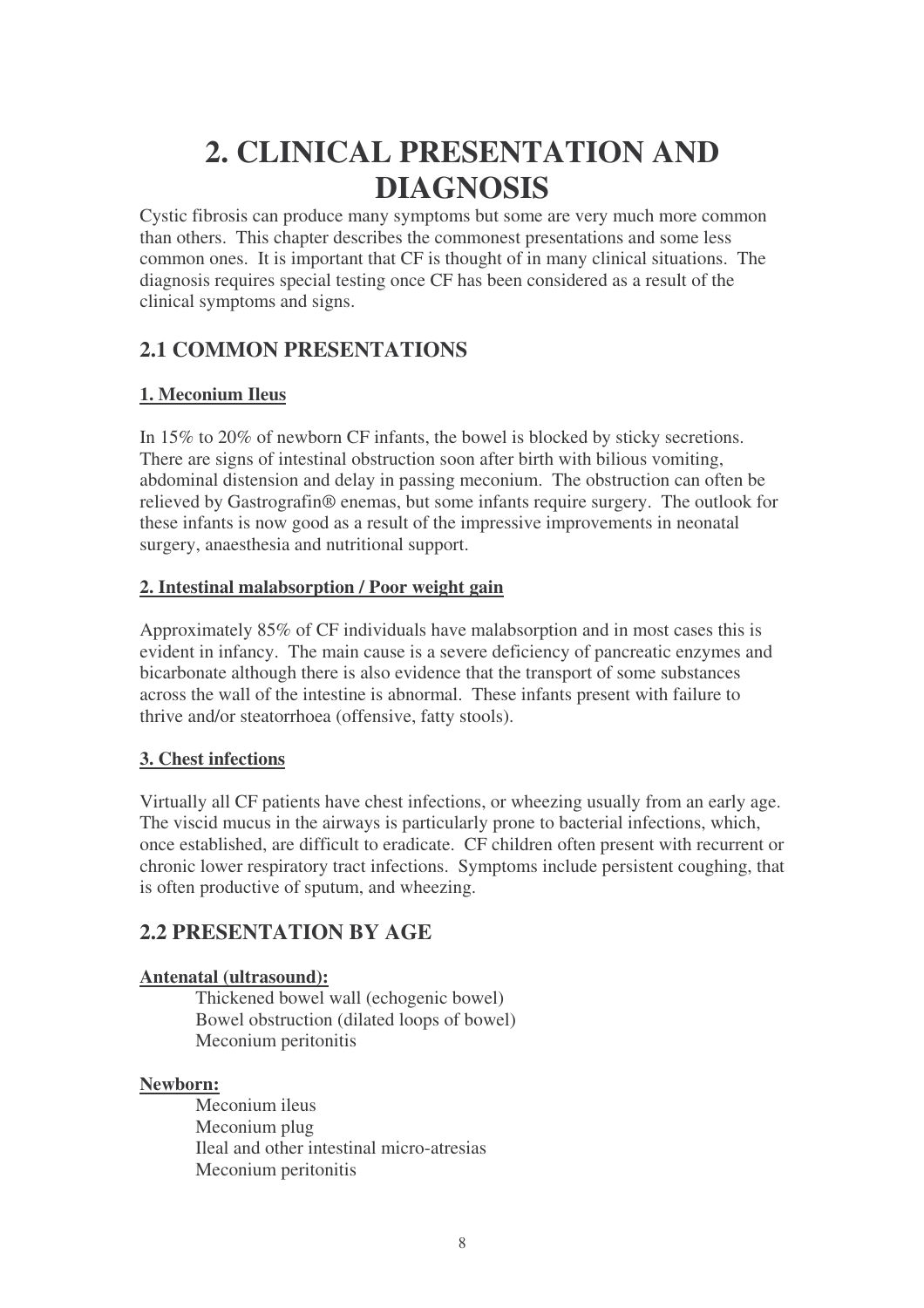# 2. CLINICAL PRESENTATION AND DIAGNOSIS

Cystic fibrosis can produce many symptoms but some are very much more common than others. This chapter describes the commonest presentations and some less common ones. It is important that CF is thought of in many clinical situations. The diagnosis requires special testing once CF has been considered as a result of the clinical symptoms and signs.

## 2.1 COMMON PRESENTATIONS

### 1. Meconium Ileus

In 15% to 20% of newborn CF infants, the bowel is blocked by sticky secretions. There are signs of intestinal obstruction soon after birth with bilious vomiting, abdominal distension and delay in passing meconium. The obstruction can often be relieved by Gastrografin® enemas, but some infants require surgery. The outlook for these infants is now good as a result of the impressive improvements in neonatal surgery, anaesthesia and nutritional support.

### 2. Intestinal malabsorption / Poor weight gain

Approximately 85% of CF individuals have malabsorption and in most cases this is evident in infancy. The main cause is a severe deficiency of pancreatic enzymes and bicarbonate although there is also evidence that the transport of some substances across the wall of the intestine is abnormal. These infants present with failure to thrive and/or steatorrhoea (offensive, fatty stools).

### 3. Chest infections

Virtually all CF patients have chest infections, or wheezing usually from an early age. The viscid mucus in the airways is particularly prone to bacterial infections, which, once established, are difficult to eradicate. CF children often present with recurrent or chronic lower respiratory tract infections. Symptoms include persistent coughing, that is often productive of sputum, and wheezing.

## 2.2 PRESENTATION BY AGE

**Antenatal (ultrasound):**

- Thickened bowel wall (echogenic bowel)
- Bowel obstruction (dilated loops of bowel)
- Meconium peritonitis

**Newborn:**

- Meconium ileus
- Meconium plug
- Ileal and other intestinal micro-atresias
- Meconium peritonitis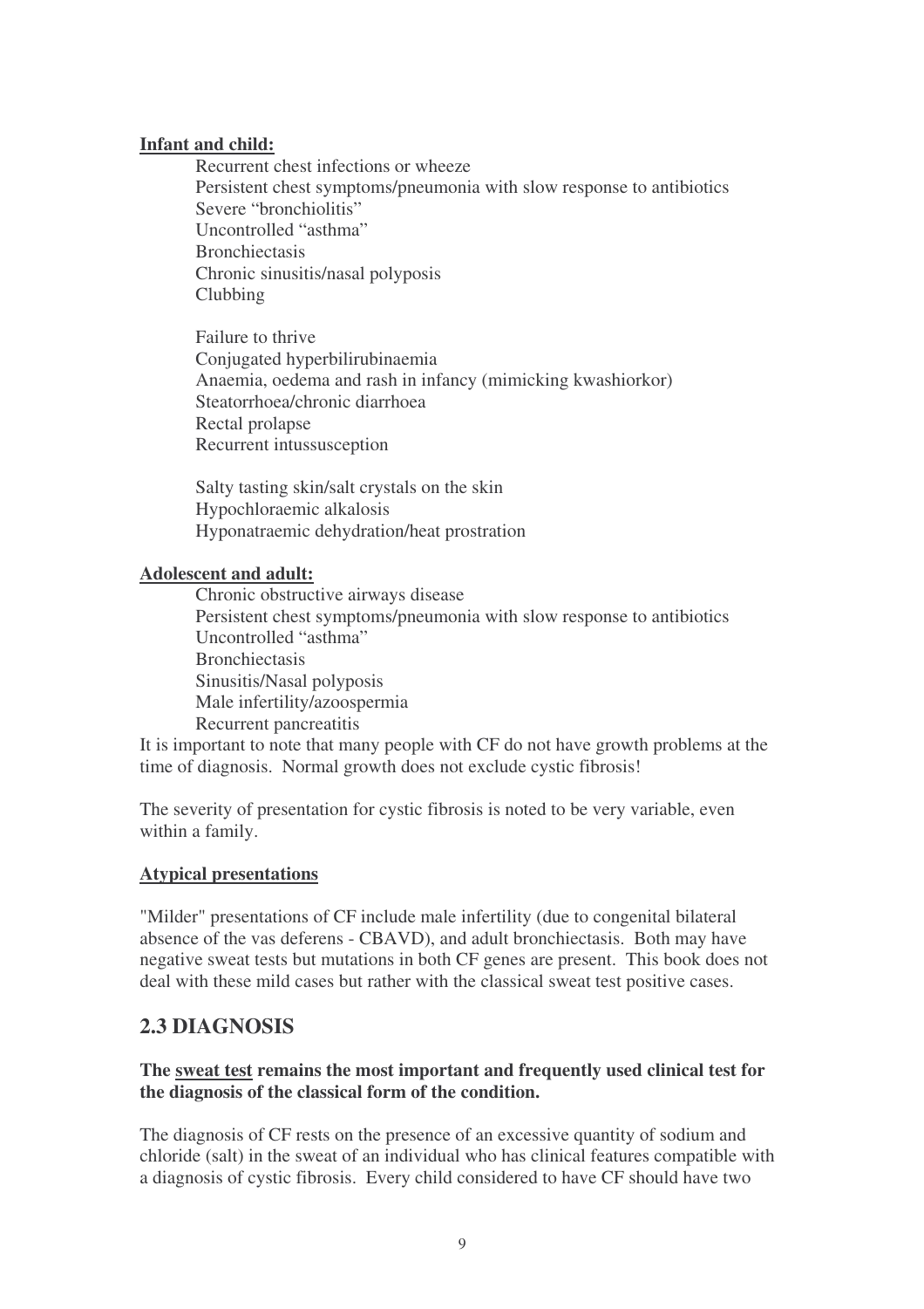**Infant and child:**

Recurrent chest infections or wheeze
Persistent chest symptoms/pneumonia with slow response to antibiotics
Severe "bronchiolitis"
Uncontrolled "asthma"
Bronchiectasis
Chronic sinusitis/nasal polyposis
Clubbing

Failure to thrive
Conjugated hyperbilirubinaemia
Anaemia, oedema and rash in infancy (mimicking kwashiorkor)
Steatorrhoea/chronic diarrhoea
Rectal prolapse
Recurrent intussusception

Salty tasting skin/salt crystals on the skin
Hypochloraemic alkalosis
Hyponatraemic dehydration/heat prostration

**Adolescent and adult:**

Chronic obstructive airways disease
Persistent chest symptoms/pneumonia with slow response to antibiotics
Uncontrolled "asthma"
Bronchiectasis
Sinusitis/Nasal polyposis
Male infertility/azoospermia
Recurrent pancreatitis

It is important to note that many people with CF do not have growth problems at the time of diagnosis. Normal growth does not exclude cystic fibrosis!

The severity of presentation for cystic fibrosis is noted to be very variable, even within a family.

**Atypical presentations**

"Milder" presentations of CF include male infertility (due to congenital bilateral absence of the vas deferens - CBAVD), and adult bronchiectasis. Both may have negative sweat tests but mutations in both CF genes are present. This book does not deal with these mild cases but rather with the classical sweat test positive cases.

## 2.3 DIAGNOSIS

**The sweat test remains the most important and frequently used clinical test for the diagnosis of the classical form of the condition.**

The diagnosis of CF rests on the presence of an excessive quantity of sodium and chloride (salt) in the sweat of an individual who has clinical features compatible with a diagnosis of cystic fibrosis. Every child considered to have CF should have two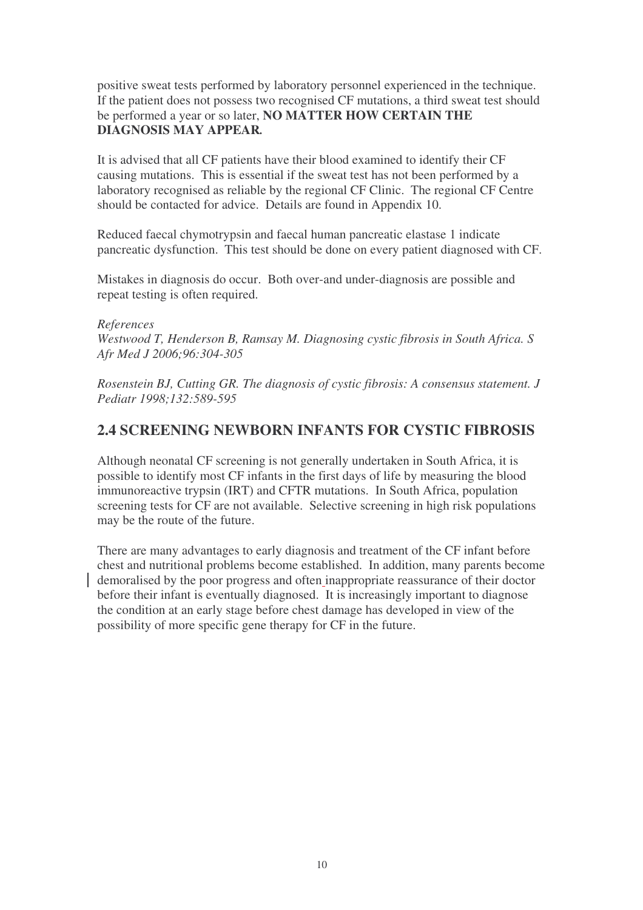positive sweat tests performed by laboratory personnel experienced in the technique. If the patient does not possess two recognised CF mutations, a third sweat test should be performed a year or so later, **NO MATTER HOW CERTAIN THE DIAGNOSIS MAY APPEAR.**

It is advised that all CF patients have their blood examined to identify their CF causing mutations. This is essential if the sweat test has not been performed by a laboratory recognised as reliable by the regional CF Clinic. The regional CF Centre should be contacted for advice. Details are found in Appendix 10.

Reduced faecal chymotrypsin and faecal human pancreatic elastase 1 indicate pancreatic dysfunction. This test should be done on every patient diagnosed with CF.

Mistakes in diagnosis do occur. Both over-and under-diagnosis are possible and repeat testing is often required.

*References*

*Westwood T, Henderson B, Ramsay M. Diagnosing cystic fibrosis in South Africa. S Afr Med J 2006;96:304-305*

*Rosenstein BJ, Cutting GR. The diagnosis of cystic fibrosis: A consensus statement. J Pediatr 1998;132:589-595*

## 2.4 SCREENING NEWBORN INFANTS FOR CYSTIC FIBROSIS

Although neonatal CF screening is not generally undertaken in South Africa, it is possible to identify most CF infants in the first days of life by measuring the blood immunoreactive trypsin (IRT) and CFTR mutations. In South Africa, population screening tests for CF are not available. Selective screening in high risk populations may be the route of the future.

There are many advantages to early diagnosis and treatment of the CF infant before chest and nutritional problems become established. In addition, many parents become demoralised by the poor progress and often inappropriate reassurance of their doctor before their infant is eventually diagnosed. It is increasingly important to diagnose the condition at an early stage before chest damage has developed in view of the possibility of more specific gene therapy for CF in the future.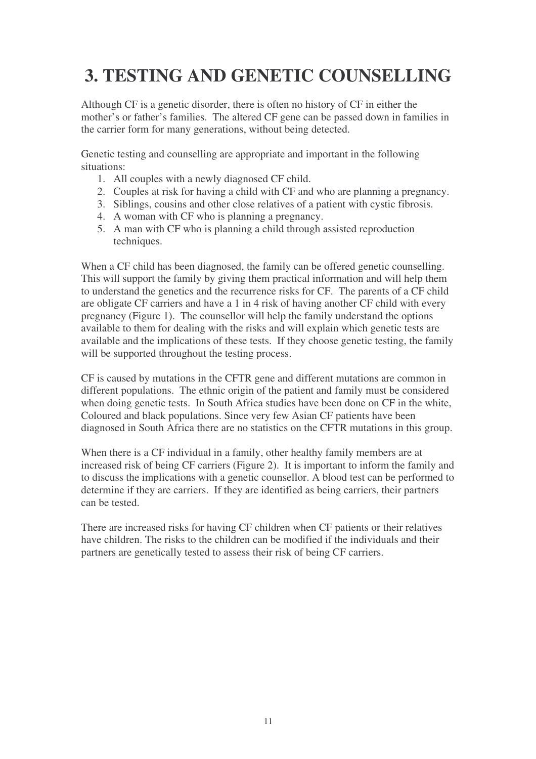# 3. TESTING AND GENETIC COUNSELLING

Although CF is a genetic disorder, there is often no history of CF in either the mother's or father's families. The altered CF gene can be passed down in families in the carrier form for many generations, without being detected.

Genetic testing and counselling are appropriate and important in the following situations:

1. All couples with a newly diagnosed CF child.
2. Couples at risk for having a child with CF and who are planning a pregnancy.
3. Siblings, cousins and other close relatives of a patient with cystic fibrosis.
4. A woman with CF who is planning a pregnancy.
5. A man with CF who is planning a child through assisted reproduction techniques.

When a CF child has been diagnosed, the family can be offered genetic counselling. This will support the family by giving them practical information and will help them to understand the genetics and the recurrence risks for CF. The parents of a CF child are obligate CF carriers and have a 1 in 4 risk of having another CF child with every pregnancy (Figure 1). The counsellor will help the family understand the options available to them for dealing with the risks and will explain which genetic tests are available and the implications of these tests. If they choose genetic testing, the family will be supported throughout the testing process.

CF is caused by mutations in the CFTR gene and different mutations are common in different populations. The ethnic origin of the patient and family must be considered when doing genetic tests. In South Africa studies have been done on CF in the white, Coloured and black populations. Since very few Asian CF patients have been diagnosed in South Africa there are no statistics on the CFTR mutations in this group.

When there is a CF individual in a family, other healthy family members are at increased risk of being CF carriers (Figure 2). It is important to inform the family and to discuss the implications with a genetic counsellor. A blood test can be performed to determine if they are carriers. If they are identified as being carriers, their partners can be tested.

There are increased risks for having CF children when CF patients or their relatives have children. The risks to the children can be modified if the individuals and their partners are genetically tested to assess their risk of being CF carriers.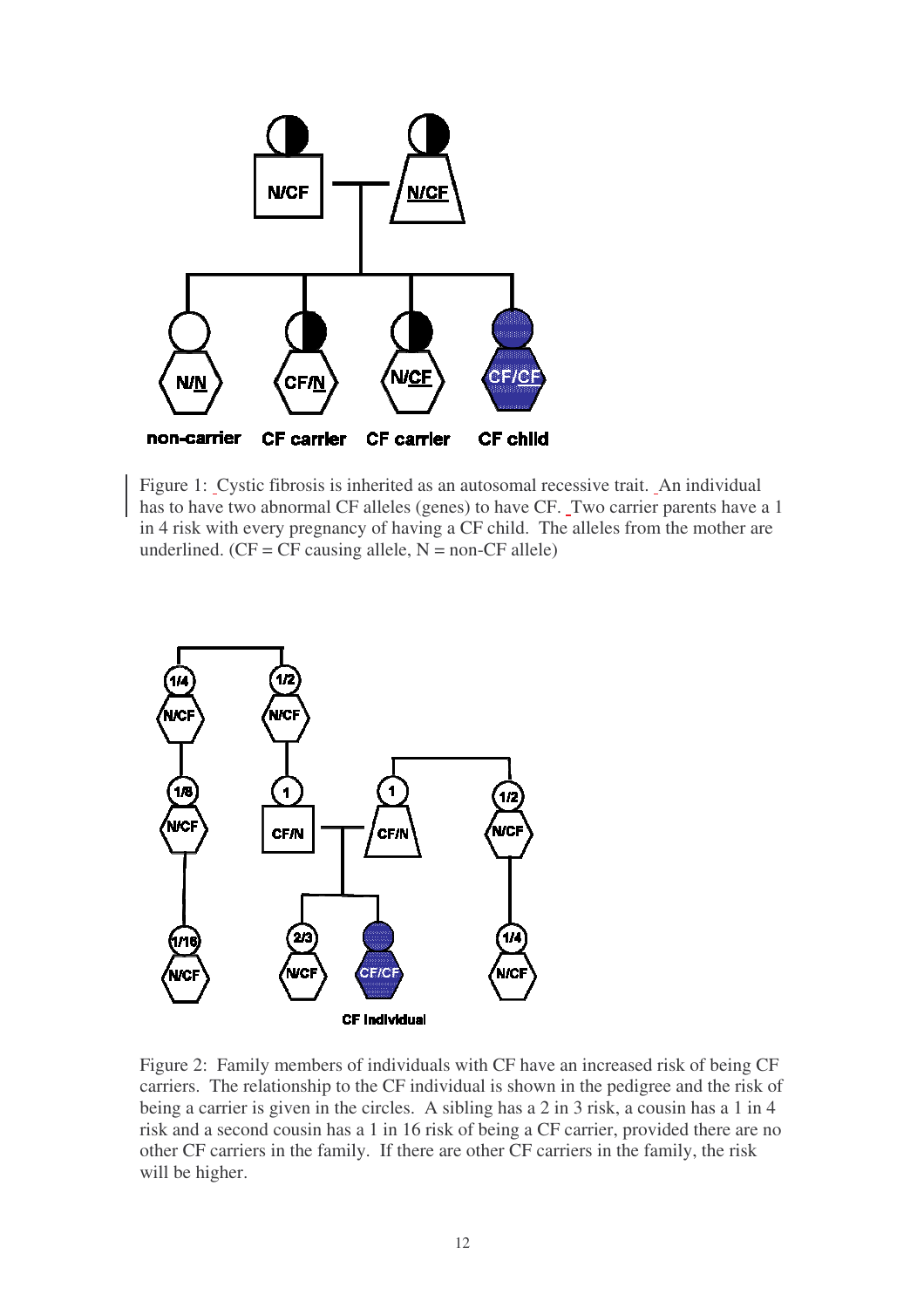Figure 1: Cystic fibrosis is inherited as an autosomal recessive trait. An individual has to have two abnormal CF alleles (genes) to have CF. Two carrier parents have a 1 in 4 risk with every pregnancy of having a CF child. The alleles from the mother are underlined. (CF = CF causing allele, N = non-CF allele)

Figure 2: Family members of individuals with CF have an increased risk of being CF carriers. The relationship to the CF individual is shown in the pedigree and the risk of being a carrier is given in the circles. A sibling has a 2 in 3 risk, a cousin has a 1 in 4 risk and a second cousin has a 1 in 16 risk of being a CF carrier, provided there are no other CF carriers in the family. If there are other CF carriers in the family, the risk will be higher.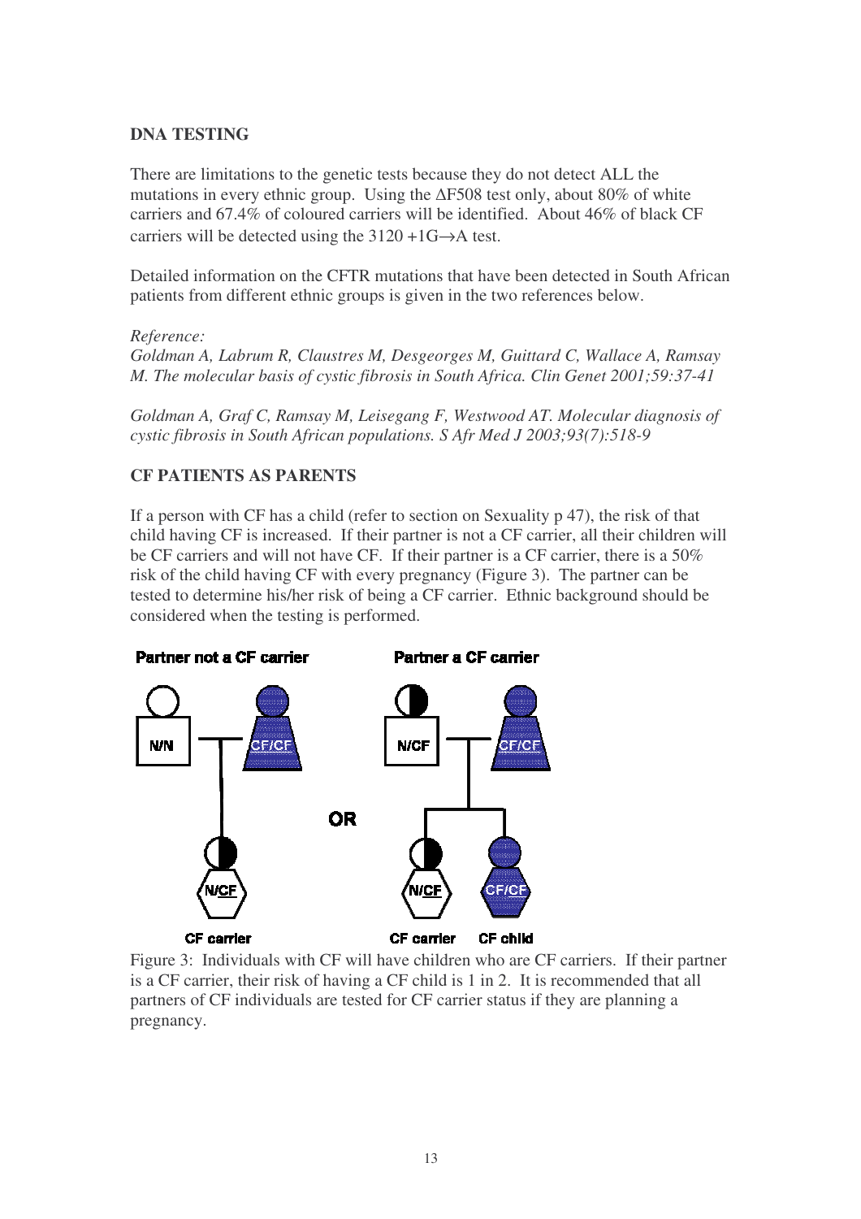## DNA TESTING

There are limitations to the genetic tests because they do not detect ALL the mutations in every ethnic group. Using the ΔF508 test only, about 80% of white carriers and 67.4% of coloured carriers will be identified. About 46% of black CF carriers will be detected using the 3120 +1G→A test.

Detailed information on the CFTR mutations that have been detected in South African patients from different ethnic groups is given in the two references below.

*Reference:*
*Goldman A, Labrum R, Claustres M, Desgeorges M, Guittard C, Wallace A, Ramsay M. The molecular basis of cystic fibrosis in South Africa. Clin Genet 2001;59:37-41*

*Goldman A, Graf C, Ramsay M, Leisegang F, Westwood AT. Molecular diagnosis of cystic fibrosis in South African populations. S Afr Med J 2003;93(7):518-9*

## CF PATIENTS AS PARENTS

If a person with CF has a child (refer to section on Sexuality p 47), the risk of that child having CF is increased. If their partner is not a CF carrier, all their children will be CF carriers and will not have CF. If their partner is a CF carrier, there is a 50% risk of the child having CF with every pregnancy (Figure 3). The partner can be tested to determine his/her risk of being a CF carrier. Ethnic background should be considered when the testing is performed.

**Partner not a CF carrier** — N/N × CF/CF → N/CF (CF carrier)

**OR**

**Partner a CF carrier** — N/CF × CF/CF → N/CF (CF carrier), CF/CF (CF child)

Figure 3: Individuals with CF will have children who are CF carriers. If their partner is a CF carrier, their risk of having a CF child is 1 in 2. It is recommended that all partners of CF individuals are tested for CF carrier status if they are planning a pregnancy.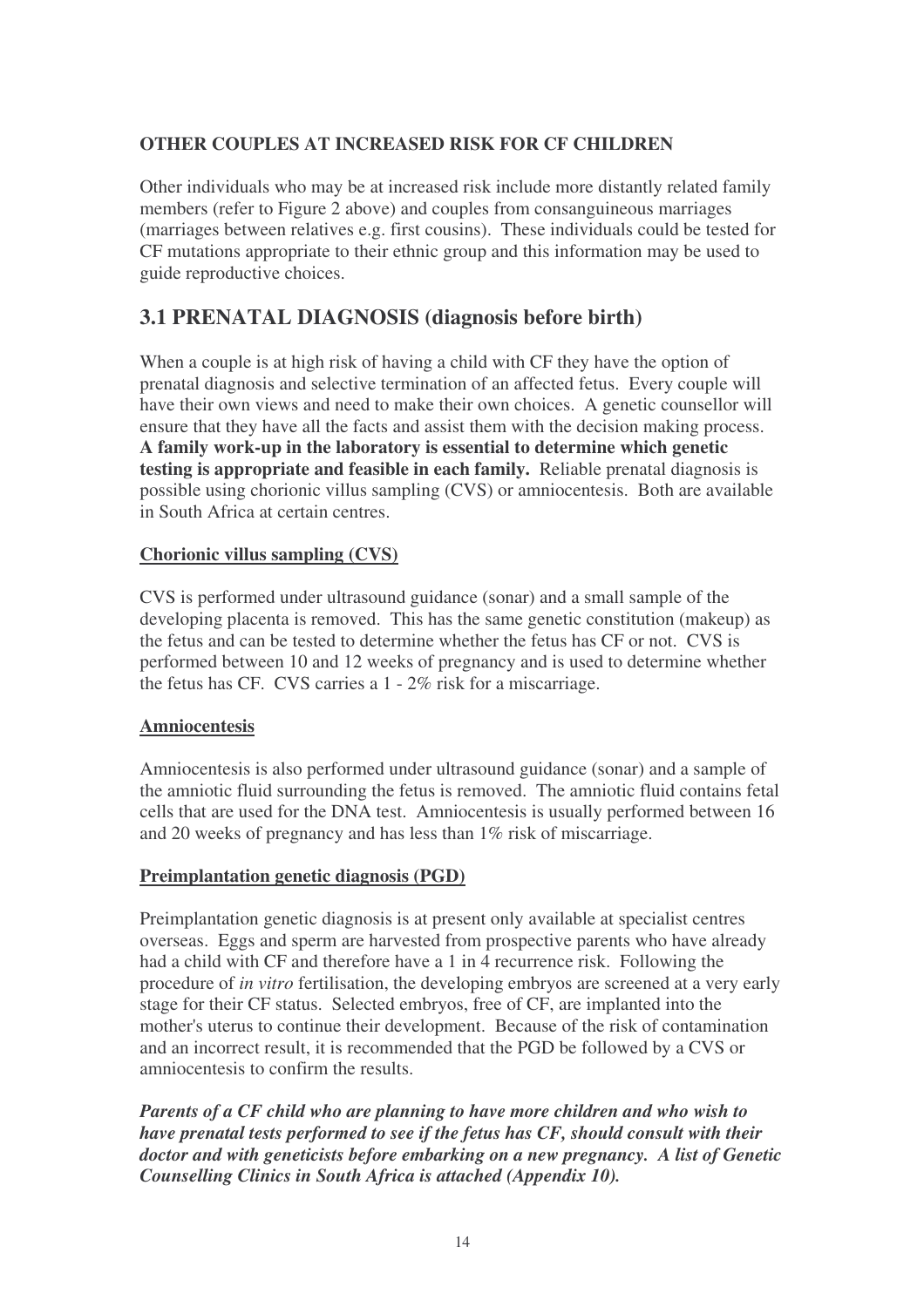**OTHER COUPLES AT INCREASED RISK FOR CF CHILDREN**

Other individuals who may be at increased risk include more distantly related family members (refer to Figure 2 above) and couples from consanguineous marriages (marriages between relatives e.g. first cousins). These individuals could be tested for CF mutations appropriate to their ethnic group and this information may be used to guide reproductive choices.

## 3.1 PRENATAL DIAGNOSIS (diagnosis before birth)

When a couple is at high risk of having a child with CF they have the option of prenatal diagnosis and selective termination of an affected fetus. Every couple will have their own views and need to make their own choices. A genetic counsellor will ensure that they have all the facts and assist them with the decision making process. **A family work-up in the laboratory is essential to determine which genetic testing is appropriate and feasible in each family.** Reliable prenatal diagnosis is possible using chorionic villus sampling (CVS) or amniocentesis. Both are available in South Africa at certain centres.

**Chorionic villus sampling (CVS)**

CVS is performed under ultrasound guidance (sonar) and a small sample of the developing placenta is removed. This has the same genetic constitution (makeup) as the fetus and can be tested to determine whether the fetus has CF or not. CVS is performed between 10 and 12 weeks of pregnancy and is used to determine whether the fetus has CF. CVS carries a 1 - 2% risk for a miscarriage.

**Amniocentesis**

Amniocentesis is also performed under ultrasound guidance (sonar) and a sample of the amniotic fluid surrounding the fetus is removed. The amniotic fluid contains fetal cells that are used for the DNA test. Amniocentesis is usually performed between 16 and 20 weeks of pregnancy and has less than 1% risk of miscarriage.

**Preimplantation genetic diagnosis (PGD)**

Preimplantation genetic diagnosis is at present only available at specialist centres overseas. Eggs and sperm are harvested from prospective parents who have already had a child with CF and therefore have a 1 in 4 recurrence risk. Following the procedure of *in vitro* fertilisation, the developing embryos are screened at a very early stage for their CF status. Selected embryos, free of CF, are implanted into the mother's uterus to continue their development. Because of the risk of contamination and an incorrect result, it is recommended that the PGD be followed by a CVS or amniocentesis to confirm the results.

***Parents of a CF child who are planning to have more children and who wish to have prenatal tests performed to see if the fetus has CF, should consult with their doctor and with geneticists before embarking on a new pregnancy. A list of Genetic Counselling Clinics in South Africa is attached (Appendix 10).***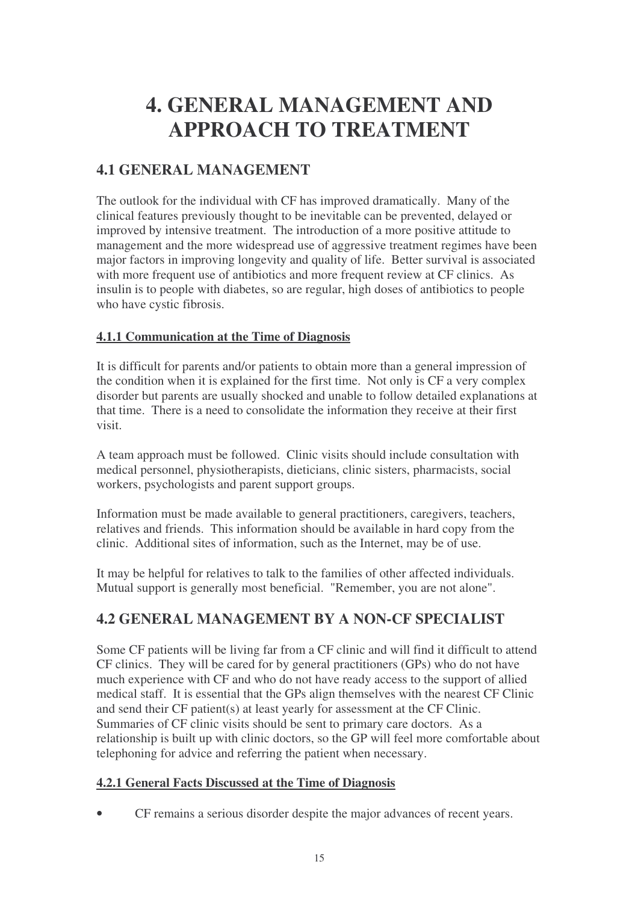# 4. GENERAL MANAGEMENT AND APPROACH TO TREATMENT

## 4.1 GENERAL MANAGEMENT

The outlook for the individual with CF has improved dramatically. Many of the clinical features previously thought to be inevitable can be prevented, delayed or improved by intensive treatment. The introduction of a more positive attitude to management and the more widespread use of aggressive treatment regimes have been major factors in improving longevity and quality of life. Better survival is associated with more frequent use of antibiotics and more frequent review at CF clinics. As insulin is to people with diabetes, so are regular, high doses of antibiotics to people who have cystic fibrosis.

### 4.1.1 Communication at the Time of Diagnosis

It is difficult for parents and/or patients to obtain more than a general impression of the condition when it is explained for the first time. Not only is CF a very complex disorder but parents are usually shocked and unable to follow detailed explanations at that time. There is a need to consolidate the information they receive at their first visit.

A team approach must be followed. Clinic visits should include consultation with medical personnel, physiotherapists, dieticians, clinic sisters, pharmacists, social workers, psychologists and parent support groups.

Information must be made available to general practitioners, caregivers, teachers, relatives and friends. This information should be available in hard copy from the clinic. Additional sites of information, such as the Internet, may be of use.

It may be helpful for relatives to talk to the families of other affected individuals. Mutual support is generally most beneficial. "Remember, you are not alone".

## 4.2 GENERAL MANAGEMENT BY A NON-CF SPECIALIST

Some CF patients will be living far from a CF clinic and will find it difficult to attend CF clinics. They will be cared for by general practitioners (GPs) who do not have much experience with CF and who do not have ready access to the support of allied medical staff. It is essential that the GPs align themselves with the nearest CF Clinic and send their CF patient(s) at least yearly for assessment at the CF Clinic. Summaries of CF clinic visits should be sent to primary care doctors. As a relationship is built up with clinic doctors, so the GP will feel more comfortable about telephoning for advice and referring the patient when necessary.

### 4.2.1 General Facts Discussed at the Time of Diagnosis

- CF remains a serious disorder despite the major advances of recent years.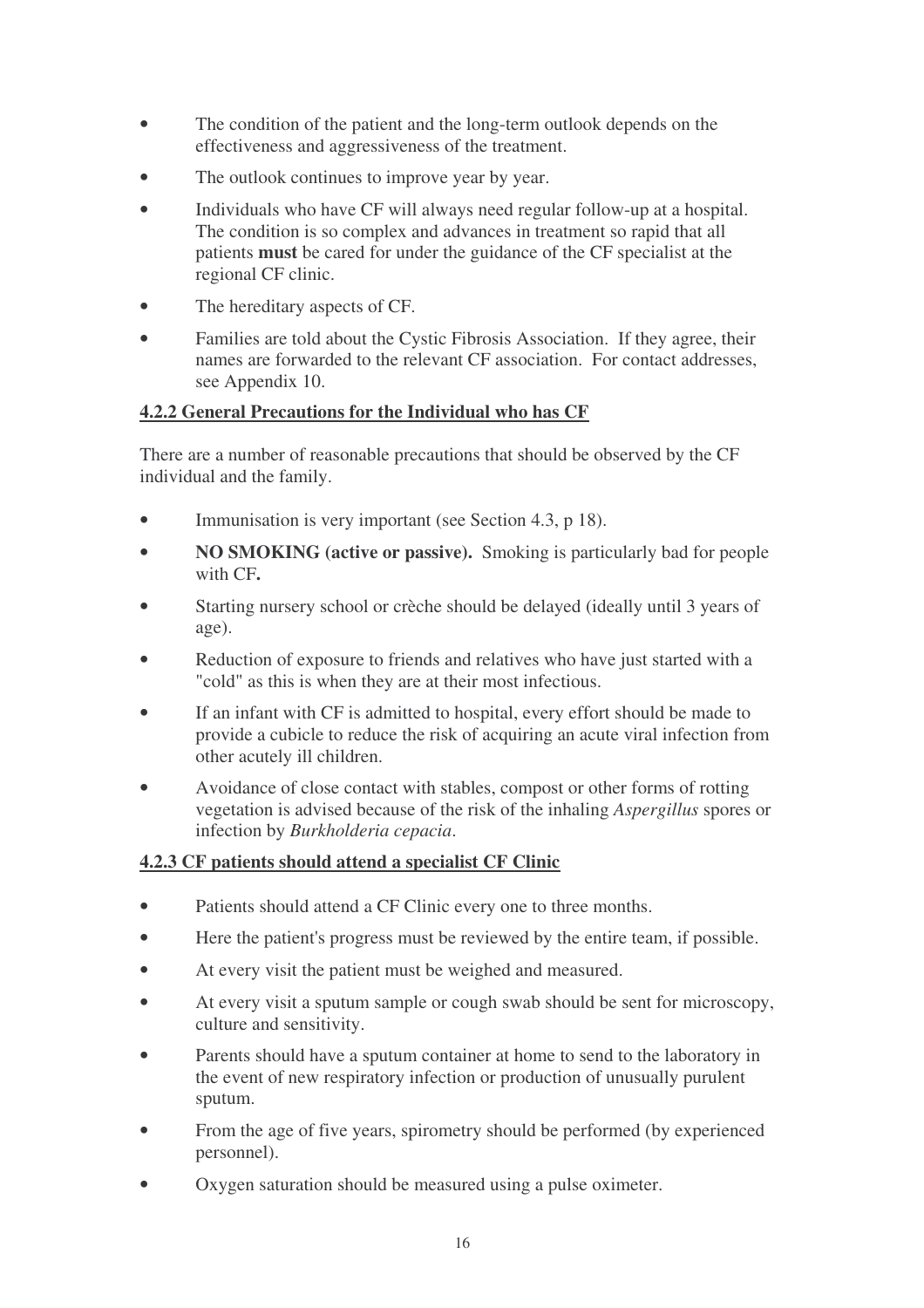- The condition of the patient and the long-term outlook depends on the effectiveness and aggressiveness of the treatment.
- The outlook continues to improve year by year.
- Individuals who have CF will always need regular follow-up at a hospital. The condition is so complex and advances in treatment so rapid that all patients **must** be cared for under the guidance of the CF specialist at the regional CF clinic.
- The hereditary aspects of CF.
- Families are told about the Cystic Fibrosis Association. If they agree, their names are forwarded to the relevant CF association. For contact addresses, see Appendix 10.

### 4.2.2 General Precautions for the Individual who has CF

There are a number of reasonable precautions that should be observed by the CF individual and the family.

- Immunisation is very important (see Section 4.3, p 18).
- **NO SMOKING (active or passive).** Smoking is particularly bad for people with CF**.**
- Starting nursery school or crèche should be delayed (ideally until 3 years of age).
- Reduction of exposure to friends and relatives who have just started with a "cold" as this is when they are at their most infectious.
- If an infant with CF is admitted to hospital, every effort should be made to provide a cubicle to reduce the risk of acquiring an acute viral infection from other acutely ill children.
- Avoidance of close contact with stables, compost or other forms of rotting vegetation is advised because of the risk of the inhaling *Aspergillus* spores or infection by *Burkholderia cepacia*.

### 4.2.3 CF patients should attend a specialist CF Clinic

- Patients should attend a CF Clinic every one to three months.
- Here the patient's progress must be reviewed by the entire team, if possible.
- At every visit the patient must be weighed and measured.
- At every visit a sputum sample or cough swab should be sent for microscopy, culture and sensitivity.
- Parents should have a sputum container at home to send to the laboratory in the event of new respiratory infection or production of unusually purulent sputum.
- From the age of five years, spirometry should be performed (by experienced personnel).
- Oxygen saturation should be measured using a pulse oximeter.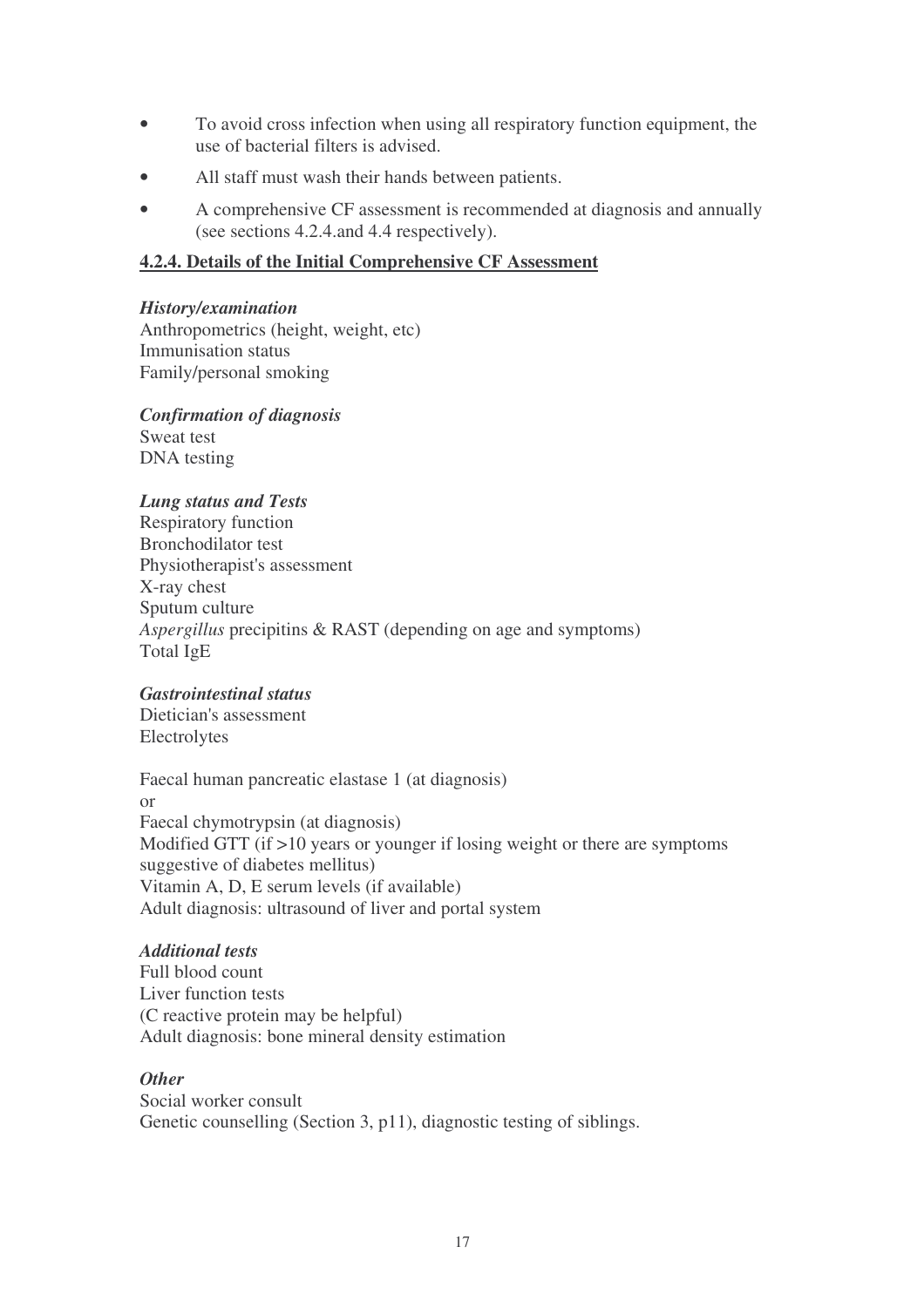- To avoid cross infection when using all respiratory function equipment, the use of bacterial filters is advised.
- All staff must wash their hands between patients.
- A comprehensive CF assessment is recommended at diagnosis and annually (see sections 4.2.4.and 4.4 respectively).

#### 4.2.4. Details of the Initial Comprehensive CF Assessment

***History/examination***
Anthropometrics (height, weight, etc)
Immunisation status
Family/personal smoking

***Confirmation of diagnosis***
Sweat test
DNA testing

***Lung status and Tests***
Respiratory function
Bronchodilator test
Physiotherapist's assessment
X-ray chest
Sputum culture
*Aspergillus* precipitins & RAST (depending on age and symptoms)
Total IgE

***Gastrointestinal status***
Dietician's assessment
Electrolytes

Faecal human pancreatic elastase 1 (at diagnosis)
or
Faecal chymotrypsin (at diagnosis)
Modified GTT (if >10 years or younger if losing weight or there are symptoms suggestive of diabetes mellitus)
Vitamin A, D, E serum levels (if available)
Adult diagnosis: ultrasound of liver and portal system

***Additional tests***
Full blood count
Liver function tests
(C reactive protein may be helpful)
Adult diagnosis: bone mineral density estimation

***Other***
Social worker consult
Genetic counselling (Section 3, p11), diagnostic testing of siblings.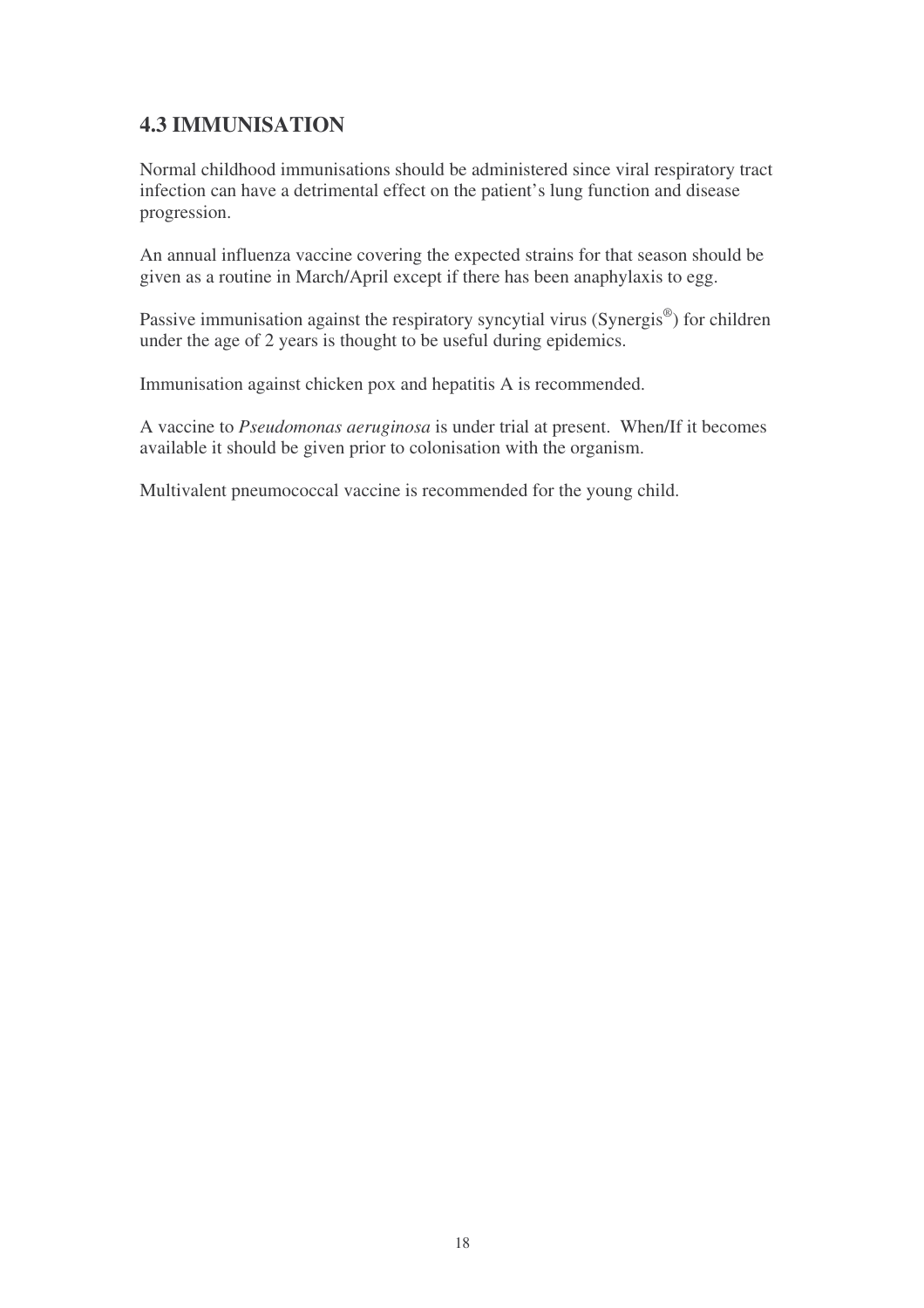## 4.3 IMMUNISATION

Normal childhood immunisations should be administered since viral respiratory tract infection can have a detrimental effect on the patient's lung function and disease progression.

An annual influenza vaccine covering the expected strains for that season should be given as a routine in March/April except if there has been anaphylaxis to egg.

Passive immunisation against the respiratory syncytial virus (Synergis®) for children under the age of 2 years is thought to be useful during epidemics.

Immunisation against chicken pox and hepatitis A is recommended.

A vaccine to *Pseudomonas aeruginosa* is under trial at present. When/If it becomes available it should be given prior to colonisation with the organism.

Multivalent pneumococcal vaccine is recommended for the young child.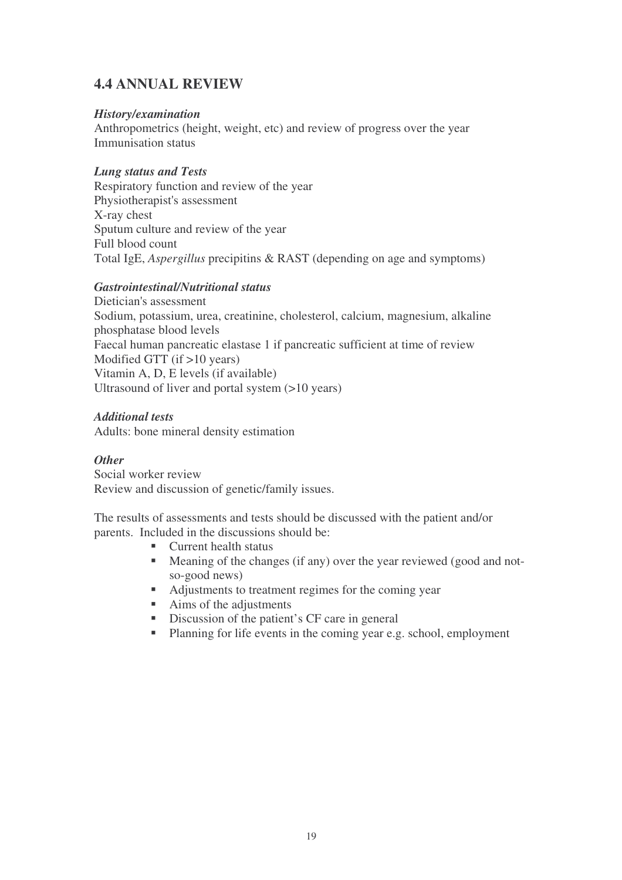## 4.4 ANNUAL REVIEW

***History/examination***

Anthropometrics (height, weight, etc) and review of progress over the year
Immunisation status

***Lung status and Tests***

Respiratory function and review of the year
Physiotherapist's assessment
X-ray chest
Sputum culture and review of the year
Full blood count
Total IgE, *Aspergillus* precipitins & RAST (depending on age and symptoms)

***Gastrointestinal/Nutritional status***

Dietician's assessment
Sodium, potassium, urea, creatinine, cholesterol, calcium, magnesium, alkaline phosphatase blood levels
Faecal human pancreatic elastase 1 if pancreatic sufficient at time of review
Modified GTT (if >10 years)
Vitamin A, D, E levels (if available)
Ultrasound of liver and portal system (>10 years)

***Additional tests***

Adults: bone mineral density estimation

***Other***

Social worker review
Review and discussion of genetic/family issues.

The results of assessments and tests should be discussed with the patient and/or parents. Included in the discussions should be:

- Current health status
- Meaning of the changes (if any) over the year reviewed (good and not-so-good news)
- Adjustments to treatment regimes for the coming year
- Aims of the adjustments
- Discussion of the patient's CF care in general
- Planning for life events in the coming year e.g. school, employment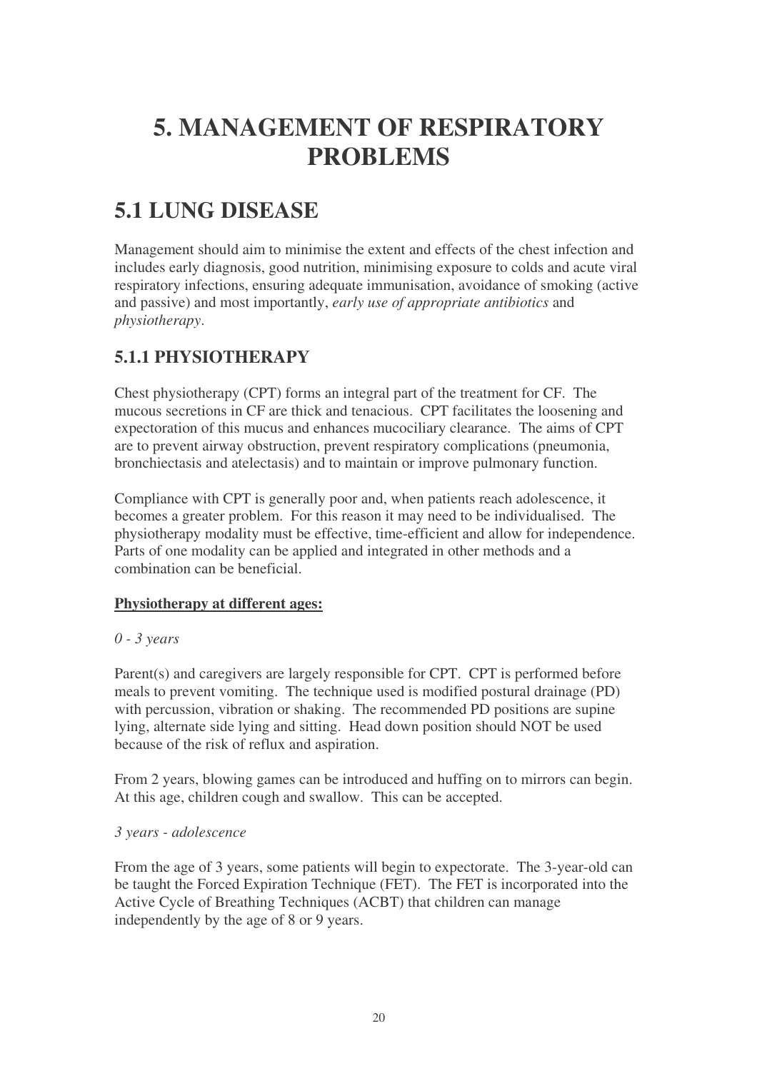# 5. MANAGEMENT OF RESPIRATORY PROBLEMS

## 5.1 LUNG DISEASE

Management should aim to minimise the extent and effects of the chest infection and includes early diagnosis, good nutrition, minimising exposure to colds and acute viral respiratory infections, ensuring adequate immunisation, avoidance of smoking (active and passive) and most importantly, *early use of appropriate antibiotics* and *physiotherapy*.

### 5.1.1 PHYSIOTHERAPY

Chest physiotherapy (CPT) forms an integral part of the treatment for CF. The mucous secretions in CF are thick and tenacious. CPT facilitates the loosening and expectoration of this mucus and enhances mucociliary clearance. The aims of CPT are to prevent airway obstruction, prevent respiratory complications (pneumonia, bronchiectasis and atelectasis) and to maintain or improve pulmonary function.

Compliance with CPT is generally poor and, when patients reach adolescence, it becomes a greater problem. For this reason it may need to be individualised. The physiotherapy modality must be effective, time-efficient and allow for independence. Parts of one modality can be applied and integrated in other methods and a combination can be beneficial.

**Physiotherapy at different ages:**

*0 - 3 years*

Parent(s) and caregivers are largely responsible for CPT. CPT is performed before meals to prevent vomiting. The technique used is modified postural drainage (PD) with percussion, vibration or shaking. The recommended PD positions are supine lying, alternate side lying and sitting. Head down position should NOT be used because of the risk of reflux and aspiration.

From 2 years, blowing games can be introduced and huffing on to mirrors can begin. At this age, children cough and swallow. This can be accepted.

*3 years - adolescence*

From the age of 3 years, some patients will begin to expectorate. The 3-year-old can be taught the Forced Expiration Technique (FET). The FET is incorporated into the Active Cycle of Breathing Techniques (ACBT) that children can manage independently by the age of 8 or 9 years.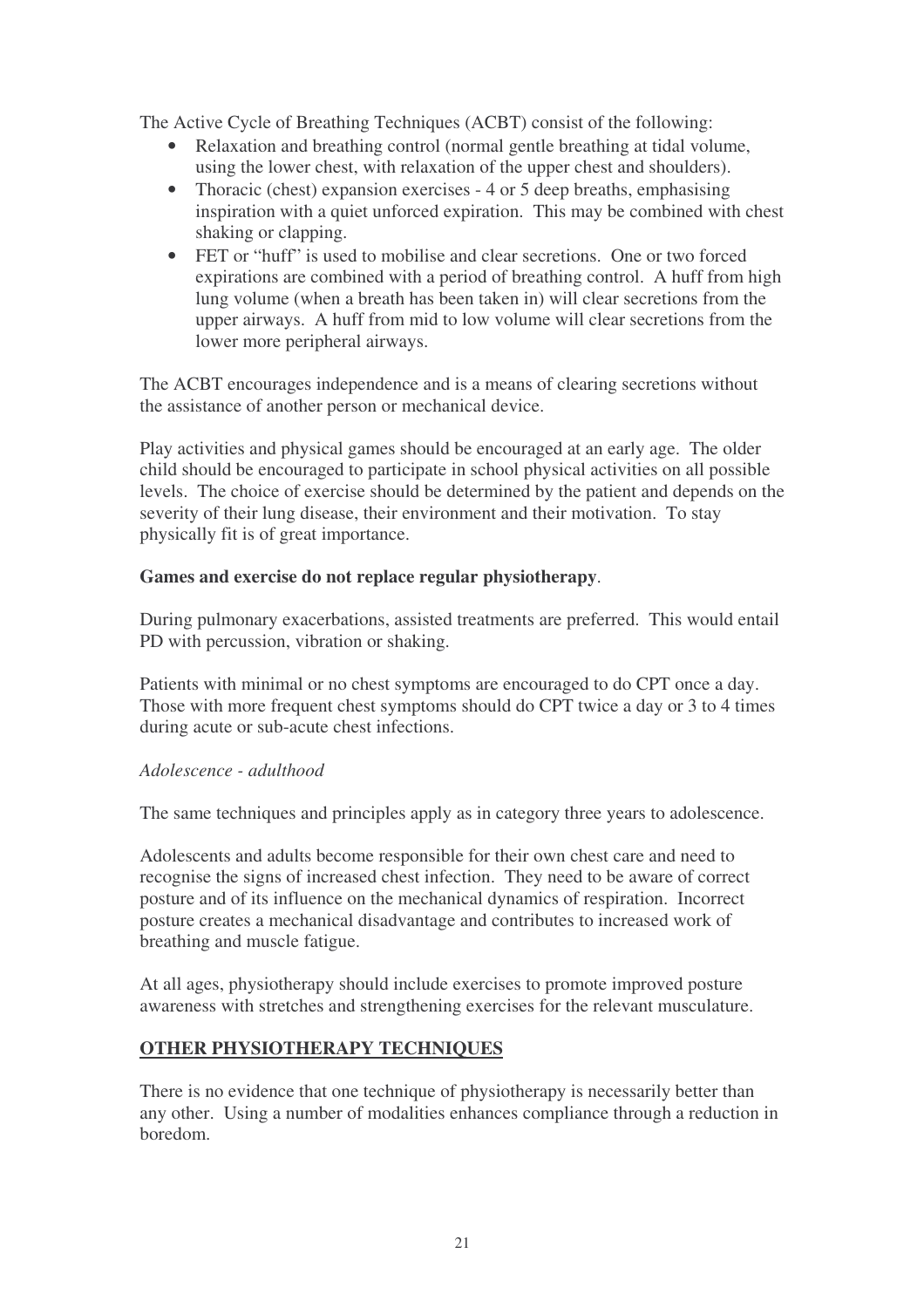The Active Cycle of Breathing Techniques (ACBT) consist of the following:

- Relaxation and breathing control (normal gentle breathing at tidal volume, using the lower chest, with relaxation of the upper chest and shoulders).
- Thoracic (chest) expansion exercises - 4 or 5 deep breaths, emphasising inspiration with a quiet unforced expiration. This may be combined with chest shaking or clapping.
- FET or "huff" is used to mobilise and clear secretions. One or two forced expirations are combined with a period of breathing control. A huff from high lung volume (when a breath has been taken in) will clear secretions from the upper airways. A huff from mid to low volume will clear secretions from the lower more peripheral airways.

The ACBT encourages independence and is a means of clearing secretions without the assistance of another person or mechanical device.

Play activities and physical games should be encouraged at an early age. The older child should be encouraged to participate in school physical activities on all possible levels. The choice of exercise should be determined by the patient and depends on the severity of their lung disease, their environment and their motivation. To stay physically fit is of great importance.

**Games and exercise do not replace regular physiotherapy**.

During pulmonary exacerbations, assisted treatments are preferred. This would entail PD with percussion, vibration or shaking.

Patients with minimal or no chest symptoms are encouraged to do CPT once a day. Those with more frequent chest symptoms should do CPT twice a day or 3 to 4 times during acute or sub-acute chest infections.

*Adolescence - adulthood*

The same techniques and principles apply as in category three years to adolescence.

Adolescents and adults become responsible for their own chest care and need to recognise the signs of increased chest infection. They need to be aware of correct posture and of its influence on the mechanical dynamics of respiration. Incorrect posture creates a mechanical disadvantage and contributes to increased work of breathing and muscle fatigue.

At all ages, physiotherapy should include exercises to promote improved posture awareness with stretches and strengthening exercises for the relevant musculature.

## OTHER PHYSIOTHERAPY TECHNIQUES

There is no evidence that one technique of physiotherapy is necessarily better than any other. Using a number of modalities enhances compliance through a reduction in boredom.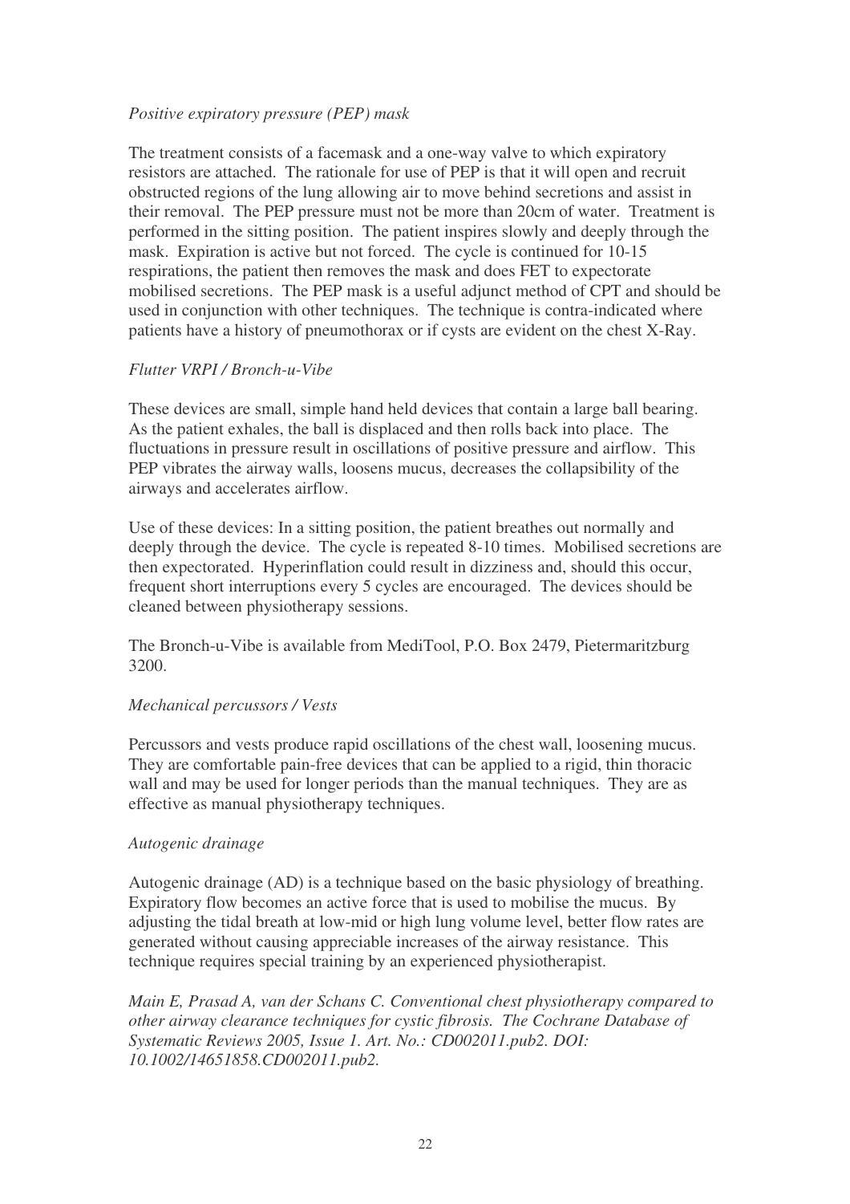*Positive expiratory pressure (PEP) mask*

The treatment consists of a facemask and a one-way valve to which expiratory resistors are attached. The rationale for use of PEP is that it will open and recruit obstructed regions of the lung allowing air to move behind secretions and assist in their removal. The PEP pressure must not be more than 20cm of water. Treatment is performed in the sitting position. The patient inspires slowly and deeply through the mask. Expiration is active but not forced. The cycle is continued for 10-15 respirations, the patient then removes the mask and does FET to expectorate mobilised secretions. The PEP mask is a useful adjunct method of CPT and should be used in conjunction with other techniques. The technique is contra-indicated where patients have a history of pneumothorax or if cysts are evident on the chest X-Ray.

*Flutter VRPI / Bronch-u-Vibe*

These devices are small, simple hand held devices that contain a large ball bearing. As the patient exhales, the ball is displaced and then rolls back into place. The fluctuations in pressure result in oscillations of positive pressure and airflow. This PEP vibrates the airway walls, loosens mucus, decreases the collapsibility of the airways and accelerates airflow.

Use of these devices: In a sitting position, the patient breathes out normally and deeply through the device. The cycle is repeated 8-10 times. Mobilised secretions are then expectorated. Hyperinflation could result in dizziness and, should this occur, frequent short interruptions every 5 cycles are encouraged. The devices should be cleaned between physiotherapy sessions.

The Bronch-u-Vibe is available from MediTool, P.O. Box 2479, Pietermaritzburg 3200.

*Mechanical percussors / Vests*

Percussors and vests produce rapid oscillations of the chest wall, loosening mucus. They are comfortable pain-free devices that can be applied to a rigid, thin thoracic wall and may be used for longer periods than the manual techniques. They are as effective as manual physiotherapy techniques.

*Autogenic drainage*

Autogenic drainage (AD) is a technique based on the basic physiology of breathing. Expiratory flow becomes an active force that is used to mobilise the mucus. By adjusting the tidal breath at low-mid or high lung volume level, better flow rates are generated without causing appreciable increases of the airway resistance. This technique requires special training by an experienced physiotherapist.

*Main E, Prasad A, van der Schans C. Conventional chest physiotherapy compared to other airway clearance techniques for cystic fibrosis. The Cochrane Database of Systematic Reviews 2005, Issue 1. Art. No.: CD002011.pub2. DOI: 10.1002/14651858.CD002011.pub2.*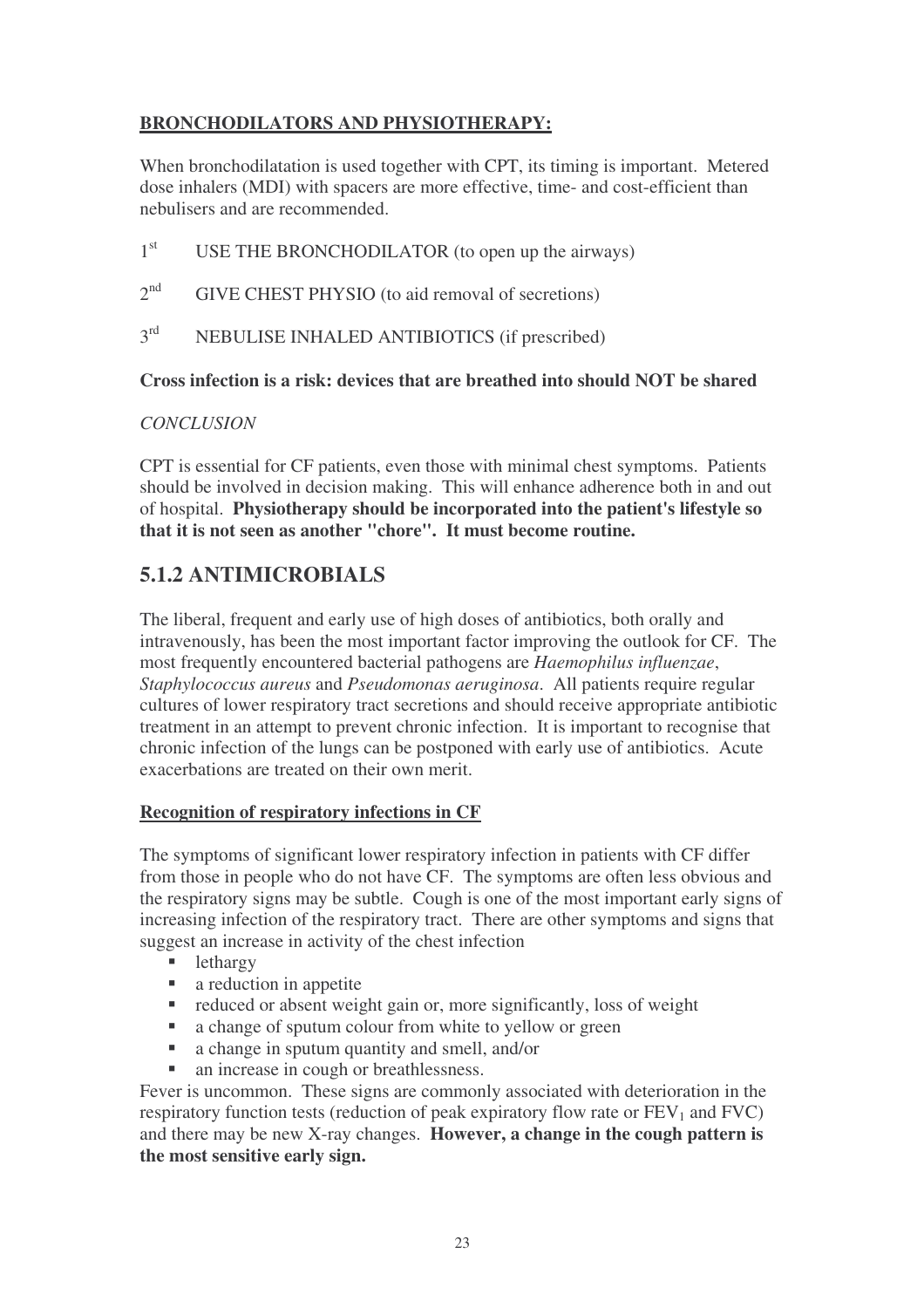**BRONCHODILATORS AND PHYSIOTHERAPY:**

When bronchodilatation is used together with CPT, its timing is important. Metered dose inhalers (MDI) with spacers are more effective, time- and cost-efficient than nebulisers and are recommended.

1st USE THE BRONCHODILATOR (to open up the airways)

2nd GIVE CHEST PHYSIO (to aid removal of secretions)

3rd NEBULISE INHALED ANTIBIOTICS (if prescribed)

**Cross infection is a risk: devices that are breathed into should NOT be shared**

*CONCLUSION*

CPT is essential for CF patients, even those with minimal chest symptoms. Patients should be involved in decision making. This will enhance adherence both in and out of hospital. **Physiotherapy should be incorporated into the patient's lifestyle so that it is not seen as another "chore". It must become routine.**

## 5.1.2 ANTIMICROBIALS

The liberal, frequent and early use of high doses of antibiotics, both orally and intravenously, has been the most important factor improving the outlook for CF. The most frequently encountered bacterial pathogens are *Haemophilus influenzae*, *Staphylococcus aureus* and *Pseudomonas aeruginosa*. All patients require regular cultures of lower respiratory tract secretions and should receive appropriate antibiotic treatment in an attempt to prevent chronic infection. It is important to recognise that chronic infection of the lungs can be postponed with early use of antibiotics. Acute exacerbations are treated on their own merit.

**Recognition of respiratory infections in CF**

The symptoms of significant lower respiratory infection in patients with CF differ from those in people who do not have CF. The symptoms are often less obvious and the respiratory signs may be subtle. Cough is one of the most important early signs of increasing infection of the respiratory tract. There are other symptoms and signs that suggest an increase in activity of the chest infection

- lethargy
- a reduction in appetite
- reduced or absent weight gain or, more significantly, loss of weight
- a change of sputum colour from white to yellow or green
- a change in sputum quantity and smell, and/or
- an increase in cough or breathlessness.

Fever is uncommon. These signs are commonly associated with deterioration in the respiratory function tests (reduction of peak expiratory flow rate or $FEV_1$ and FVC) and there may be new X-ray changes. **However, a change in the cough pattern is the most sensitive early sign.**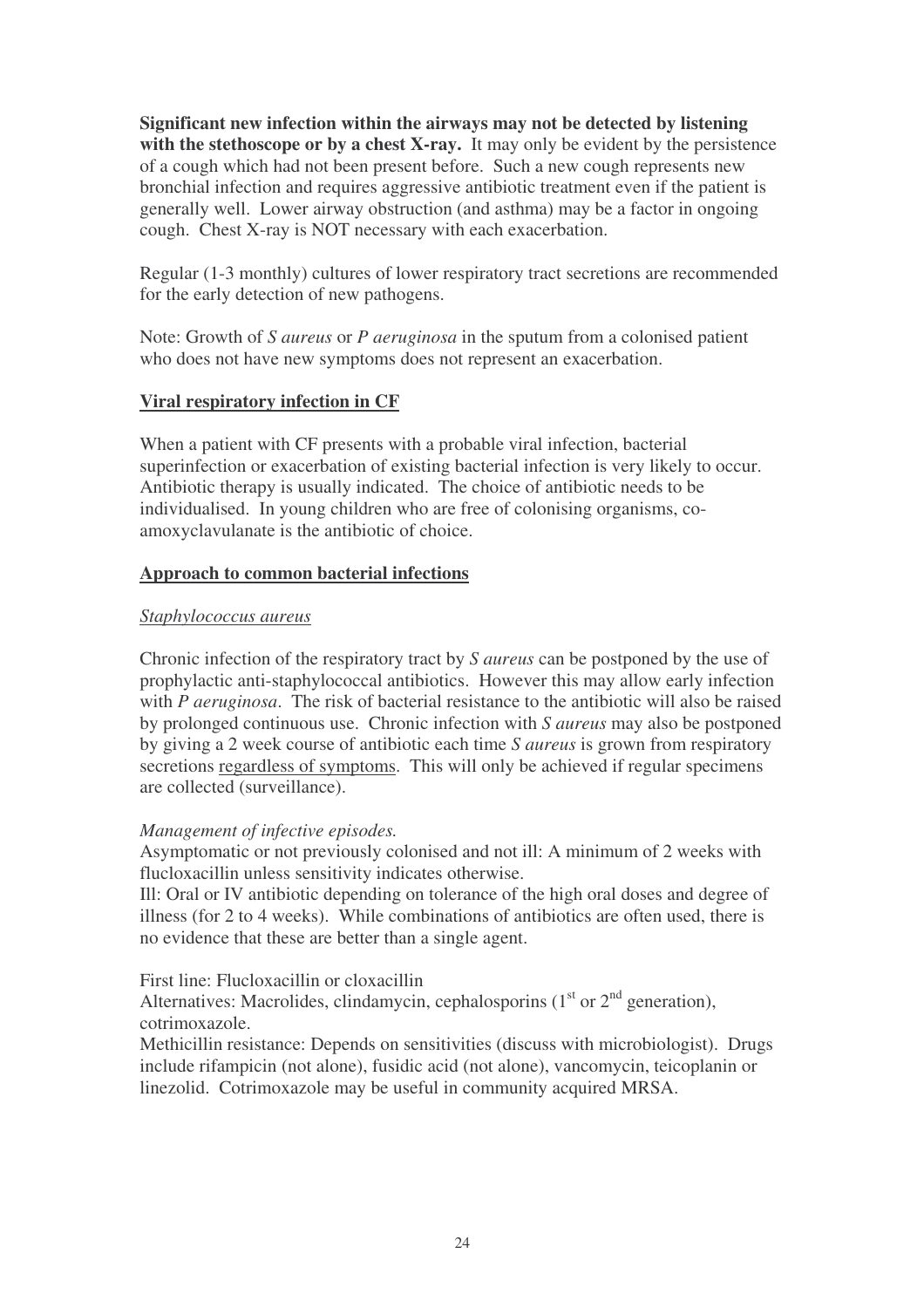**Significant new infection within the airways may not be detected by listening with the stethoscope or by a chest X-ray.** It may only be evident by the persistence of a cough which had not been present before. Such a new cough represents new bronchial infection and requires aggressive antibiotic treatment even if the patient is generally well. Lower airway obstruction (and asthma) may be a factor in ongoing cough. Chest X-ray is NOT necessary with each exacerbation.

Regular (1-3 monthly) cultures of lower respiratory tract secretions are recommended for the early detection of new pathogens.

Note: Growth of *S aureus* or *P aeruginosa* in the sputum from a colonised patient who does not have new symptoms does not represent an exacerbation.

## Viral respiratory infection in CF

When a patient with CF presents with a probable viral infection, bacterial superinfection or exacerbation of existing bacterial infection is very likely to occur. Antibiotic therapy is usually indicated. The choice of antibiotic needs to be individualised. In young children who are free of colonising organisms, co-amoxyclavulanate is the antibiotic of choice.

## Approach to common bacterial infections

### *Staphylococcus aureus*

Chronic infection of the respiratory tract by *S aureus* can be postponed by the use of prophylactic anti-staphylococcal antibiotics. However this may allow early infection with *P aeruginosa*. The risk of bacterial resistance to the antibiotic will also be raised by prolonged continuous use. Chronic infection with *S aureus* may also be postponed by giving a 2 week course of antibiotic each time *S aureus* is grown from respiratory secretions regardless of symptoms. This will only be achieved if regular specimens are collected (surveillance).

*Management of infective episodes.*
Asymptomatic or not previously colonised and not ill: A minimum of 2 weeks with flucloxacillin unless sensitivity indicates otherwise.
Ill: Oral or IV antibiotic depending on tolerance of the high oral doses and degree of illness (for 2 to 4 weeks). While combinations of antibiotics are often used, there is no evidence that these are better than a single agent.

First line: Flucloxacillin or cloxacillin
Alternatives: Macrolides, clindamycin, cephalosporins (1st or 2nd generation), cotrimoxazole.
Methicillin resistance: Depends on sensitivities (discuss with microbiologist). Drugs include rifampicin (not alone), fusidic acid (not alone), vancomycin, teicoplanin or linezolid. Cotrimoxazole may be useful in community acquired MRSA.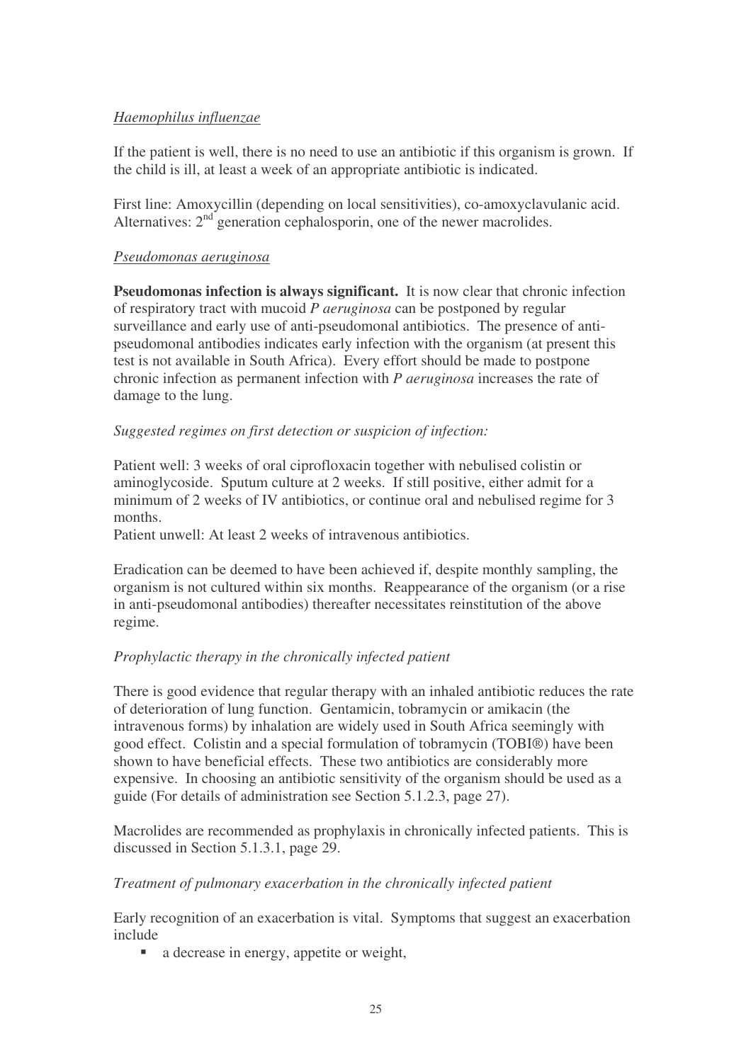*Haemophilus influenzae*

If the patient is well, there is no need to use an antibiotic if this organism is grown. If the child is ill, at least a week of an appropriate antibiotic is indicated.

First line: Amoxycillin (depending on local sensitivities), co-amoxyclavulanic acid. Alternatives: 2[nd] generation cephalosporin, one of the newer macrolides.

*Pseudomonas aeruginosa*

**Pseudomonas infection is always significant.** It is now clear that chronic infection of respiratory tract with mucoid *P aeruginosa* can be postponed by regular surveillance and early use of anti-pseudomonal antibiotics. The presence of anti-pseudomonal antibodies indicates early infection with the organism (at present this test is not available in South Africa). Every effort should be made to postpone chronic infection as permanent infection with *P aeruginosa* increases the rate of damage to the lung.

*Suggested regimes on first detection or suspicion of infection:*

Patient well: 3 weeks of oral ciprofloxacin together with nebulised colistin or aminoglycoside. Sputum culture at 2 weeks. If still positive, either admit for a minimum of 2 weeks of IV antibiotics, or continue oral and nebulised regime for 3 months.
Patient unwell: At least 2 weeks of intravenous antibiotics.

Eradication can be deemed to have been achieved if, despite monthly sampling, the organism is not cultured within six months. Reappearance of the organism (or a rise in anti-pseudomonal antibodies) thereafter necessitates reinstitution of the above regime.

*Prophylactic therapy in the chronically infected patient*

There is good evidence that regular therapy with an inhaled antibiotic reduces the rate of deterioration of lung function. Gentamicin, tobramycin or amikacin (the intravenous forms) by inhalation are widely used in South Africa seemingly with good effect. Colistin and a special formulation of tobramycin (TOBI®) have been shown to have beneficial effects. These two antibiotics are considerably more expensive. In choosing an antibiotic sensitivity of the organism should be used as a guide (For details of administration see Section 5.1.2.3, page 27).

Macrolides are recommended as prophylaxis in chronically infected patients. This is discussed in Section 5.1.3.1, page 29.

*Treatment of pulmonary exacerbation in the chronically infected patient*

Early recognition of an exacerbation is vital. Symptoms that suggest an exacerbation include

- a decrease in energy, appetite or weight,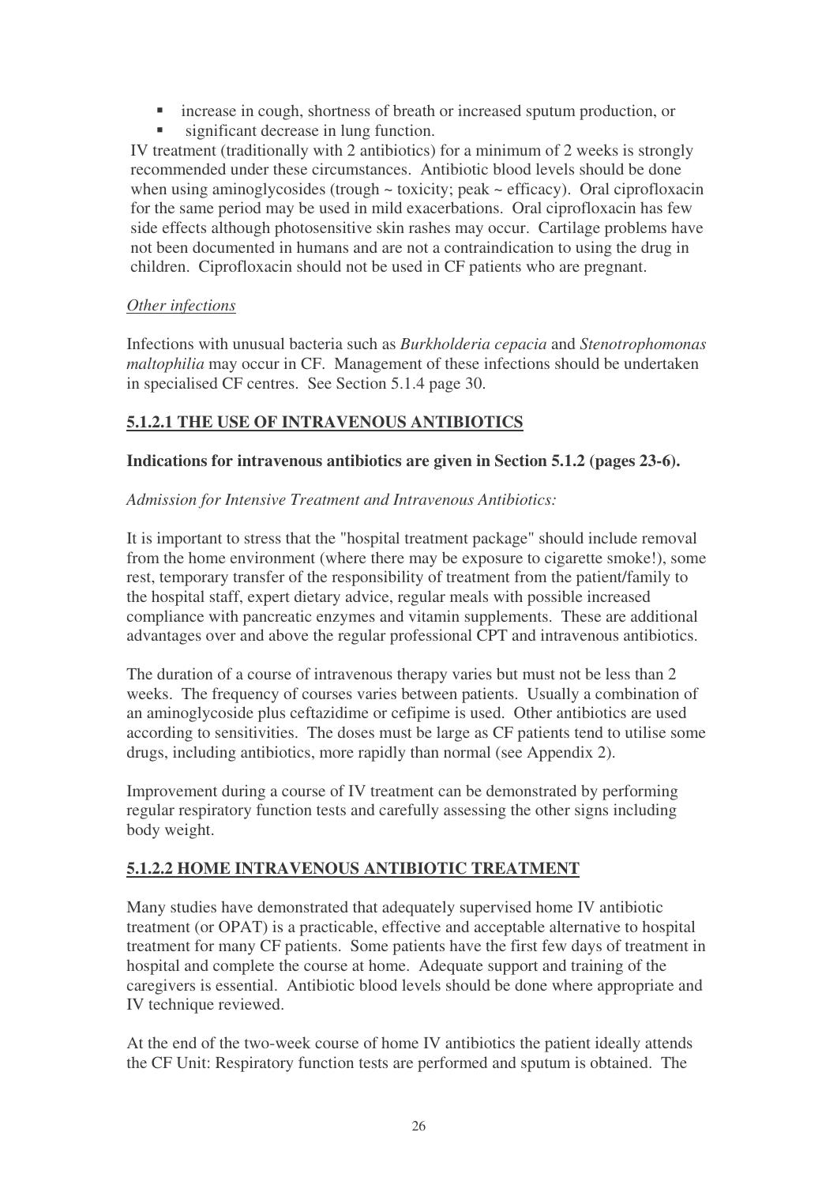- increase in cough, shortness of breath or increased sputum production, or
- significant decrease in lung function.

IV treatment (traditionally with 2 antibiotics) for a minimum of 2 weeks is strongly recommended under these circumstances. Antibiotic blood levels should be done when using aminoglycosides (trough ~ toxicity; peak ~ efficacy). Oral ciprofloxacin for the same period may be used in mild exacerbations. Oral ciprofloxacin has few side effects although photosensitive skin rashes may occur. Cartilage problems have not been documented in humans and are not a contraindication to using the drug in children. Ciprofloxacin should not be used in CF patients who are pregnant.

*Other infections*

Infections with unusual bacteria such as *Burkholderia cepacia* and *Stenotrophomonas maltophilia* may occur in CF. Management of these infections should be undertaken in specialised CF centres. See Section 5.1.4 page 30.

### 5.1.2.1 THE USE OF INTRAVENOUS ANTIBIOTICS

**Indications for intravenous antibiotics are given in Section 5.1.2 (pages 23-6).**

*Admission for Intensive Treatment and Intravenous Antibiotics:*

It is important to stress that the "hospital treatment package" should include removal from the home environment (where there may be exposure to cigarette smoke!), some rest, temporary transfer of the responsibility of treatment from the patient/family to the hospital staff, expert dietary advice, regular meals with possible increased compliance with pancreatic enzymes and vitamin supplements. These are additional advantages over and above the regular professional CPT and intravenous antibiotics.

The duration of a course of intravenous therapy varies but must not be less than 2 weeks. The frequency of courses varies between patients. Usually a combination of an aminoglycoside plus ceftazidime or cefipime is used. Other antibiotics are used according to sensitivities. The doses must be large as CF patients tend to utilise some drugs, including antibiotics, more rapidly than normal (see Appendix 2).

Improvement during a course of IV treatment can be demonstrated by performing regular respiratory function tests and carefully assessing the other signs including body weight.

### 5.1.2.2 HOME INTRAVENOUS ANTIBIOTIC TREATMENT

Many studies have demonstrated that adequately supervised home IV antibiotic treatment (or OPAT) is a practicable, effective and acceptable alternative to hospital treatment for many CF patients. Some patients have the first few days of treatment in hospital and complete the course at home. Adequate support and training of the caregivers is essential. Antibiotic blood levels should be done where appropriate and IV technique reviewed.

At the end of the two-week course of home IV antibiotics the patient ideally attends the CF Unit: Respiratory function tests are performed and sputum is obtained. The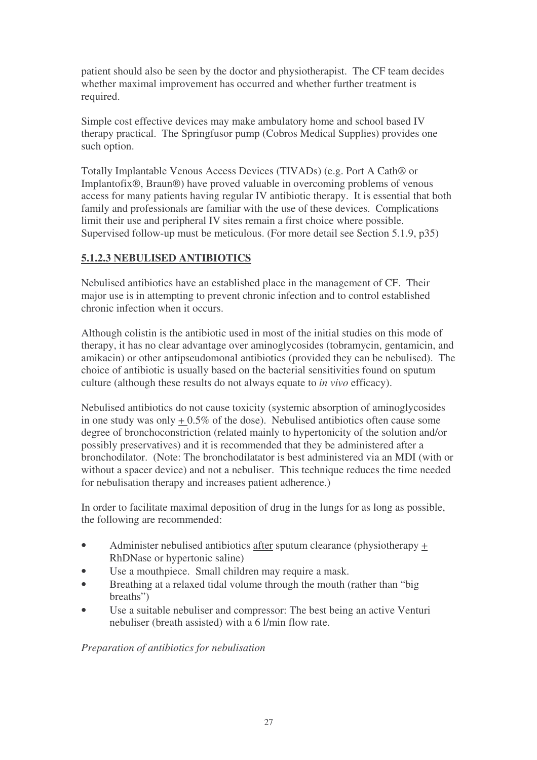patient should also be seen by the doctor and physiotherapist. The CF team decides whether maximal improvement has occurred and whether further treatment is required.

Simple cost effective devices may make ambulatory home and school based IV therapy practical. The Springfusor pump (Cobros Medical Supplies) provides one such option.

Totally Implantable Venous Access Devices (TIVADs) (e.g. Port A Cath® or Implantofix®, Braun®) have proved valuable in overcoming problems of venous access for many patients having regular IV antibiotic therapy. It is essential that both family and professionals are familiar with the use of these devices. Complications limit their use and peripheral IV sites remain a first choice where possible. Supervised follow-up must be meticulous. (For more detail see Section 5.1.9, p35)

### 5.1.2.3 NEBULISED ANTIBIOTICS

Nebulised antibiotics have an established place in the management of CF. Their major use is in attempting to prevent chronic infection and to control established chronic infection when it occurs.

Although colistin is the antibiotic used in most of the initial studies on this mode of therapy, it has no clear advantage over aminoglycosides (tobramycin, gentamicin, and amikacin) or other antipseudomonal antibiotics (provided they can be nebulised). The choice of antibiotic is usually based on the bacterial sensitivities found on sputum culture (although these results do not always equate to *in vivo* efficacy).

Nebulised antibiotics do not cause toxicity (systemic absorption of aminoglycosides in one study was only ± 0.5% of the dose). Nebulised antibiotics often cause some degree of bronchoconstriction (related mainly to hypertonicity of the solution and/or possibly preservatives) and it is recommended that they be administered after a bronchodilator. (Note: The bronchodilatator is best administered via an MDI (with or without a spacer device) and not a nebuliser. This technique reduces the time needed for nebulisation therapy and increases patient adherence.)

In order to facilitate maximal deposition of drug in the lungs for as long as possible, the following are recommended:

- Administer nebulised antibiotics after sputum clearance (physiotherapy ± RhDNase or hypertonic saline)
- Use a mouthpiece. Small children may require a mask.
- Breathing at a relaxed tidal volume through the mouth (rather than "big breaths")
- Use a suitable nebuliser and compressor: The best being an active Venturi nebuliser (breath assisted) with a 6 l/min flow rate.

*Preparation of antibiotics for nebulisation*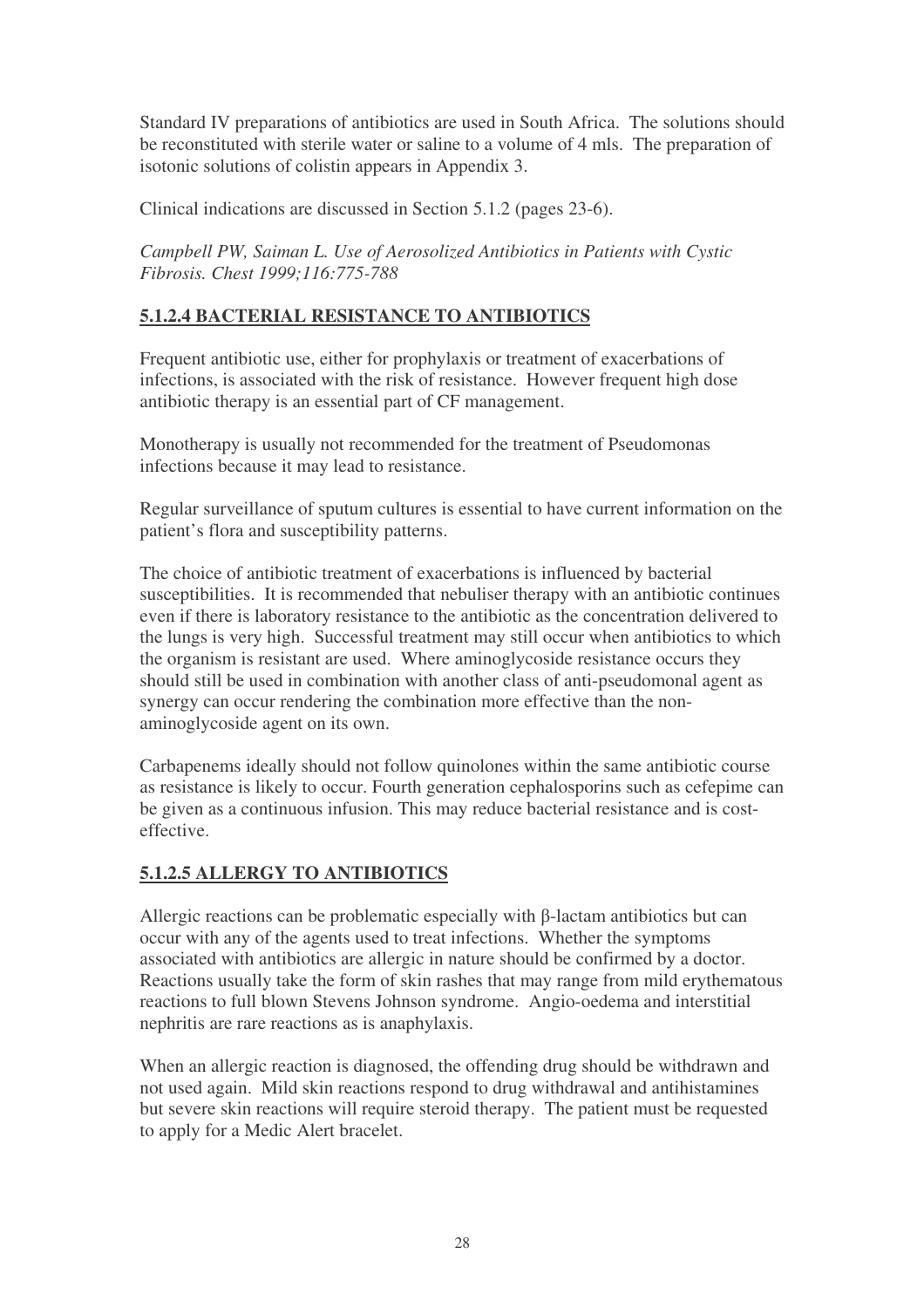Standard IV preparations of antibiotics are used in South Africa. The solutions should be reconstituted with sterile water or saline to a volume of 4 mls. The preparation of isotonic solutions of colistin appears in Appendix 3.

Clinical indications are discussed in Section 5.1.2 (pages 23-6).

*Campbell PW, Saiman L. Use of Aerosolized Antibiotics in Patients with Cystic Fibrosis. Chest 1999;116:775-788*

### 5.1.2.4 BACTERIAL RESISTANCE TO ANTIBIOTICS

Frequent antibiotic use, either for prophylaxis or treatment of exacerbations of infections, is associated with the risk of resistance. However frequent high dose antibiotic therapy is an essential part of CF management.

Monotherapy is usually not recommended for the treatment of Pseudomonas infections because it may lead to resistance.

Regular surveillance of sputum cultures is essential to have current information on the patient's flora and susceptibility patterns.

The choice of antibiotic treatment of exacerbations is influenced by bacterial susceptibilities. It is recommended that nebuliser therapy with an antibiotic continues even if there is laboratory resistance to the antibiotic as the concentration delivered to the lungs is very high. Successful treatment may still occur when antibiotics to which the organism is resistant are used. Where aminoglycoside resistance occurs they should still be used in combination with another class of anti-pseudomonal agent as synergy can occur rendering the combination more effective than the non-aminoglycoside agent on its own.

Carbapenems ideally should not follow quinolones within the same antibiotic course as resistance is likely to occur. Fourth generation cephalosporins such as cefepime can be given as a continuous infusion. This may reduce bacterial resistance and is cost-effective.

### 5.1.2.5 ALLERGY TO ANTIBIOTICS

Allergic reactions can be problematic especially with β-lactam antibiotics but can occur with any of the agents used to treat infections. Whether the symptoms associated with antibiotics are allergic in nature should be confirmed by a doctor. Reactions usually take the form of skin rashes that may range from mild erythematous reactions to full blown Stevens Johnson syndrome. Angio-oedema and interstitial nephritis are rare reactions as is anaphylaxis.

When an allergic reaction is diagnosed, the offending drug should be withdrawn and not used again. Mild skin reactions respond to drug withdrawal and antihistamines but severe skin reactions will require steroid therapy. The patient must be requested to apply for a Medic Alert bracelet.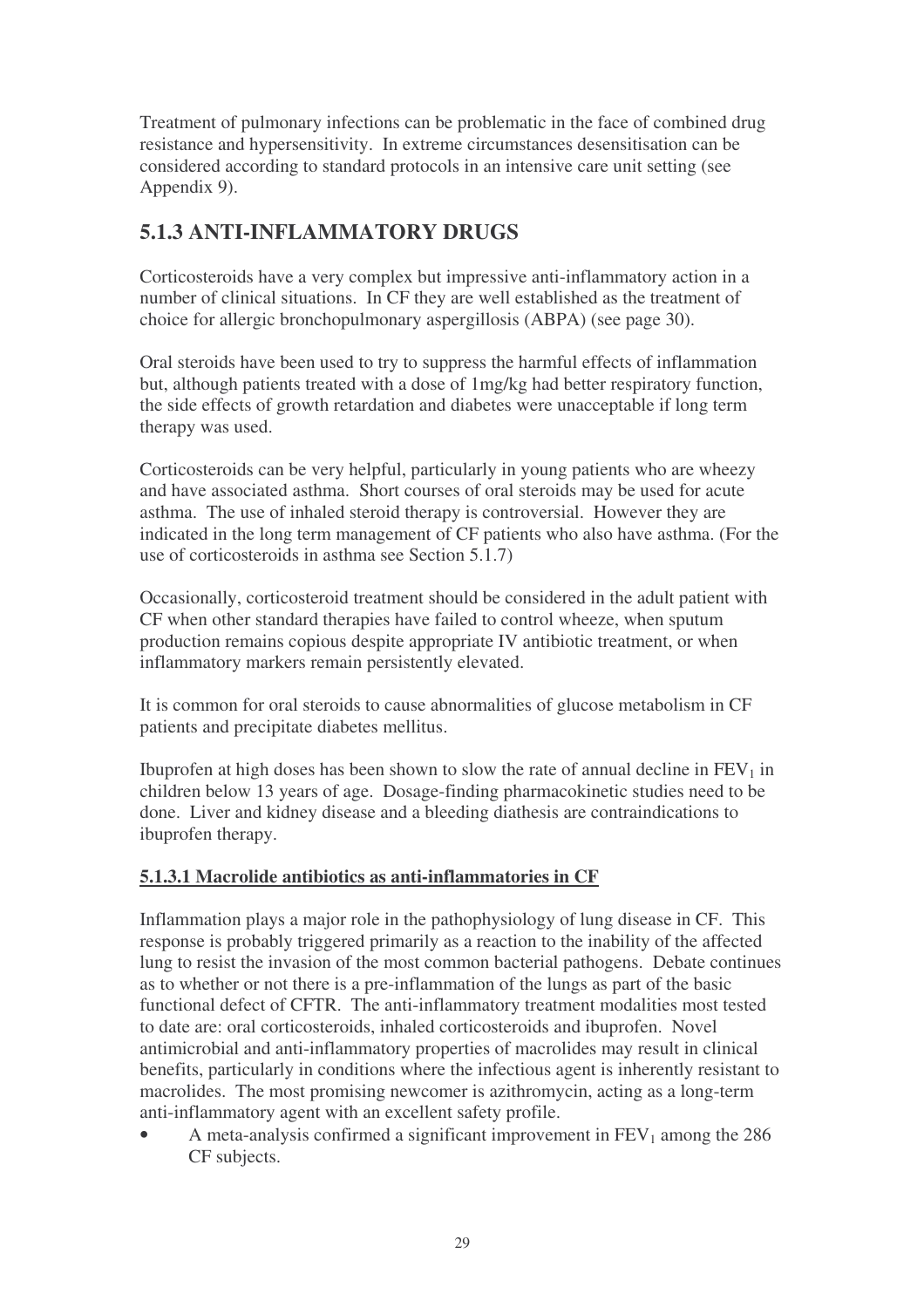Treatment of pulmonary infections can be problematic in the face of combined drug resistance and hypersensitivity. In extreme circumstances desensitisation can be considered according to standard protocols in an intensive care unit setting (see Appendix 9).

## 5.1.3 ANTI-INFLAMMATORY DRUGS

Corticosteroids have a very complex but impressive anti-inflammatory action in a number of clinical situations. In CF they are well established as the treatment of choice for allergic bronchopulmonary aspergillosis (ABPA) (see page 30).

Oral steroids have been used to try to suppress the harmful effects of inflammation but, although patients treated with a dose of 1mg/kg had better respiratory function, the side effects of growth retardation and diabetes were unacceptable if long term therapy was used.

Corticosteroids can be very helpful, particularly in young patients who are wheezy and have associated asthma. Short courses of oral steroids may be used for acute asthma. The use of inhaled steroid therapy is controversial. However they are indicated in the long term management of CF patients who also have asthma. (For the use of corticosteroids in asthma see Section 5.1.7)

Occasionally, corticosteroid treatment should be considered in the adult patient with CF when other standard therapies have failed to control wheeze, when sputum production remains copious despite appropriate IV antibiotic treatment, or when inflammatory markers remain persistently elevated.

It is common for oral steroids to cause abnormalities of glucose metabolism in CF patients and precipitate diabetes mellitus.

Ibuprofen at high doses has been shown to slow the rate of annual decline in $FEV_1$ in children below 13 years of age. Dosage-finding pharmacokinetic studies need to be done. Liver and kidney disease and a bleeding diathesis are contraindications to ibuprofen therapy.

### 5.1.3.1 Macrolide antibiotics as anti-inflammatories in CF

Inflammation plays a major role in the pathophysiology of lung disease in CF. This response is probably triggered primarily as a reaction to the inability of the affected lung to resist the invasion of the most common bacterial pathogens. Debate continues as to whether or not there is a pre-inflammation of the lungs as part of the basic functional defect of CFTR. The anti-inflammatory treatment modalities most tested to date are: oral corticosteroids, inhaled corticosteroids and ibuprofen. Novel antimicrobial and anti-inflammatory properties of macrolides may result in clinical benefits, particularly in conditions where the infectious agent is inherently resistant to macrolides. The most promising newcomer is azithromycin, acting as a long-term anti-inflammatory agent with an excellent safety profile.

- A meta-analysis confirmed a significant improvement in $FEV_1$ among the 286 CF subjects.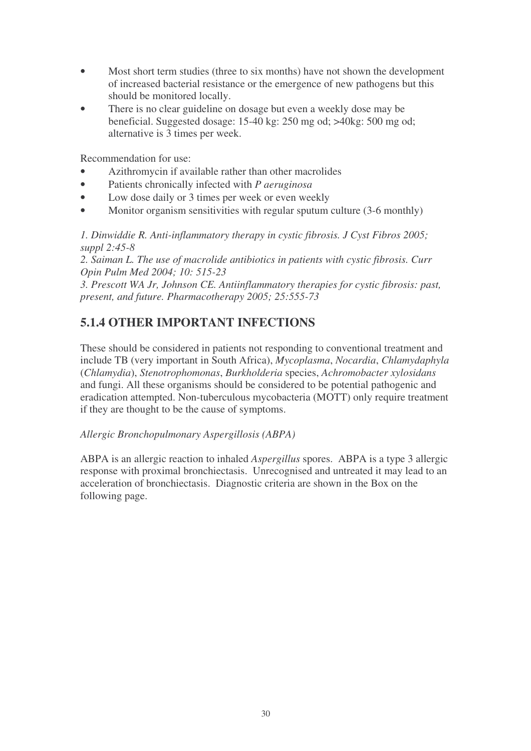- Most short term studies (three to six months) have not shown the development of increased bacterial resistance or the emergence of new pathogens but this should be monitored locally.
- There is no clear guideline on dosage but even a weekly dose may be beneficial. Suggested dosage: 15-40 kg: 250 mg od; >40kg: 500 mg od; alternative is 3 times per week.

Recommendation for use:

- Azithromycin if available rather than other macrolides
- Patients chronically infected with *P aeruginosa*
- Low dose daily or 3 times per week or even weekly
- Monitor organism sensitivities with regular sputum culture (3-6 monthly)

*1. Dinwiddie R. Anti-inflammatory therapy in cystic fibrosis. J Cyst Fibros 2005; suppl 2:45-8*

*2. Saiman L. The use of macrolide antibiotics in patients with cystic fibrosis. Curr Opin Pulm Med 2004; 10: 515-23*

*3. Prescott WA Jr, Johnson CE. Antiinflammatory therapies for cystic fibrosis: past, present, and future. Pharmacotherapy 2005; 25:555-73*

## 5.1.4 OTHER IMPORTANT INFECTIONS

These should be considered in patients not responding to conventional treatment and include TB (very important in South Africa), *Mycoplasma*, *Nocardia*, *Chlamydaphyla* (*Chlamydia*), *Stenotrophomonas*, *Burkholderia* species, *Achromobacter xylosidans* and fungi. All these organisms should be considered to be potential pathogenic and eradication attempted. Non-tuberculous mycobacteria (MOTT) only require treatment if they are thought to be the cause of symptoms.

*Allergic Bronchopulmonary Aspergillosis (ABPA)*

ABPA is an allergic reaction to inhaled *Aspergillus* spores. ABPA is a type 3 allergic response with proximal bronchiectasis. Unrecognised and untreated it may lead to an acceleration of bronchiectasis. Diagnostic criteria are shown in the Box on the following page.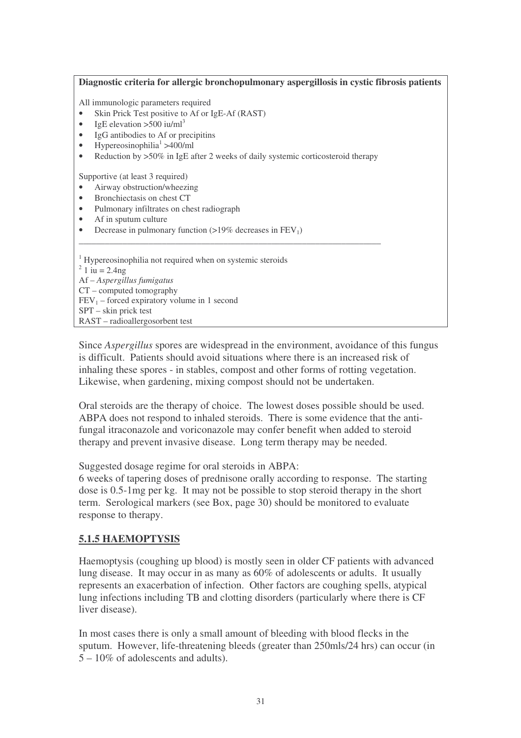**Diagnostic criteria for allergic bronchopulmonary aspergillosis in cystic fibrosis patients**

All immunologic parameters required

- Skin Prick Test positive to Af or IgE-Af (RAST)
- IgE elevation >500 iu/ml[3]
- IgG antibodies to Af or precipitins
- Hypereosinophilia[1] >400/ml
- Reduction by >50% in IgE after 2 weeks of daily systemic corticosteroid therapy

Supportive (at least 3 required)

- Airway obstruction/wheezing
- Bronchiectasis on chest CT
- Pulmonary infiltrates on chest radiograph
- Af in sputum culture
- Decrease in pulmonary function (>19% decreases in $FEV_1$)

[1] Hypereosinophilia not required when on systemic steroids
[2] 1 iu = 2.4ng
Af – *Aspergillus fumigatus*
CT – computed tomography
$FEV_1$ – forced expiratory volume in 1 second
SPT – skin prick test
RAST – radioallergosorbent test

Since *Aspergillus* spores are widespread in the environment, avoidance of this fungus is difficult. Patients should avoid situations where there is an increased risk of inhaling these spores - in stables, compost and other forms of rotting vegetation. Likewise, when gardening, mixing compost should not be undertaken.

Oral steroids are the therapy of choice. The lowest doses possible should be used. ABPA does not respond to inhaled steroids. There is some evidence that the anti-fungal itraconazole and voriconazole may confer benefit when added to steroid therapy and prevent invasive disease. Long term therapy may be needed.

Suggested dosage regime for oral steroids in ABPA:
6 weeks of tapering doses of prednisone orally according to response. The starting dose is 0.5-1mg per kg. It may not be possible to stop steroid therapy in the short term. Serological markers (see Box, page 30) should be monitored to evaluate response to therapy.

## 5.1.5 HAEMOPTYSIS

Haemoptysis (coughing up blood) is mostly seen in older CF patients with advanced lung disease. It may occur in as many as 60% of adolescents or adults. It usually represents an exacerbation of infection. Other factors are coughing spells, atypical lung infections including TB and clotting disorders (particularly where there is CF liver disease).

In most cases there is only a small amount of bleeding with blood flecks in the sputum. However, life-threatening bleeds (greater than 250mls/24 hrs) can occur (in 5 – 10% of adolescents and adults).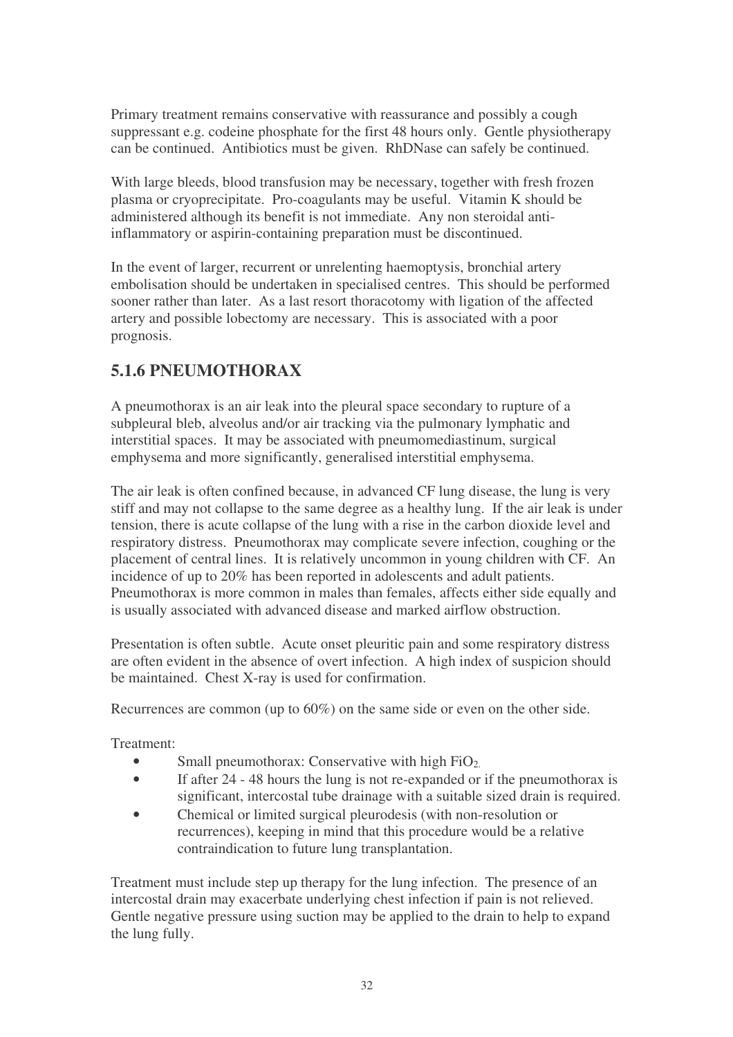Primary treatment remains conservative with reassurance and possibly a cough suppressant e.g. codeine phosphate for the first 48 hours only. Gentle physiotherapy can be continued. Antibiotics must be given. RhDNase can safely be continued.

With large bleeds, blood transfusion may be necessary, together with fresh frozen plasma or cryoprecipitate. Pro-coagulants may be useful. Vitamin K should be administered although its benefit is not immediate. Any non steroidal anti-inflammatory or aspirin-containing preparation must be discontinued.

In the event of larger, recurrent or unrelenting haemoptysis, bronchial artery embolisation should be undertaken in specialised centres. This should be performed sooner rather than later. As a last resort thoracotomy with ligation of the affected artery and possible lobectomy are necessary. This is associated with a poor prognosis.

## 5.1.6 PNEUMOTHORAX

A pneumothorax is an air leak into the pleural space secondary to rupture of a subpleural bleb, alveolus and/or air tracking via the pulmonary lymphatic and interstitial spaces. It may be associated with pneumomediastinum, surgical emphysema and more significantly, generalised interstitial emphysema.

The air leak is often confined because, in advanced CF lung disease, the lung is very stiff and may not collapse to the same degree as a healthy lung. If the air leak is under tension, there is acute collapse of the lung with a rise in the carbon dioxide level and respiratory distress. Pneumothorax may complicate severe infection, coughing or the placement of central lines. It is relatively uncommon in young children with CF. An incidence of up to 20% has been reported in adolescents and adult patients. Pneumothorax is more common in males than females, affects either side equally and is usually associated with advanced disease and marked airflow obstruction.

Presentation is often subtle. Acute onset pleuritic pain and some respiratory distress are often evident in the absence of overt infection. A high index of suspicion should be maintained. Chest X-ray is used for confirmation.

Recurrences are common (up to 60%) on the same side or even on the other side.

Treatment:

- Small pneumothorax: Conservative with high $FiO_2$.
- If after 24 - 48 hours the lung is not re-expanded or if the pneumothorax is significant, intercostal tube drainage with a suitable sized drain is required.
- Chemical or limited surgical pleurodesis (with non-resolution or recurrences), keeping in mind that this procedure would be a relative contraindication to future lung transplantation.

Treatment must include step up therapy for the lung infection. The presence of an intercostal drain may exacerbate underlying chest infection if pain is not relieved. Gentle negative pressure using suction may be applied to the drain to help to expand the lung fully.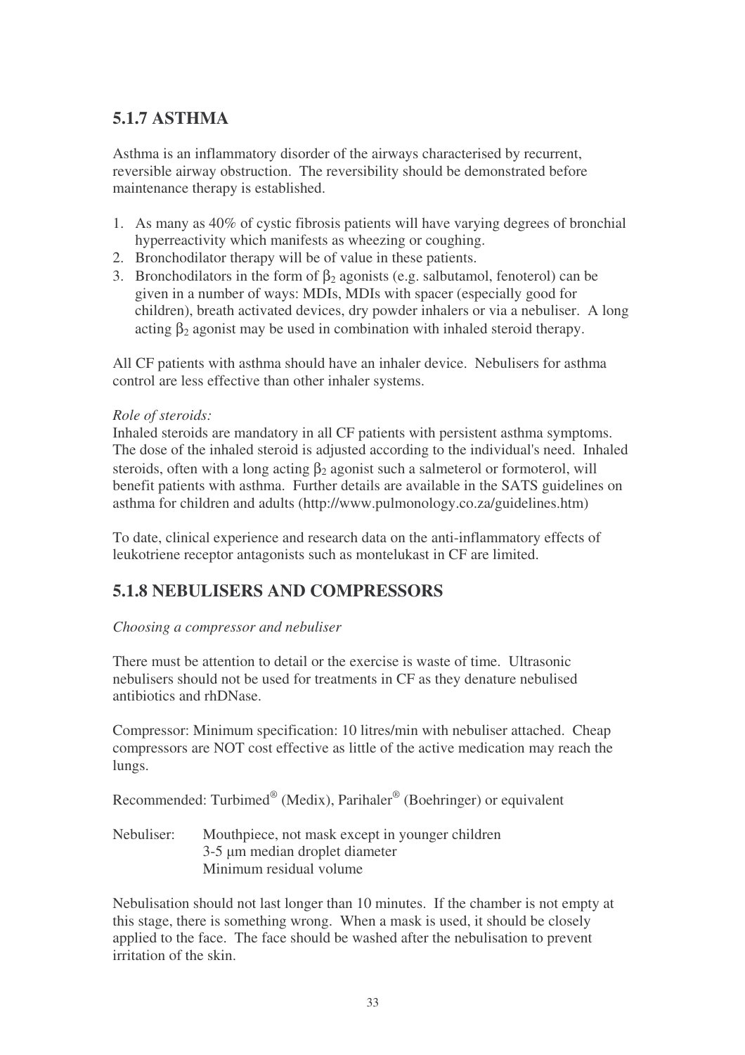## 5.1.7 ASTHMA

Asthma is an inflammatory disorder of the airways characterised by recurrent, reversible airway obstruction. The reversibility should be demonstrated before maintenance therapy is established.

1. As many as 40% of cystic fibrosis patients will have varying degrees of bronchial hyperreactivity which manifests as wheezing or coughing.
2. Bronchodilator therapy will be of value in these patients.
3. Bronchodilators in the form of $\beta_2$ agonists (e.g. salbutamol, fenoterol) can be given in a number of ways: MDIs, MDIs with spacer (especially good for children), breath activated devices, dry powder inhalers or via a nebuliser. A long acting $\beta_2$ agonist may be used in combination with inhaled steroid therapy.

All CF patients with asthma should have an inhaler device. Nebulisers for asthma control are less effective than other inhaler systems.

*Role of steroids:*

Inhaled steroids are mandatory in all CF patients with persistent asthma symptoms. The dose of the inhaled steroid is adjusted according to the individual's need. Inhaled steroids, often with a long acting $\beta_2$ agonist such a salmeterol or formoterol, will benefit patients with asthma. Further details are available in the SATS guidelines on asthma for children and adults (http://www.pulmonology.co.za/guidelines.htm)

To date, clinical experience and research data on the anti-inflammatory effects of leukotriene receptor antagonists such as montelukast in CF are limited.

## 5.1.8 NEBULISERS AND COMPRESSORS

*Choosing a compressor and nebuliser*

There must be attention to detail or the exercise is waste of time. Ultrasonic nebulisers should not be used for treatments in CF as they denature nebulised antibiotics and rhDNase.

Compressor: Minimum specification: 10 litres/min with nebuliser attached. Cheap compressors are NOT cost effective as little of the active medication may reach the lungs.

Recommended: Turbimed® (Medix), Parihaler® (Boehringer) or equivalent

Nebuliser: Mouthpiece, not mask except in younger children
3-5 µm median droplet diameter
Minimum residual volume

Nebulisation should not last longer than 10 minutes. If the chamber is not empty at this stage, there is something wrong. When a mask is used, it should be closely applied to the face. The face should be washed after the nebulisation to prevent irritation of the skin.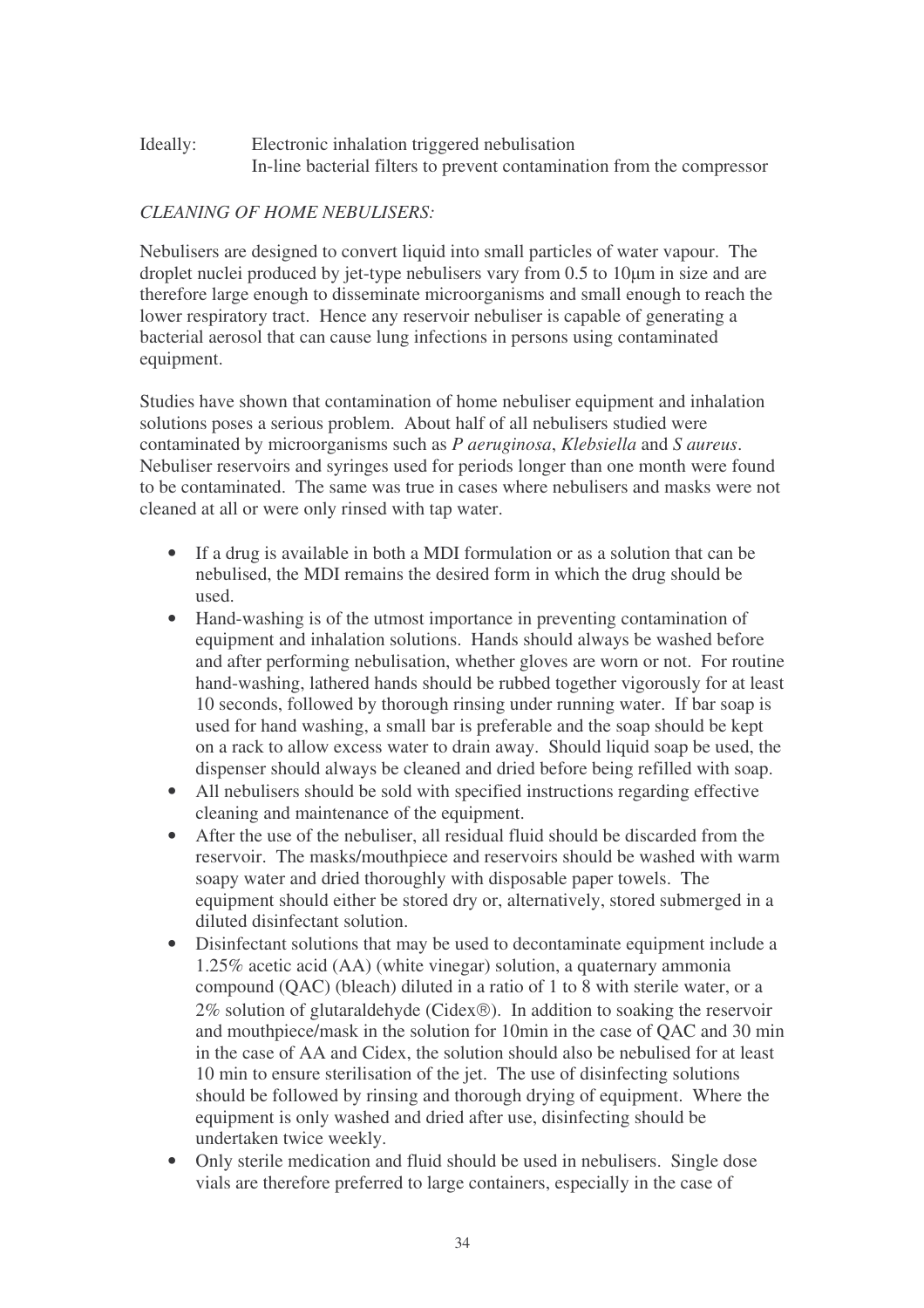Ideally: Electronic inhalation triggered nebulisation
In-line bacterial filters to prevent contamination from the compressor

*CLEANING OF HOME NEBULISERS:*

Nebulisers are designed to convert liquid into small particles of water vapour. The droplet nuclei produced by jet-type nebulisers vary from 0.5 to 10µm in size and are therefore large enough to disseminate microorganisms and small enough to reach the lower respiratory tract. Hence any reservoir nebuliser is capable of generating a bacterial aerosol that can cause lung infections in persons using contaminated equipment.

Studies have shown that contamination of home nebuliser equipment and inhalation solutions poses a serious problem. About half of all nebulisers studied were contaminated by microorganisms such as *P aeruginosa*, *Klebsiella* and *S aureus*. Nebuliser reservoirs and syringes used for periods longer than one month were found to be contaminated. The same was true in cases where nebulisers and masks were not cleaned at all or were only rinsed with tap water.

- If a drug is available in both a MDI formulation or as a solution that can be nebulised, the MDI remains the desired form in which the drug should be used.
- Hand-washing is of the utmost importance in preventing contamination of equipment and inhalation solutions. Hands should always be washed before and after performing nebulisation, whether gloves are worn or not. For routine hand-washing, lathered hands should be rubbed together vigorously for at least 10 seconds, followed by thorough rinsing under running water. If bar soap is used for hand washing, a small bar is preferable and the soap should be kept on a rack to allow excess water to drain away. Should liquid soap be used, the dispenser should always be cleaned and dried before being refilled with soap.
- All nebulisers should be sold with specified instructions regarding effective cleaning and maintenance of the equipment.
- After the use of the nebuliser, all residual fluid should be discarded from the reservoir. The masks/mouthpiece and reservoirs should be washed with warm soapy water and dried thoroughly with disposable paper towels. The equipment should either be stored dry or, alternatively, stored submerged in a diluted disinfectant solution.
- Disinfectant solutions that may be used to decontaminate equipment include a 1.25% acetic acid (AA) (white vinegar) solution, a quaternary ammonia compound (QAC) (bleach) diluted in a ratio of 1 to 8 with sterile water, or a 2% solution of glutaraldehyde (Cidex®). In addition to soaking the reservoir and mouthpiece/mask in the solution for 10min in the case of QAC and 30 min in the case of AA and Cidex, the solution should also be nebulised for at least 10 min to ensure sterilisation of the jet. The use of disinfecting solutions should be followed by rinsing and thorough drying of equipment. Where the equipment is only washed and dried after use, disinfecting should be undertaken twice weekly.
- Only sterile medication and fluid should be used in nebulisers. Single dose vials are therefore preferred to large containers, especially in the case of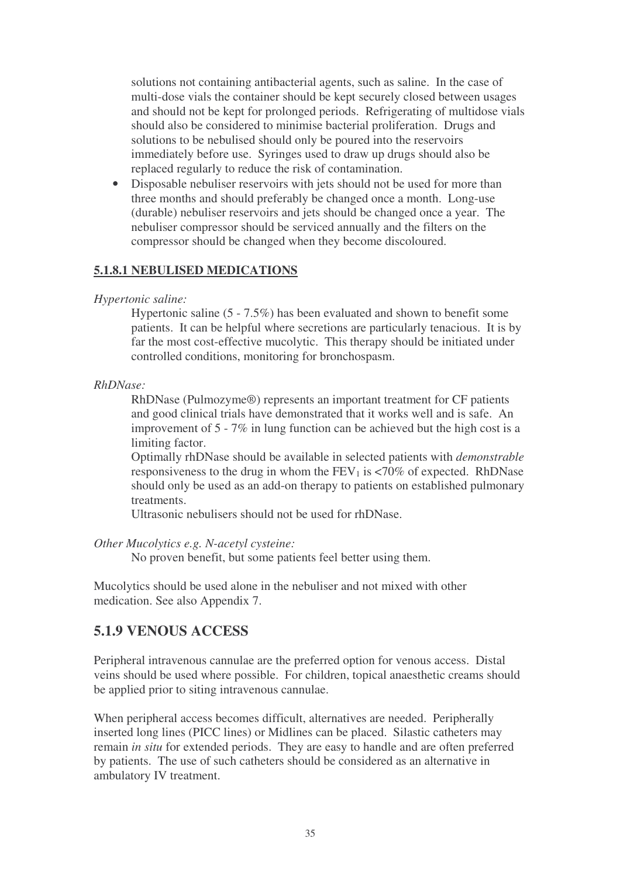solutions not containing antibacterial agents, such as saline. In the case of multi-dose vials the container should be kept securely closed between usages and should not be kept for prolonged periods. Refrigerating of multidose vials should also be considered to minimise bacterial proliferation. Drugs and solutions to be nebulised should only be poured into the reservoirs immediately before use. Syringes used to draw up drugs should also be replaced regularly to reduce the risk of contamination.

- Disposable nebuliser reservoirs with jets should not be used for more than three months and should preferably be changed once a month. Long-use (durable) nebuliser reservoirs and jets should be changed once a year. The nebuliser compressor should be serviced annually and the filters on the compressor should be changed when they become discoloured.

### 5.1.8.1 NEBULISED MEDICATIONS

*Hypertonic saline:*

Hypertonic saline (5 - 7.5%) has been evaluated and shown to benefit some patients. It can be helpful where secretions are particularly tenacious. It is by far the most cost-effective mucolytic. This therapy should be initiated under controlled conditions, monitoring for bronchospasm.

*RhDNase:*

RhDNase (Pulmozyme®) represents an important treatment for CF patients and good clinical trials have demonstrated that it works well and is safe. An improvement of 5 - 7% in lung function can be achieved but the high cost is a limiting factor.

Optimally rhDNase should be available in selected patients with *demonstrable* responsiveness to the drug in whom the $FEV_1$ is <70% of expected. RhDNase should only be used as an add-on therapy to patients on established pulmonary treatments.

Ultrasonic nebulisers should not be used for rhDNase.

*Other Mucolytics e.g. N-acetyl cysteine:*

No proven benefit, but some patients feel better using them.

Mucolytics should be used alone in the nebuliser and not mixed with other medication. See also Appendix 7.

## 5.1.9 VENOUS ACCESS

Peripheral intravenous cannulae are the preferred option for venous access. Distal veins should be used where possible. For children, topical anaesthetic creams should be applied prior to siting intravenous cannulae.

When peripheral access becomes difficult, alternatives are needed. Peripherally inserted long lines (PICC lines) or Midlines can be placed. Silastic catheters may remain *in situ* for extended periods. They are easy to handle and are often preferred by patients. The use of such catheters should be considered as an alternative in ambulatory IV treatment.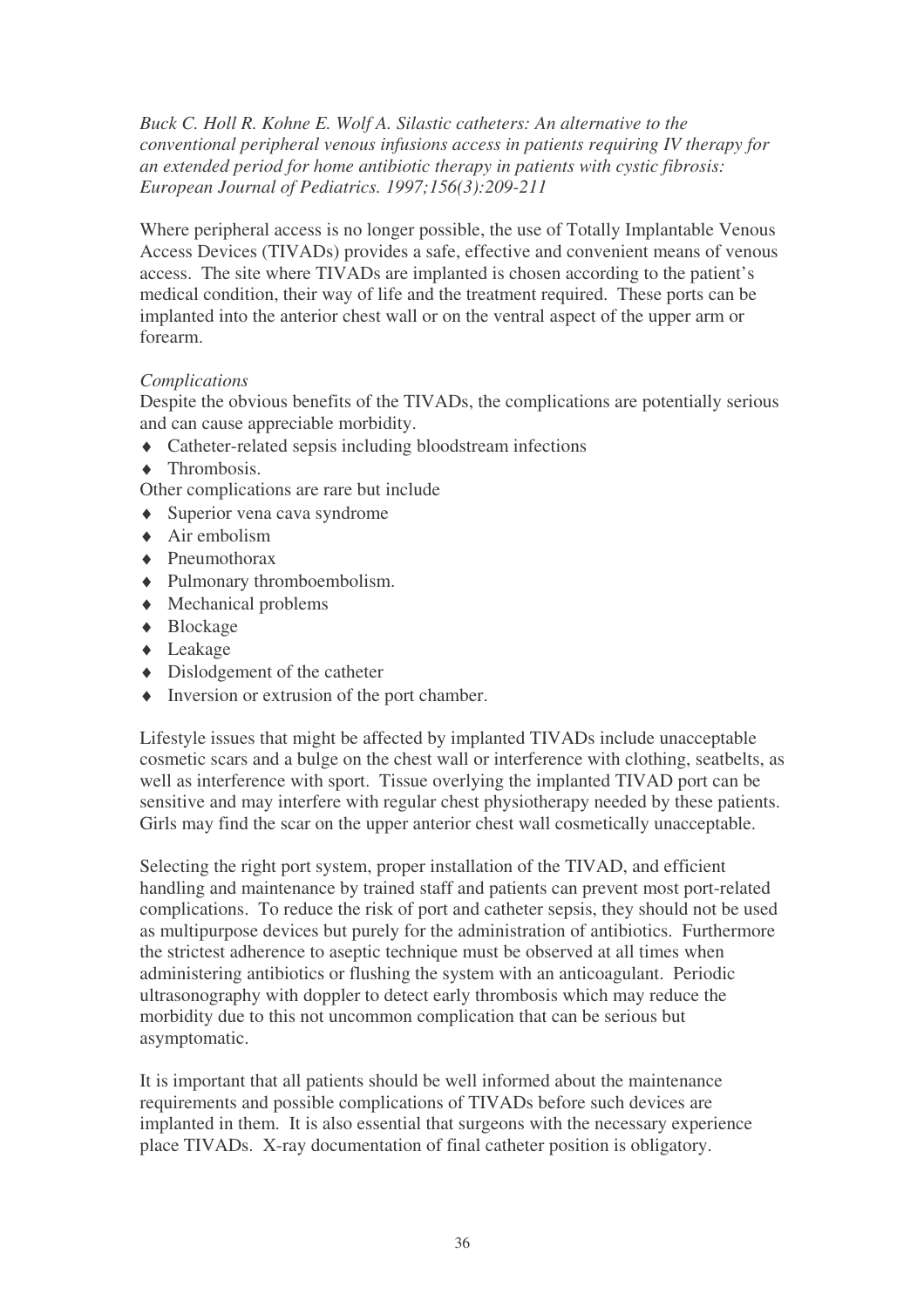*Buck C. Holl R. Kohne E. Wolf A. Silastic catheters: An alternative to the conventional peripheral venous infusions access in patients requiring IV therapy for an extended period for home antibiotic therapy in patients with cystic fibrosis: European Journal of Pediatrics. 1997;156(3):209-211*

Where peripheral access is no longer possible, the use of Totally Implantable Venous Access Devices (TIVADs) provides a safe, effective and convenient means of venous access. The site where TIVADs are implanted is chosen according to the patient's medical condition, their way of life and the treatment required. These ports can be implanted into the anterior chest wall or on the ventral aspect of the upper arm or forearm.

*Complications*

Despite the obvious benefits of the TIVADs, the complications are potentially serious and can cause appreciable morbidity.

- Catheter-related sepsis including bloodstream infections
- Thrombosis.

Other complications are rare but include

- Superior vena cava syndrome
- Air embolism
- Pneumothorax
- Pulmonary thromboembolism.
- Mechanical problems
- Blockage
- Leakage
- Dislodgement of the catheter
- Inversion or extrusion of the port chamber.

Lifestyle issues that might be affected by implanted TIVADs include unacceptable cosmetic scars and a bulge on the chest wall or interference with clothing, seatbelts, as well as interference with sport. Tissue overlying the implanted TIVAD port can be sensitive and may interfere with regular chest physiotherapy needed by these patients. Girls may find the scar on the upper anterior chest wall cosmetically unacceptable.

Selecting the right port system, proper installation of the TIVAD, and efficient handling and maintenance by trained staff and patients can prevent most port-related complications. To reduce the risk of port and catheter sepsis, they should not be used as multipurpose devices but purely for the administration of antibiotics. Furthermore the strictest adherence to aseptic technique must be observed at all times when administering antibiotics or flushing the system with an anticoagulant. Periodic ultrasonography with doppler to detect early thrombosis which may reduce the morbidity due to this not uncommon complication that can be serious but asymptomatic.

It is important that all patients should be well informed about the maintenance requirements and possible complications of TIVADs before such devices are implanted in them. It is also essential that surgeons with the necessary experience place TIVADs. X-ray documentation of final catheter position is obligatory.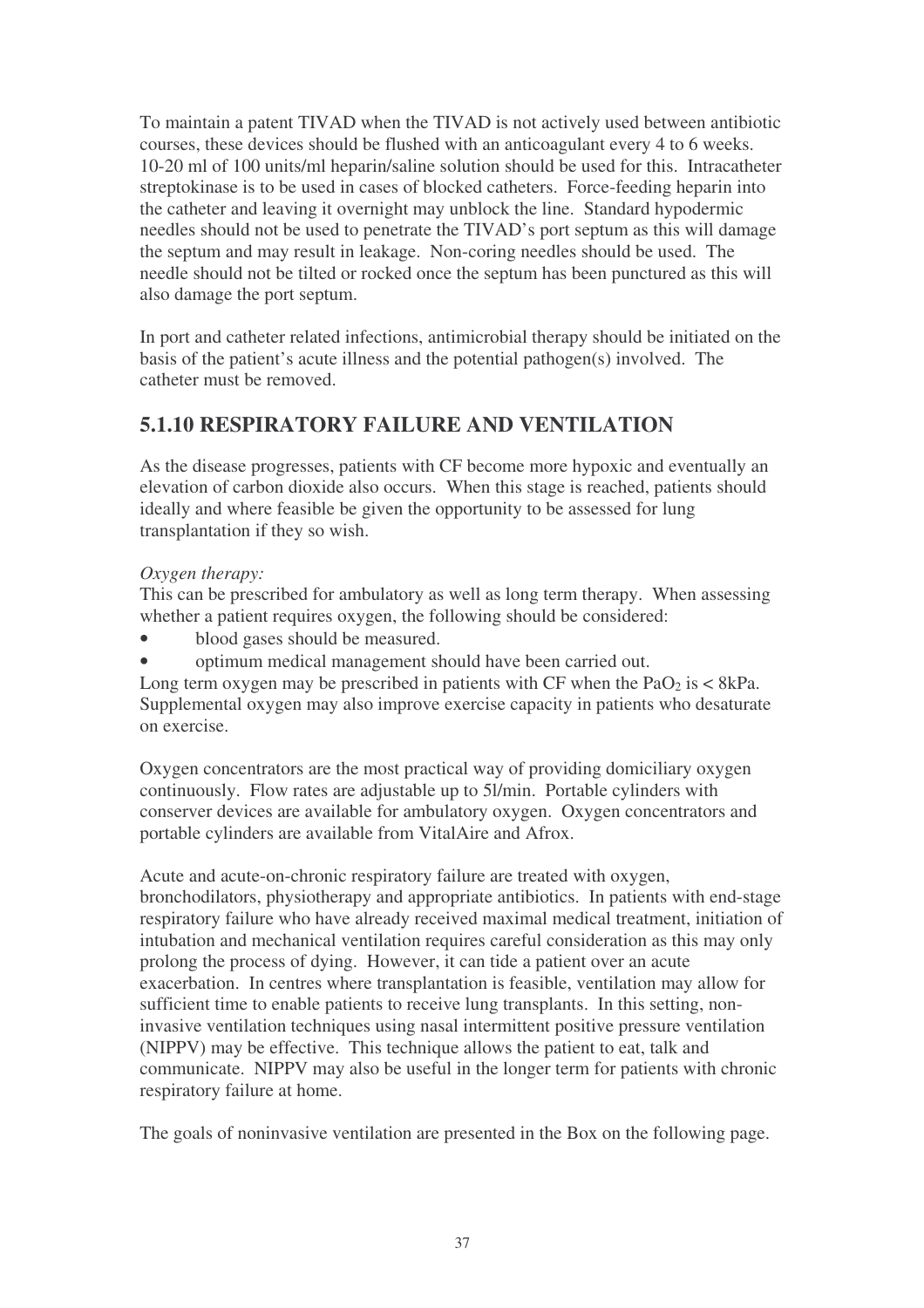To maintain a patent TIVAD when the TIVAD is not actively used between antibiotic courses, these devices should be flushed with an anticoagulant every 4 to 6 weeks. 10-20 ml of 100 units/ml heparin/saline solution should be used for this. Intracatheter streptokinase is to be used in cases of blocked catheters. Force-feeding heparin into the catheter and leaving it overnight may unblock the line. Standard hypodermic needles should not be used to penetrate the TIVAD's port septum as this will damage the septum and may result in leakage. Non-coring needles should be used. The needle should not be tilted or rocked once the septum has been punctured as this will also damage the port septum.

In port and catheter related infections, antimicrobial therapy should be initiated on the basis of the patient's acute illness and the potential pathogen(s) involved. The catheter must be removed.

## 5.1.10 RESPIRATORY FAILURE AND VENTILATION

As the disease progresses, patients with CF become more hypoxic and eventually an elevation of carbon dioxide also occurs. When this stage is reached, patients should ideally and where feasible be given the opportunity to be assessed for lung transplantation if they so wish.

*Oxygen therapy:*

This can be prescribed for ambulatory as well as long term therapy. When assessing whether a patient requires oxygen, the following should be considered:

- blood gases should be measured.
- optimum medical management should have been carried out.

Long term oxygen may be prescribed in patients with CF when the $PaO_2$ is < 8kPa. Supplemental oxygen may also improve exercise capacity in patients who desaturate on exercise.

Oxygen concentrators are the most practical way of providing domiciliary oxygen continuously. Flow rates are adjustable up to 5l/min. Portable cylinders with conserver devices are available for ambulatory oxygen. Oxygen concentrators and portable cylinders are available from VitalAire and Afrox.

Acute and acute-on-chronic respiratory failure are treated with oxygen, bronchodilators, physiotherapy and appropriate antibiotics. In patients with end-stage respiratory failure who have already received maximal medical treatment, initiation of intubation and mechanical ventilation requires careful consideration as this may only prolong the process of dying. However, it can tide a patient over an acute exacerbation. In centres where transplantation is feasible, ventilation may allow for sufficient time to enable patients to receive lung transplants. In this setting, non-invasive ventilation techniques using nasal intermittent positive pressure ventilation (NIPPV) may be effective. This technique allows the patient to eat, talk and communicate. NIPPV may also be useful in the longer term for patients with chronic respiratory failure at home.

The goals of noninvasive ventilation are presented in the Box on the following page.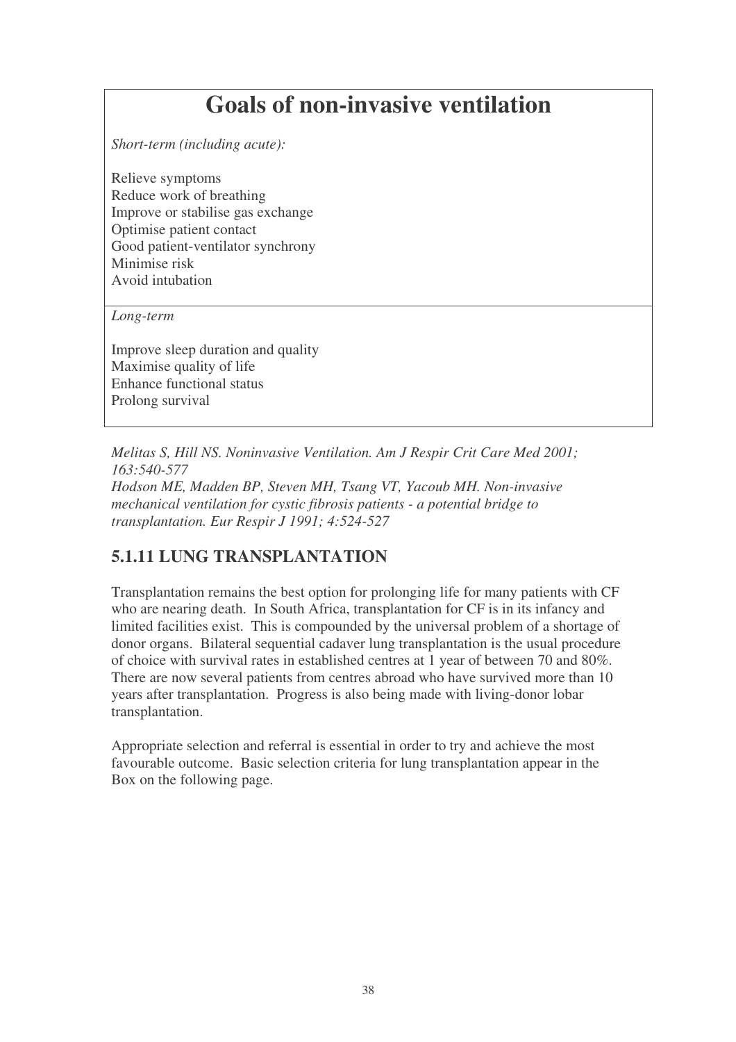## Goals of non-invasive ventilation

*Short-term (including acute):*

Relieve symptoms
Reduce work of breathing
Improve or stabilise gas exchange
Optimise patient contact
Good patient-ventilator synchrony
Minimise risk
Avoid intubation

*Long-term*

Improve sleep duration and quality
Maximise quality of life
Enhance functional status
Prolong survival

*Melitas S, Hill NS. Noninvasive Ventilation. Am J Respir Crit Care Med 2001; 163:540-577*
*Hodson ME, Madden BP, Steven MH, Tsang VT, Yacoub MH. Non-invasive mechanical ventilation for cystic fibrosis patients - a potential bridge to transplantation. Eur Respir J 1991; 4:524-527*

### 5.1.11 LUNG TRANSPLANTATION

Transplantation remains the best option for prolonging life for many patients with CF who are nearing death. In South Africa, transplantation for CF is in its infancy and limited facilities exist. This is compounded by the universal problem of a shortage of donor organs. Bilateral sequential cadaver lung transplantation is the usual procedure of choice with survival rates in established centres at 1 year of between 70 and 80%. There are now several patients from centres abroad who have survived more than 10 years after transplantation. Progress is also being made with living-donor lobar transplantation.

Appropriate selection and referral is essential in order to try and achieve the most favourable outcome. Basic selection criteria for lung transplantation appear in the Box on the following page.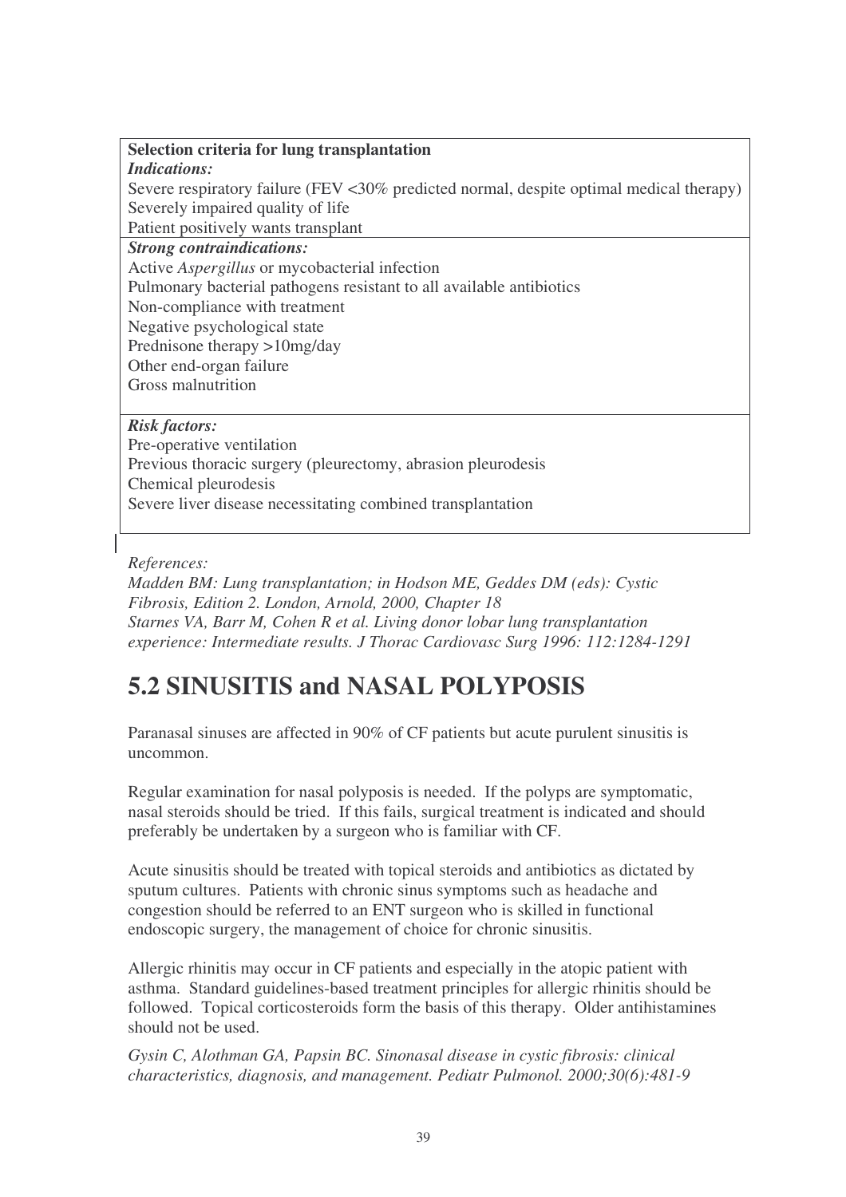| **Selection criteria for lung transplantation** |
|---|
| ***Indications:***<br>Severe respiratory failure (FEV <30% predicted normal, despite optimal medical therapy)<br>Severely impaired quality of life<br>Patient positively wants transplant |
| ***Strong contraindications:***<br>Active *Aspergillus* or mycobacterial infection<br>Pulmonary bacterial pathogens resistant to all available antibiotics<br>Non-compliance with treatment<br>Negative psychological state<br>Prednisone therapy >10mg/day<br>Other end-organ failure<br>Gross malnutrition |
| ***Risk factors:***<br>Pre-operative ventilation<br>Previous thoracic surgery (pleurectomy, abrasion pleurodesis<br>Chemical pleurodesis<br>Severe liver disease necessitating combined transplantation |

*References:*

*Madden BM: Lung transplantation; in Hodson ME, Geddes DM (eds): Cystic Fibrosis, Edition 2. London, Arnold, 2000, Chapter 18*

*Starnes VA, Barr M, Cohen R et al. Living donor lobar lung transplantation experience: Intermediate results. J Thorac Cardiovasc Surg 1996: 112:1284-1291*

## 5.2 SINUSITIS and NASAL POLYPOSIS

Paranasal sinuses are affected in 90% of CF patients but acute purulent sinusitis is uncommon.

Regular examination for nasal polyposis is needed. If the polyps are symptomatic, nasal steroids should be tried. If this fails, surgical treatment is indicated and should preferably be undertaken by a surgeon who is familiar with CF.

Acute sinusitis should be treated with topical steroids and antibiotics as dictated by sputum cultures. Patients with chronic sinus symptoms such as headache and congestion should be referred to an ENT surgeon who is skilled in functional endoscopic surgery, the management of choice for chronic sinusitis.

Allergic rhinitis may occur in CF patients and especially in the atopic patient with asthma. Standard guidelines-based treatment principles for allergic rhinitis should be followed. Topical corticosteroids form the basis of this therapy. Older antihistamines should not be used.

*Gysin C, Alothman GA, Papsin BC. Sinonasal disease in cystic fibrosis: clinical characteristics, diagnosis, and management. Pediatr Pulmonol. 2000;30(6):481-9*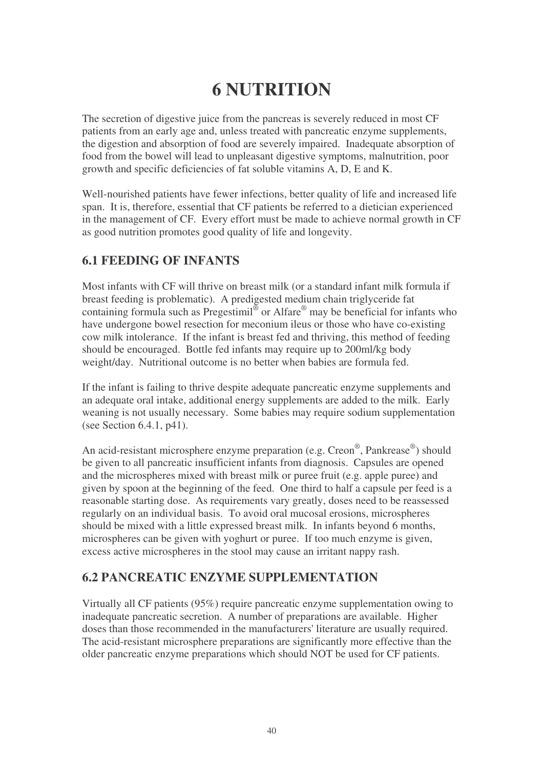# 6 NUTRITION

The secretion of digestive juice from the pancreas is severely reduced in most CF patients from an early age and, unless treated with pancreatic enzyme supplements, the digestion and absorption of food are severely impaired. Inadequate absorption of food from the bowel will lead to unpleasant digestive symptoms, malnutrition, poor growth and specific deficiencies of fat soluble vitamins A, D, E and K.

Well-nourished patients have fewer infections, better quality of life and increased life span. It is, therefore, essential that CF patients be referred to a dietician experienced in the management of CF. Every effort must be made to achieve normal growth in CF as good nutrition promotes good quality of life and longevity.

## 6.1 FEEDING OF INFANTS

Most infants with CF will thrive on breast milk (or a standard infant milk formula if breast feeding is problematic). A predigested medium chain triglyceride fat containing formula such as Pregestimil® or Alfare® may be beneficial for infants who have undergone bowel resection for meconium ileus or those who have co-existing cow milk intolerance. If the infant is breast fed and thriving, this method of feeding should be encouraged. Bottle fed infants may require up to 200ml/kg body weight/day. Nutritional outcome is no better when babies are formula fed.

If the infant is failing to thrive despite adequate pancreatic enzyme supplements and an adequate oral intake, additional energy supplements are added to the milk. Early weaning is not usually necessary. Some babies may require sodium supplementation (see Section 6.4.1, p41).

An acid-resistant microsphere enzyme preparation (e.g. Creon®, Pankrease®) should be given to all pancreatic insufficient infants from diagnosis. Capsules are opened and the microspheres mixed with breast milk or puree fruit (e.g. apple puree) and given by spoon at the beginning of the feed. One third to half a capsule per feed is a reasonable starting dose. As requirements vary greatly, doses need to be reassessed regularly on an individual basis. To avoid oral mucosal erosions, microspheres should be mixed with a little expressed breast milk. In infants beyond 6 months, microspheres can be given with yoghurt or puree. If too much enzyme is given, excess active microspheres in the stool may cause an irritant nappy rash.

## 6.2 PANCREATIC ENZYME SUPPLEMENTATION

Virtually all CF patients (95%) require pancreatic enzyme supplementation owing to inadequate pancreatic secretion. A number of preparations are available. Higher doses than those recommended in the manufacturers' literature are usually required. The acid-resistant microsphere preparations are significantly more effective than the older pancreatic enzyme preparations which should NOT be used for CF patients.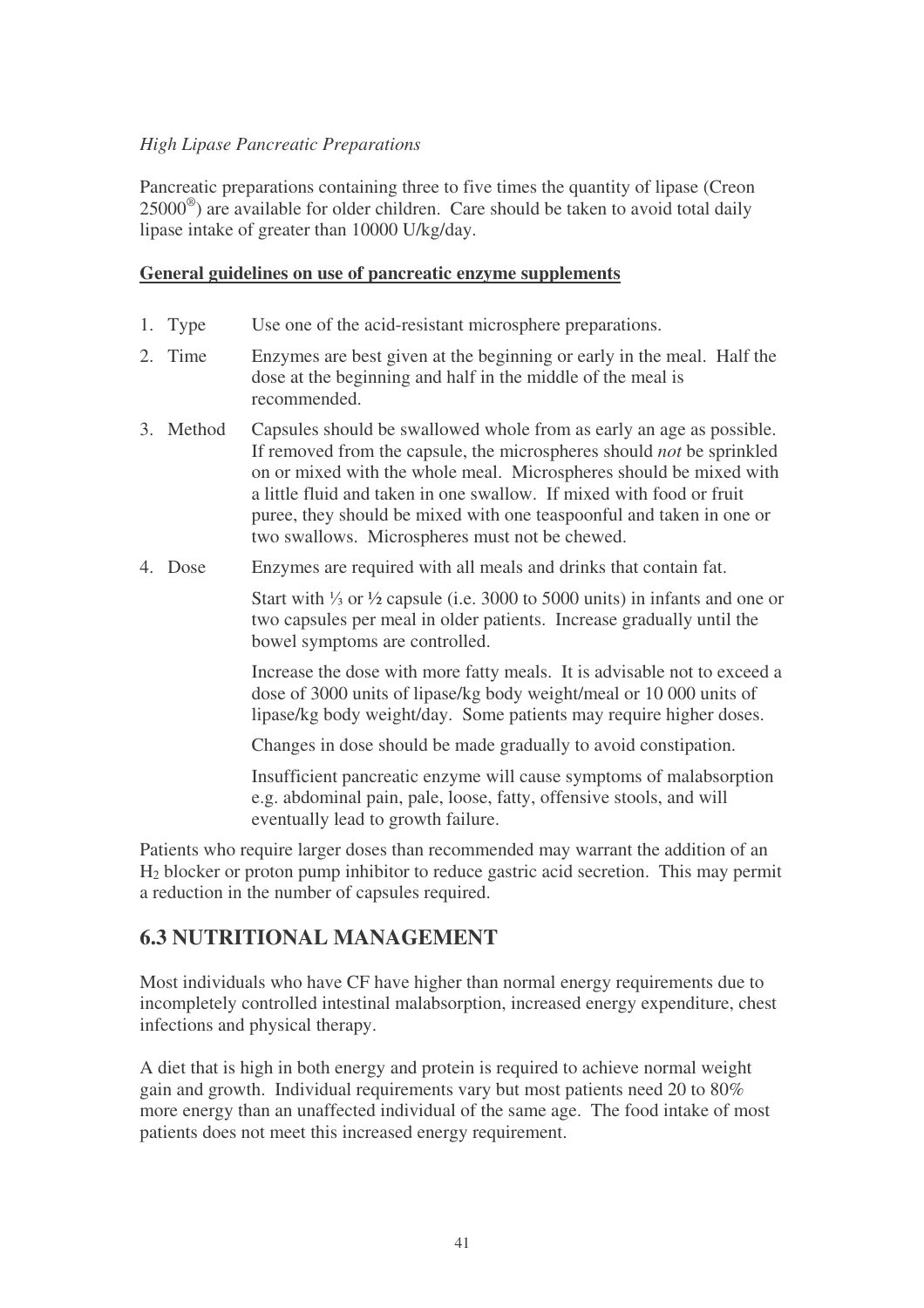*High Lipase Pancreatic Preparations*

Pancreatic preparations containing three to five times the quantity of lipase (Creon 25000®) are available for older children. Care should be taken to avoid total daily lipase intake of greater than 10000 U/kg/day.

**General guidelines on use of pancreatic enzyme supplements**

1. Type — Use one of the acid-resistant microsphere preparations.
2. Time — Enzymes are best given at the beginning or early in the meal. Half the dose at the beginning and half in the middle of the meal is recommended.
3. Method — Capsules should be swallowed whole from as early an age as possible. If removed from the capsule, the microspheres should *not* be sprinkled on or mixed with the whole meal. Microspheres should be mixed with a little fluid and taken in one swallow. If mixed with food or fruit puree, they should be mixed with one teaspoonful and taken in one or two swallows. Microspheres must not be chewed.
4. Dose — Enzymes are required with all meals and drinks that contain fat.

   Start with ⅓ or ½ capsule (i.e. 3000 to 5000 units) in infants and one or two capsules per meal in older patients. Increase gradually until the bowel symptoms are controlled.

   Increase the dose with more fatty meals. It is advisable not to exceed a dose of 3000 units of lipase/kg body weight/meal or 10 000 units of lipase/kg body weight/day. Some patients may require higher doses.

   Changes in dose should be made gradually to avoid constipation.

   Insufficient pancreatic enzyme will cause symptoms of malabsorption e.g. abdominal pain, pale, loose, fatty, offensive stools, and will eventually lead to growth failure.

Patients who require larger doses than recommended may warrant the addition of an $H_2$ blocker or proton pump inhibitor to reduce gastric acid secretion. This may permit a reduction in the number of capsules required.

## 6.3 NUTRITIONAL MANAGEMENT

Most individuals who have CF have higher than normal energy requirements due to incompletely controlled intestinal malabsorption, increased energy expenditure, chest infections and physical therapy.

A diet that is high in both energy and protein is required to achieve normal weight gain and growth. Individual requirements vary but most patients need 20 to 80% more energy than an unaffected individual of the same age. The food intake of most patients does not meet this increased energy requirement.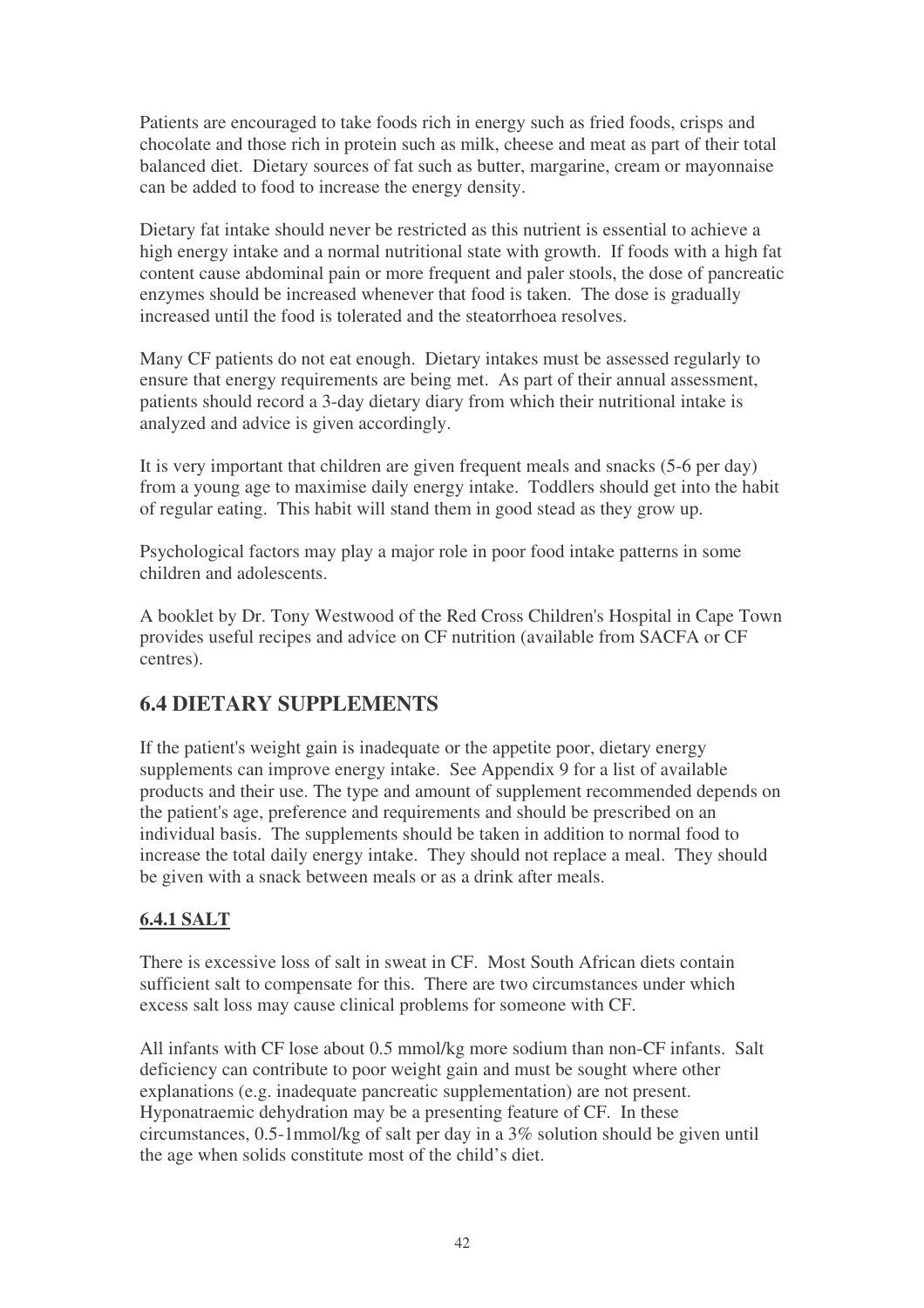Patients are encouraged to take foods rich in energy such as fried foods, crisps and chocolate and those rich in protein such as milk, cheese and meat as part of their total balanced diet. Dietary sources of fat such as butter, margarine, cream or mayonnaise can be added to food to increase the energy density.

Dietary fat intake should never be restricted as this nutrient is essential to achieve a high energy intake and a normal nutritional state with growth. If foods with a high fat content cause abdominal pain or more frequent and paler stools, the dose of pancreatic enzymes should be increased whenever that food is taken. The dose is gradually increased until the food is tolerated and the steatorrhoea resolves.

Many CF patients do not eat enough. Dietary intakes must be assessed regularly to ensure that energy requirements are being met. As part of their annual assessment, patients should record a 3-day dietary diary from which their nutritional intake is analyzed and advice is given accordingly.

It is very important that children are given frequent meals and snacks (5-6 per day) from a young age to maximise daily energy intake. Toddlers should get into the habit of regular eating. This habit will stand them in good stead as they grow up.

Psychological factors may play a major role in poor food intake patterns in some children and adolescents.

A booklet by Dr. Tony Westwood of the Red Cross Children's Hospital in Cape Town provides useful recipes and advice on CF nutrition (available from SACFA or CF centres).

## 6.4 DIETARY SUPPLEMENTS

If the patient's weight gain is inadequate or the appetite poor, dietary energy supplements can improve energy intake. See Appendix 9 for a list of available products and their use. The type and amount of supplement recommended depends on the patient's age, preference and requirements and should be prescribed on an individual basis. The supplements should be taken in addition to normal food to increase the total daily energy intake. They should not replace a meal. They should be given with a snack between meals or as a drink after meals.

### 6.4.1 SALT

There is excessive loss of salt in sweat in CF. Most South African diets contain sufficient salt to compensate for this. There are two circumstances under which excess salt loss may cause clinical problems for someone with CF.

All infants with CF lose about 0.5 mmol/kg more sodium than non-CF infants. Salt deficiency can contribute to poor weight gain and must be sought where other explanations (e.g. inadequate pancreatic supplementation) are not present. Hyponatraemic dehydration may be a presenting feature of CF. In these circumstances, 0.5-1mmol/kg of salt per day in a 3% solution should be given until the age when solids constitute most of the child's diet.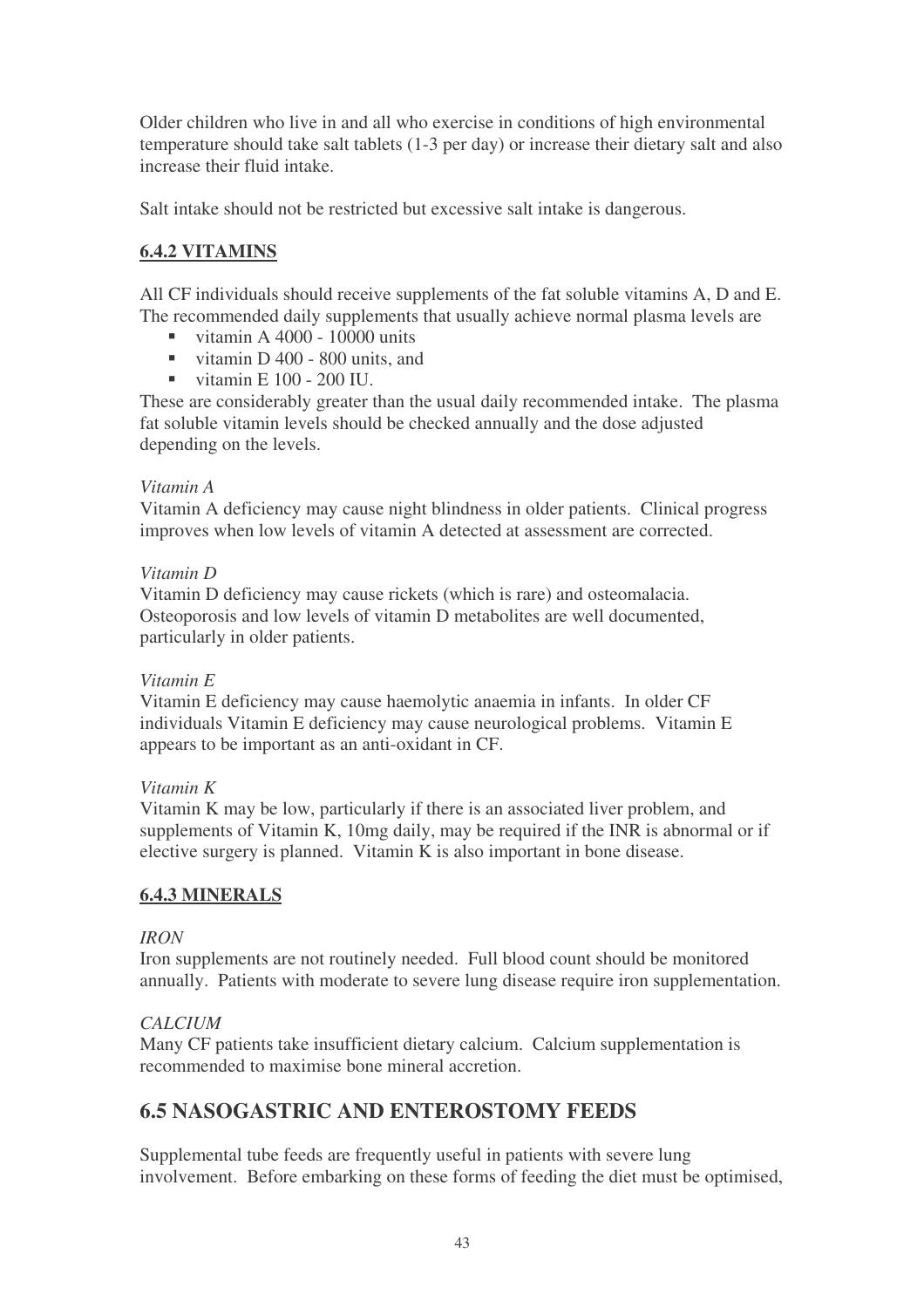Older children who live in and all who exercise in conditions of high environmental temperature should take salt tablets (1-3 per day) or increase their dietary salt and also increase their fluid intake.

Salt intake should not be restricted but excessive salt intake is dangerous.

### 6.4.2 VITAMINS

All CF individuals should receive supplements of the fat soluble vitamins A, D and E. The recommended daily supplements that usually achieve normal plasma levels are

- vitamin A 4000 - 10000 units
- vitamin D 400 - 800 units, and
- vitamin E 100 - 200 IU.

These are considerably greater than the usual daily recommended intake. The plasma fat soluble vitamin levels should be checked annually and the dose adjusted depending on the levels.

*Vitamin A*

Vitamin A deficiency may cause night blindness in older patients. Clinical progress improves when low levels of vitamin A detected at assessment are corrected.

*Vitamin D*

Vitamin D deficiency may cause rickets (which is rare) and osteomalacia. Osteoporosis and low levels of vitamin D metabolites are well documented, particularly in older patients.

*Vitamin E*

Vitamin E deficiency may cause haemolytic anaemia in infants. In older CF individuals Vitamin E deficiency may cause neurological problems. Vitamin E appears to be important as an anti-oxidant in CF.

*Vitamin K*

Vitamin K may be low, particularly if there is an associated liver problem, and supplements of Vitamin K, 10mg daily, may be required if the INR is abnormal or if elective surgery is planned. Vitamin K is also important in bone disease.

### 6.4.3 MINERALS

*IRON*

Iron supplements are not routinely needed. Full blood count should be monitored annually. Patients with moderate to severe lung disease require iron supplementation.

*CALCIUM*

Many CF patients take insufficient dietary calcium. Calcium supplementation is recommended to maximise bone mineral accretion.

## 6.5 NASOGASTRIC AND ENTEROSTOMY FEEDS

Supplemental tube feeds are frequently useful in patients with severe lung involvement. Before embarking on these forms of feeding the diet must be optimised,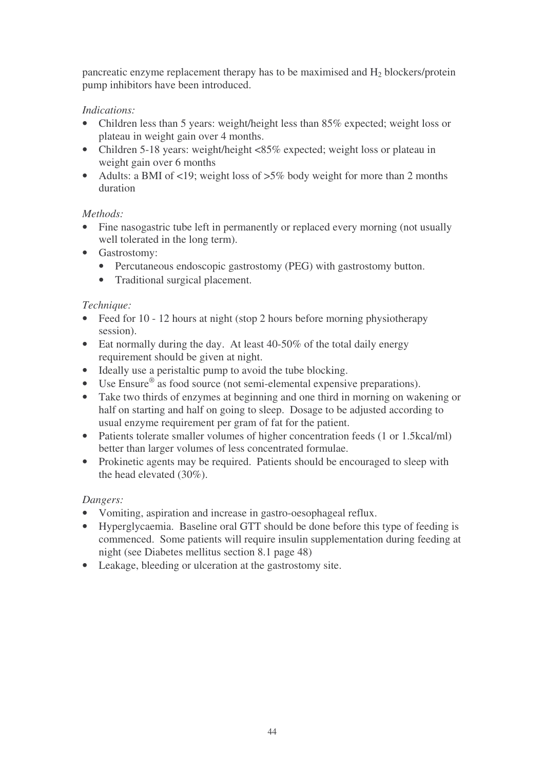pancreatic enzyme replacement therapy has to be maximised and $H_2$ blockers/protein pump inhibitors have been introduced.

*Indications:*

- Children less than 5 years: weight/height less than 85% expected; weight loss or plateau in weight gain over 4 months.
- Children 5-18 years: weight/height <85% expected; weight loss or plateau in weight gain over 6 months
- Adults: a BMI of <19; weight loss of >5% body weight for more than 2 months duration

*Methods:*

- Fine nasogastric tube left in permanently or replaced every morning (not usually well tolerated in the long term).
- Gastrostomy:
  - Percutaneous endoscopic gastrostomy (PEG) with gastrostomy button.
  - Traditional surgical placement.

*Technique:*

- Feed for 10 - 12 hours at night (stop 2 hours before morning physiotherapy session).
- Eat normally during the day. At least 40-50% of the total daily energy requirement should be given at night.
- Ideally use a peristaltic pump to avoid the tube blocking.
- Use Ensure® as food source (not semi-elemental expensive preparations).
- Take two thirds of enzymes at beginning and one third in morning on wakening or half on starting and half on going to sleep. Dosage to be adjusted according to usual enzyme requirement per gram of fat for the patient.
- Patients tolerate smaller volumes of higher concentration feeds (1 or 1.5kcal/ml) better than larger volumes of less concentrated formulae.
- Prokinetic agents may be required. Patients should be encouraged to sleep with the head elevated (30%).

*Dangers:*

- Vomiting, aspiration and increase in gastro-oesophageal reflux.
- Hyperglycaemia. Baseline oral GTT should be done before this type of feeding is commenced. Some patients will require insulin supplementation during feeding at night (see Diabetes mellitus section 8.1 page 48)
- Leakage, bleeding or ulceration at the gastrostomy site.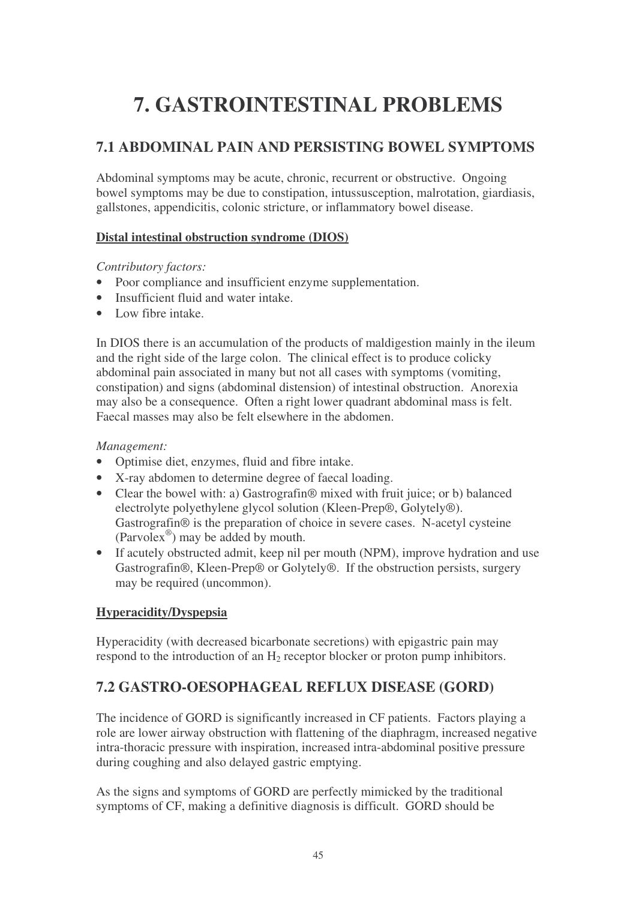# 7. GASTROINTESTINAL PROBLEMS

## 7.1 ABDOMINAL PAIN AND PERSISTING BOWEL SYMPTOMS

Abdominal symptoms may be acute, chronic, recurrent or obstructive. Ongoing bowel symptoms may be due to constipation, intussusception, malrotation, giardiasis, gallstones, appendicitis, colonic stricture, or inflammatory bowel disease.

### Distal intestinal obstruction syndrome (DIOS)

*Contributory factors:*

- Poor compliance and insufficient enzyme supplementation.
- Insufficient fluid and water intake.
- Low fibre intake.

In DIOS there is an accumulation of the products of maldigestion mainly in the ileum and the right side of the large colon. The clinical effect is to produce colicky abdominal pain associated in many but not all cases with symptoms (vomiting, constipation) and signs (abdominal distension) of intestinal obstruction. Anorexia may also be a consequence. Often a right lower quadrant abdominal mass is felt. Faecal masses may also be felt elsewhere in the abdomen.

*Management:*

- Optimise diet, enzymes, fluid and fibre intake.
- X-ray abdomen to determine degree of faecal loading.
- Clear the bowel with: a) Gastrografin® mixed with fruit juice; or b) balanced electrolyte polyethylene glycol solution (Kleen-Prep®, Golytely®). Gastrografin® is the preparation of choice in severe cases. N-acetyl cysteine (Parvolex®) may be added by mouth.
- If acutely obstructed admit, keep nil per mouth (NPM), improve hydration and use Gastrografin®, Kleen-Prep® or Golytely®. If the obstruction persists, surgery may be required (uncommon).

### Hyperacidity/Dyspepsia

Hyperacidity (with decreased bicarbonate secretions) with epigastric pain may respond to the introduction of an $H_2$ receptor blocker or proton pump inhibitors.

## 7.2 GASTRO-OESOPHAGEAL REFLUX DISEASE (GORD)

The incidence of GORD is significantly increased in CF patients. Factors playing a role are lower airway obstruction with flattening of the diaphragm, increased negative intra-thoracic pressure with inspiration, increased intra-abdominal positive pressure during coughing and also delayed gastric emptying.

As the signs and symptoms of GORD are perfectly mimicked by the traditional symptoms of CF, making a definitive diagnosis is difficult. GORD should be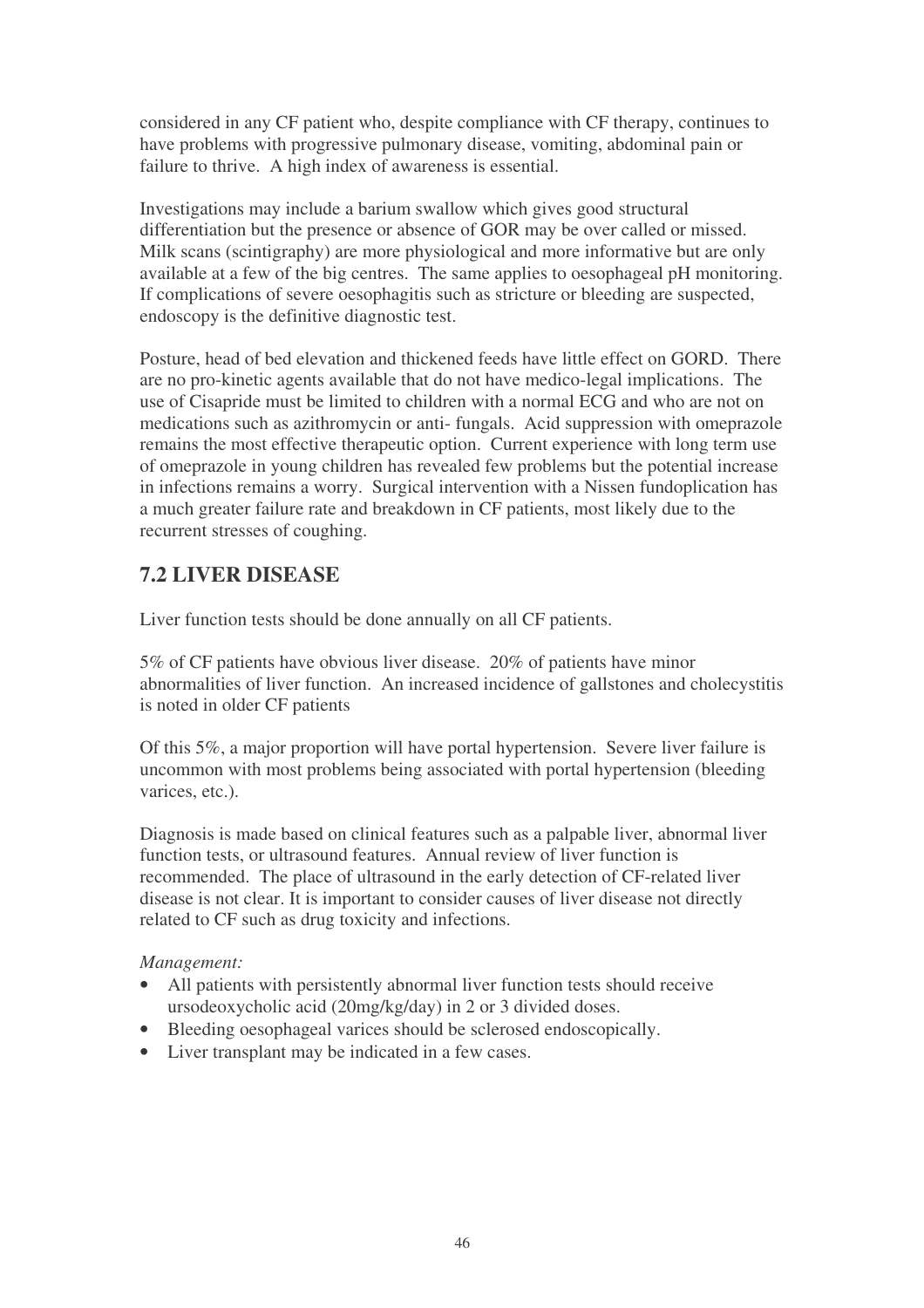considered in any CF patient who, despite compliance with CF therapy, continues to have problems with progressive pulmonary disease, vomiting, abdominal pain or failure to thrive. A high index of awareness is essential.

Investigations may include a barium swallow which gives good structural differentiation but the presence or absence of GOR may be over called or missed. Milk scans (scintigraphy) are more physiological and more informative but are only available at a few of the big centres. The same applies to oesophageal pH monitoring. If complications of severe oesophagitis such as stricture or bleeding are suspected, endoscopy is the definitive diagnostic test.

Posture, head of bed elevation and thickened feeds have little effect on GORD. There are no pro-kinetic agents available that do not have medico-legal implications. The use of Cisapride must be limited to children with a normal ECG and who are not on medications such as azithromycin or anti- fungals. Acid suppression with omeprazole remains the most effective therapeutic option. Current experience with long term use of omeprazole in young children has revealed few problems but the potential increase in infections remains a worry. Surgical intervention with a Nissen fundoplication has a much greater failure rate and breakdown in CF patients, most likely due to the recurrent stresses of coughing.

## 7.2 LIVER DISEASE

Liver function tests should be done annually on all CF patients.

5% of CF patients have obvious liver disease. 20% of patients have minor abnormalities of liver function. An increased incidence of gallstones and cholecystitis is noted in older CF patients

Of this 5%, a major proportion will have portal hypertension. Severe liver failure is uncommon with most problems being associated with portal hypertension (bleeding varices, etc.).

Diagnosis is made based on clinical features such as a palpable liver, abnormal liver function tests, or ultrasound features. Annual review of liver function is recommended. The place of ultrasound in the early detection of CF-related liver disease is not clear. It is important to consider causes of liver disease not directly related to CF such as drug toxicity and infections.

*Management:*

- All patients with persistently abnormal liver function tests should receive ursodeoxycholic acid (20mg/kg/day) in 2 or 3 divided doses.
- Bleeding oesophageal varices should be sclerosed endoscopically.
- Liver transplant may be indicated in a few cases.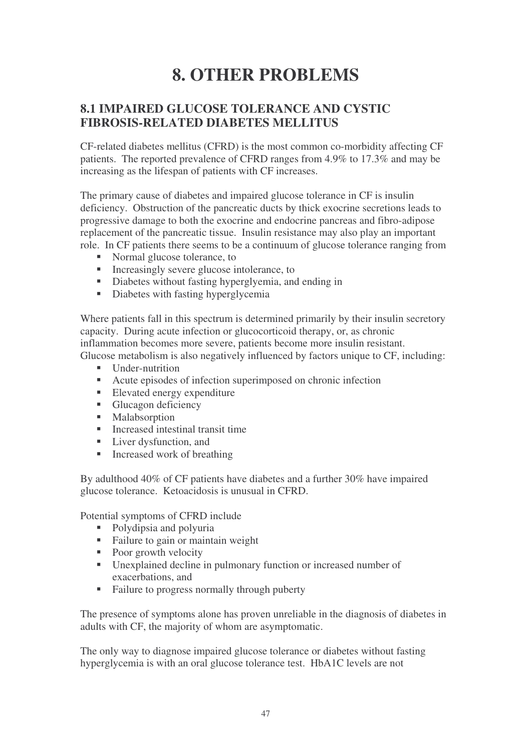# 8. OTHER PROBLEMS

## 8.1 IMPAIRED GLUCOSE TOLERANCE AND CYSTIC FIBROSIS-RELATED DIABETES MELLITUS

CF-related diabetes mellitus (CFRD) is the most common co-morbidity affecting CF patients. The reported prevalence of CFRD ranges from 4.9% to 17.3% and may be increasing as the lifespan of patients with CF increases.

The primary cause of diabetes and impaired glucose tolerance in CF is insulin deficiency. Obstruction of the pancreatic ducts by thick exocrine secretions leads to progressive damage to both the exocrine and endocrine pancreas and fibro-adipose replacement of the pancreatic tissue. Insulin resistance may also play an important role. In CF patients there seems to be a continuum of glucose tolerance ranging from

- Normal glucose tolerance, to
- Increasingly severe glucose intolerance, to
- Diabetes without fasting hyperglyemia, and ending in
- Diabetes with fasting hyperglycemia

Where patients fall in this spectrum is determined primarily by their insulin secretory capacity. During acute infection or glucocorticoid therapy, or, as chronic inflammation becomes more severe, patients become more insulin resistant. Glucose metabolism is also negatively influenced by factors unique to CF, including:

- Under-nutrition
- Acute episodes of infection superimposed on chronic infection
- Elevated energy expenditure
- Glucagon deficiency
- Malabsorption
- Increased intestinal transit time
- Liver dysfunction, and
- Increased work of breathing

By adulthood 40% of CF patients have diabetes and a further 30% have impaired glucose tolerance. Ketoacidosis is unusual in CFRD.

Potential symptoms of CFRD include

- Polydipsia and polyuria
- Failure to gain or maintain weight
- Poor growth velocity
- Unexplained decline in pulmonary function or increased number of exacerbations, and
- Failure to progress normally through puberty

The presence of symptoms alone has proven unreliable in the diagnosis of diabetes in adults with CF, the majority of whom are asymptomatic.

The only way to diagnose impaired glucose tolerance or diabetes without fasting hyperglycemia is with an oral glucose tolerance test. HbA1C levels are not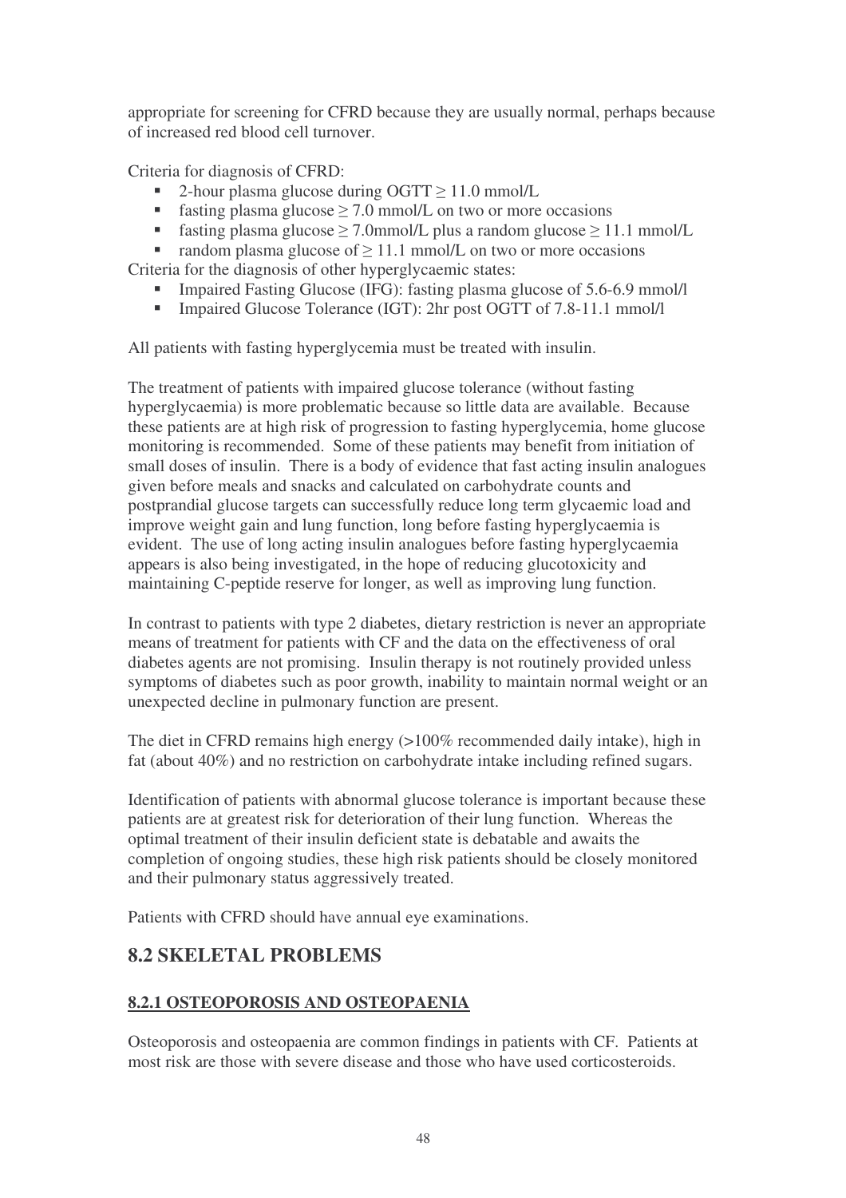appropriate for screening for CFRD because they are usually normal, perhaps because of increased red blood cell turnover.

Criteria for diagnosis of CFRD:

- 2-hour plasma glucose during OGTT $\geq$ 11.0 mmol/L
- fasting plasma glucose $\geq$ 7.0 mmol/L on two or more occasions
- fasting plasma glucose $\geq$ 7.0mmol/L plus a random glucose $\geq$ 11.1 mmol/L
- random plasma glucose of $\geq$ 11.1 mmol/L on two or more occasions

Criteria for the diagnosis of other hyperglycaemic states:

- Impaired Fasting Glucose (IFG): fasting plasma glucose of 5.6-6.9 mmol/l
- Impaired Glucose Tolerance (IGT): 2hr post OGTT of 7.8-11.1 mmol/l

All patients with fasting hyperglycemia must be treated with insulin.

The treatment of patients with impaired glucose tolerance (without fasting hyperglycaemia) is more problematic because so little data are available. Because these patients are at high risk of progression to fasting hyperglycemia, home glucose monitoring is recommended. Some of these patients may benefit from initiation of small doses of insulin. There is a body of evidence that fast acting insulin analogues given before meals and snacks and calculated on carbohydrate counts and postprandial glucose targets can successfully reduce long term glycaemic load and improve weight gain and lung function, long before fasting hyperglycaemia is evident. The use of long acting insulin analogues before fasting hyperglycaemia appears is also being investigated, in the hope of reducing glucotoxicity and maintaining C-peptide reserve for longer, as well as improving lung function.

In contrast to patients with type 2 diabetes, dietary restriction is never an appropriate means of treatment for patients with CF and the data on the effectiveness of oral diabetes agents are not promising. Insulin therapy is not routinely provided unless symptoms of diabetes such as poor growth, inability to maintain normal weight or an unexpected decline in pulmonary function are present.

The diet in CFRD remains high energy (>100% recommended daily intake), high in fat (about 40%) and no restriction on carbohydrate intake including refined sugars.

Identification of patients with abnormal glucose tolerance is important because these patients are at greatest risk for deterioration of their lung function. Whereas the optimal treatment of their insulin deficient state is debatable and awaits the completion of ongoing studies, these high risk patients should be closely monitored and their pulmonary status aggressively treated.

Patients with CFRD should have annual eye examinations.

## 8.2 SKELETAL PROBLEMS

### 8.2.1 OSTEOPOROSIS AND OSTEOPAENIA

Osteoporosis and osteopaenia are common findings in patients with CF. Patients at most risk are those with severe disease and those who have used corticosteroids.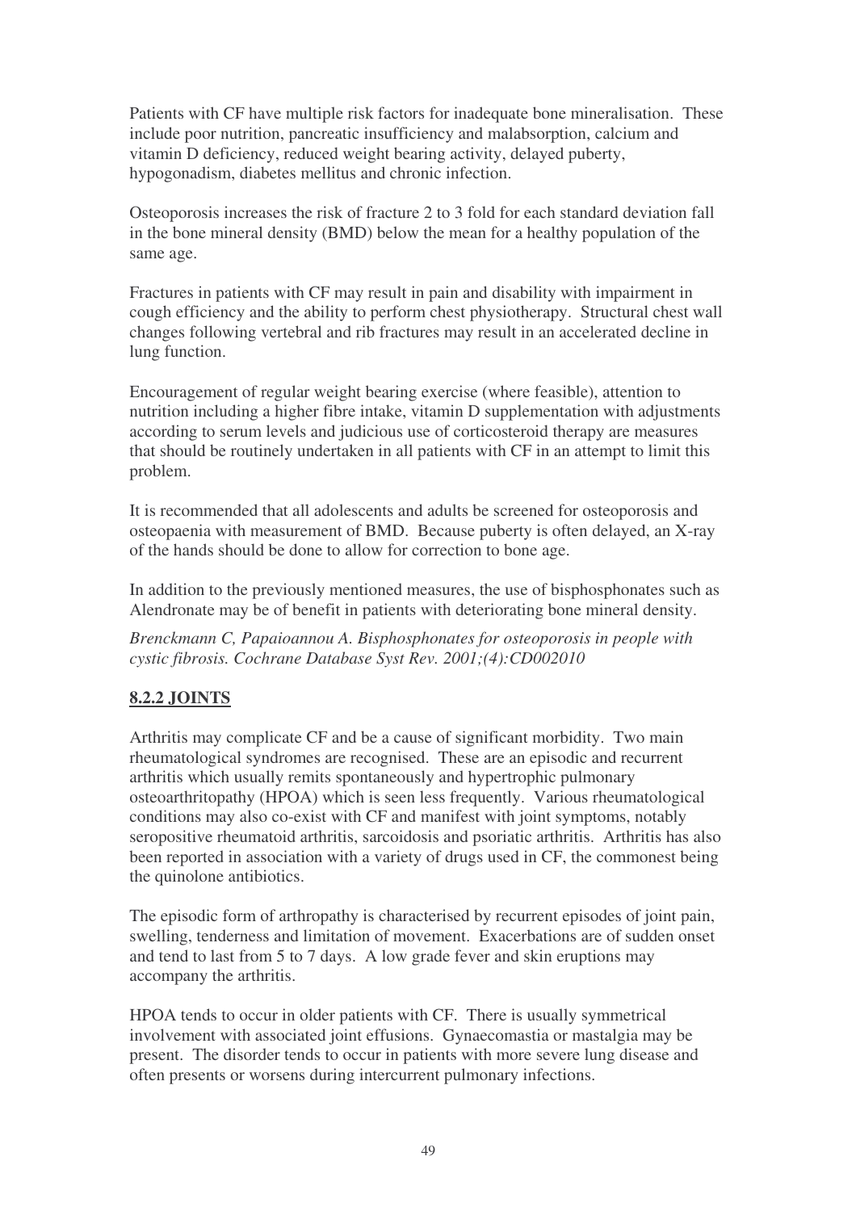Patients with CF have multiple risk factors for inadequate bone mineralisation. These include poor nutrition, pancreatic insufficiency and malabsorption, calcium and vitamin D deficiency, reduced weight bearing activity, delayed puberty, hypogonadism, diabetes mellitus and chronic infection.

Osteoporosis increases the risk of fracture 2 to 3 fold for each standard deviation fall in the bone mineral density (BMD) below the mean for a healthy population of the same age.

Fractures in patients with CF may result in pain and disability with impairment in cough efficiency and the ability to perform chest physiotherapy. Structural chest wall changes following vertebral and rib fractures may result in an accelerated decline in lung function.

Encouragement of regular weight bearing exercise (where feasible), attention to nutrition including a higher fibre intake, vitamin D supplementation with adjustments according to serum levels and judicious use of corticosteroid therapy are measures that should be routinely undertaken in all patients with CF in an attempt to limit this problem.

It is recommended that all adolescents and adults be screened for osteoporosis and osteopaenia with measurement of BMD. Because puberty is often delayed, an X-ray of the hands should be done to allow for correction to bone age.

In addition to the previously mentioned measures, the use of bisphosphonates such as Alendronate may be of benefit in patients with deteriorating bone mineral density.

*Brenckmann C, Papaioannou A. Bisphosphonates for osteoporosis in people with cystic fibrosis. Cochrane Database Syst Rev. 2001;(4):CD002010*

## 8.2.2 JOINTS

Arthritis may complicate CF and be a cause of significant morbidity. Two main rheumatological syndromes are recognised. These are an episodic and recurrent arthritis which usually remits spontaneously and hypertrophic pulmonary osteoarthritopathy (HPOA) which is seen less frequently. Various rheumatological conditions may also co-exist with CF and manifest with joint symptoms, notably seropositive rheumatoid arthritis, sarcoidosis and psoriatic arthritis. Arthritis has also been reported in association with a variety of drugs used in CF, the commonest being the quinolone antibiotics.

The episodic form of arthropathy is characterised by recurrent episodes of joint pain, swelling, tenderness and limitation of movement. Exacerbations are of sudden onset and tend to last from 5 to 7 days. A low grade fever and skin eruptions may accompany the arthritis.

HPOA tends to occur in older patients with CF. There is usually symmetrical involvement with associated joint effusions. Gynaecomastia or mastalgia may be present. The disorder tends to occur in patients with more severe lung disease and often presents or worsens during intercurrent pulmonary infections.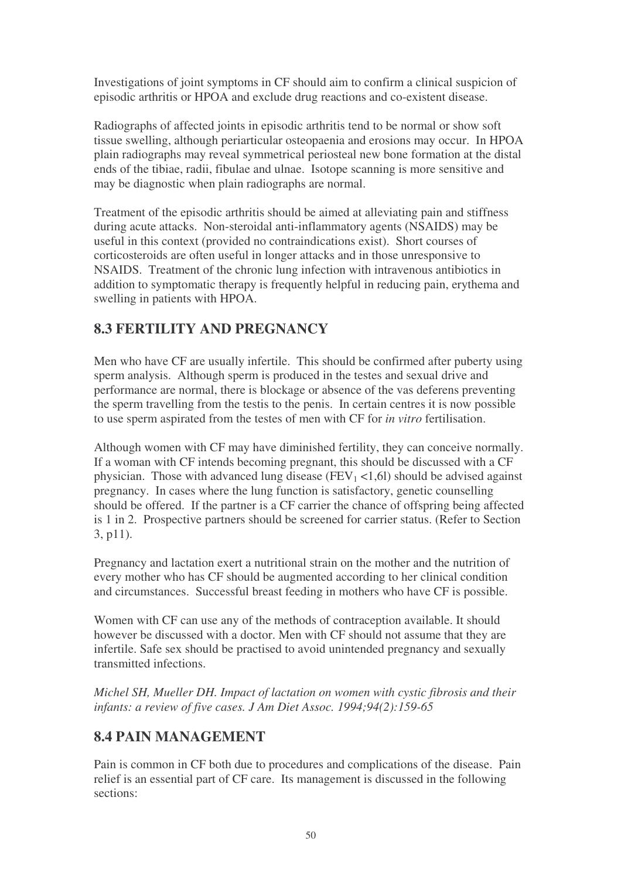Investigations of joint symptoms in CF should aim to confirm a clinical suspicion of episodic arthritis or HPOA and exclude drug reactions and co-existent disease.

Radiographs of affected joints in episodic arthritis tend to be normal or show soft tissue swelling, although periarticular osteopaenia and erosions may occur. In HPOA plain radiographs may reveal symmetrical periosteal new bone formation at the distal ends of the tibiae, radii, fibulae and ulnae. Isotope scanning is more sensitive and may be diagnostic when plain radiographs are normal.

Treatment of the episodic arthritis should be aimed at alleviating pain and stiffness during acute attacks. Non-steroidal anti-inflammatory agents (NSAIDS) may be useful in this context (provided no contraindications exist). Short courses of corticosteroids are often useful in longer attacks and in those unresponsive to NSAIDS. Treatment of the chronic lung infection with intravenous antibiotics in addition to symptomatic therapy is frequently helpful in reducing pain, erythema and swelling in patients with HPOA.

## 8.3 FERTILITY AND PREGNANCY

Men who have CF are usually infertile. This should be confirmed after puberty using sperm analysis. Although sperm is produced in the testes and sexual drive and performance are normal, there is blockage or absence of the vas deferens preventing the sperm travelling from the testis to the penis. In certain centres it is now possible to use sperm aspirated from the testes of men with CF for *in vitro* fertilisation.

Although women with CF may have diminished fertility, they can conceive normally. If a woman with CF intends becoming pregnant, this should be discussed with a CF physician. Those with advanced lung disease ($FEV_1$ <1,6l) should be advised against pregnancy. In cases where the lung function is satisfactory, genetic counselling should be offered. If the partner is a CF carrier the chance of offspring being affected is 1 in 2. Prospective partners should be screened for carrier status. (Refer to Section 3, p11).

Pregnancy and lactation exert a nutritional strain on the mother and the nutrition of every mother who has CF should be augmented according to her clinical condition and circumstances. Successful breast feeding in mothers who have CF is possible.

Women with CF can use any of the methods of contraception available. It should however be discussed with a doctor. Men with CF should not assume that they are infertile. Safe sex should be practised to avoid unintended pregnancy and sexually transmitted infections.

*Michel SH, Mueller DH. Impact of lactation on women with cystic fibrosis and their infants: a review of five cases. J Am Diet Assoc. 1994;94(2):159-65*

## 8.4 PAIN MANAGEMENT

Pain is common in CF both due to procedures and complications of the disease. Pain relief is an essential part of CF care. Its management is discussed in the following sections: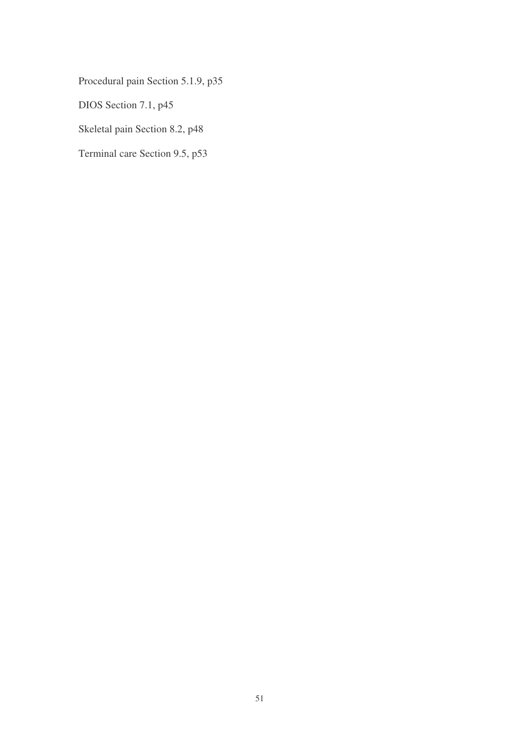Procedural pain Section 5.1.9, p35

DIOS Section 7.1, p45

Skeletal pain Section 8.2, p48

Terminal care Section 9.5, p53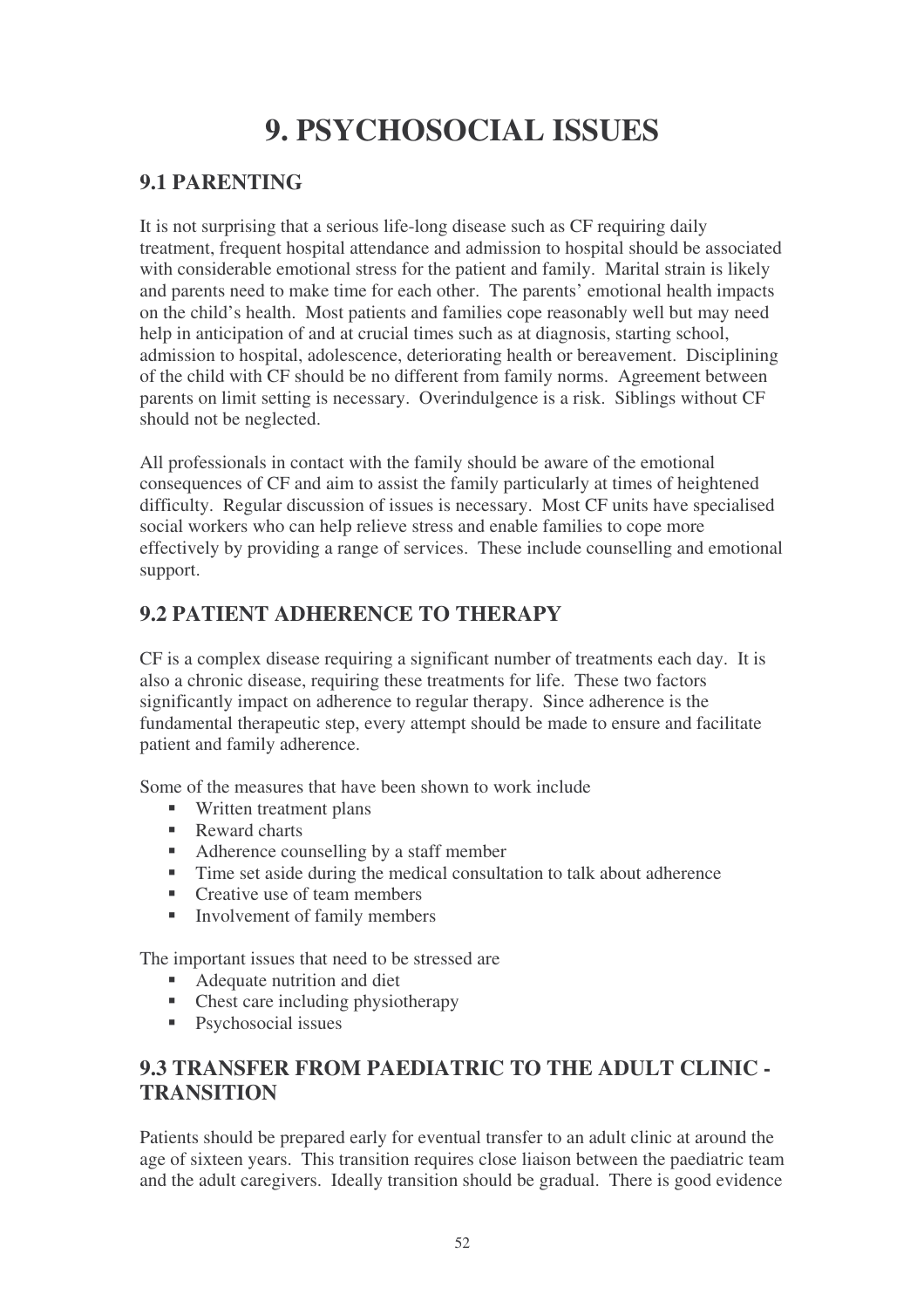# 9. PSYCHOSOCIAL ISSUES

## 9.1 PARENTING

It is not surprising that a serious life-long disease such as CF requiring daily treatment, frequent hospital attendance and admission to hospital should be associated with considerable emotional stress for the patient and family. Marital strain is likely and parents need to make time for each other. The parents' emotional health impacts on the child's health. Most patients and families cope reasonably well but may need help in anticipation of and at crucial times such as at diagnosis, starting school, admission to hospital, adolescence, deteriorating health or bereavement. Disciplining of the child with CF should be no different from family norms. Agreement between parents on limit setting is necessary. Overindulgence is a risk. Siblings without CF should not be neglected.

All professionals in contact with the family should be aware of the emotional consequences of CF and aim to assist the family particularly at times of heightened difficulty. Regular discussion of issues is necessary. Most CF units have specialised social workers who can help relieve stress and enable families to cope more effectively by providing a range of services. These include counselling and emotional support.

## 9.2 PATIENT ADHERENCE TO THERAPY

CF is a complex disease requiring a significant number of treatments each day. It is also a chronic disease, requiring these treatments for life. These two factors significantly impact on adherence to regular therapy. Since adherence is the fundamental therapeutic step, every attempt should be made to ensure and facilitate patient and family adherence.

Some of the measures that have been shown to work include

- Written treatment plans
- Reward charts
- Adherence counselling by a staff member
- Time set aside during the medical consultation to talk about adherence
- Creative use of team members
- Involvement of family members

The important issues that need to be stressed are

- Adequate nutrition and diet
- Chest care including physiotherapy
- Psychosocial issues

## 9.3 TRANSFER FROM PAEDIATRIC TO THE ADULT CLINIC - TRANSITION

Patients should be prepared early for eventual transfer to an adult clinic at around the age of sixteen years. This transition requires close liaison between the paediatric team and the adult caregivers. Ideally transition should be gradual. There is good evidence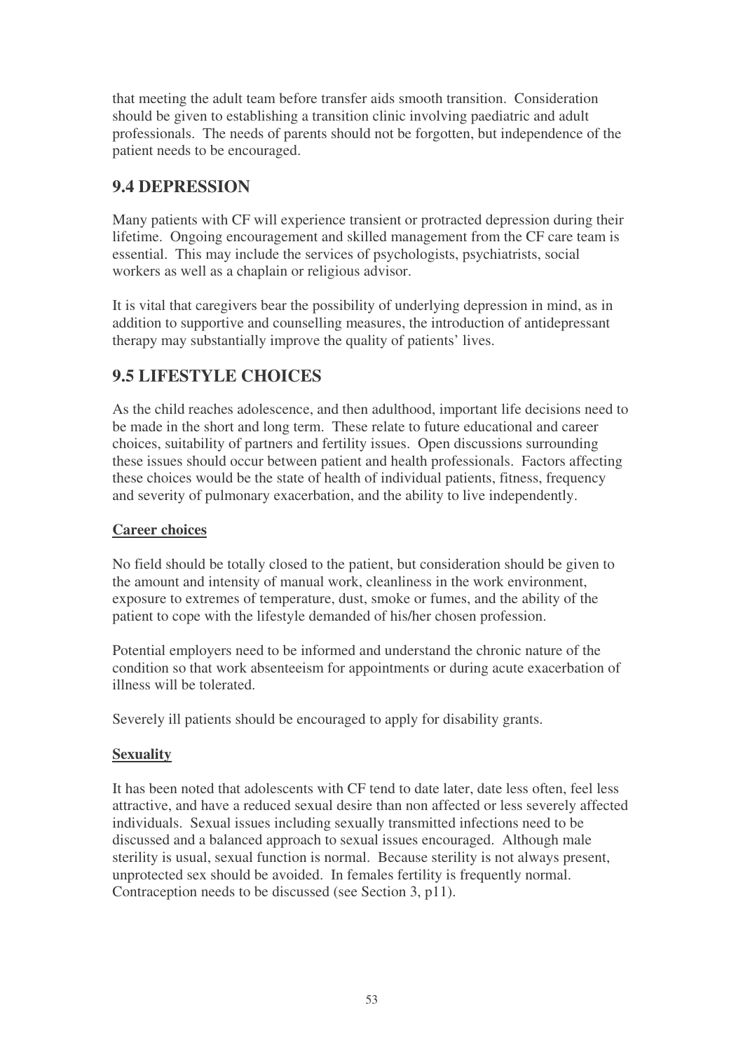that meeting the adult team before transfer aids smooth transition. Consideration should be given to establishing a transition clinic involving paediatric and adult professionals. The needs of parents should not be forgotten, but independence of the patient needs to be encouraged.

## 9.4 DEPRESSION

Many patients with CF will experience transient or protracted depression during their lifetime. Ongoing encouragement and skilled management from the CF care team is essential. This may include the services of psychologists, psychiatrists, social workers as well as a chaplain or religious advisor.

It is vital that caregivers bear the possibility of underlying depression in mind, as in addition to supportive and counselling measures, the introduction of antidepressant therapy may substantially improve the quality of patients' lives.

## 9.5 LIFESTYLE CHOICES

As the child reaches adolescence, and then adulthood, important life decisions need to be made in the short and long term. These relate to future educational and career choices, suitability of partners and fertility issues. Open discussions surrounding these issues should occur between patient and health professionals. Factors affecting these choices would be the state of health of individual patients, fitness, frequency and severity of pulmonary exacerbation, and the ability to live independently.

**Career choices**

No field should be totally closed to the patient, but consideration should be given to the amount and intensity of manual work, cleanliness in the work environment, exposure to extremes of temperature, dust, smoke or fumes, and the ability of the patient to cope with the lifestyle demanded of his/her chosen profession.

Potential employers need to be informed and understand the chronic nature of the condition so that work absenteeism for appointments or during acute exacerbation of illness will be tolerated.

Severely ill patients should be encouraged to apply for disability grants.

**Sexuality**

It has been noted that adolescents with CF tend to date later, date less often, feel less attractive, and have a reduced sexual desire than non affected or less severely affected individuals. Sexual issues including sexually transmitted infections need to be discussed and a balanced approach to sexual issues encouraged. Although male sterility is usual, sexual function is normal. Because sterility is not always present, unprotected sex should be avoided. In females fertility is frequently normal. Contraception needs to be discussed (see Section 3, p11).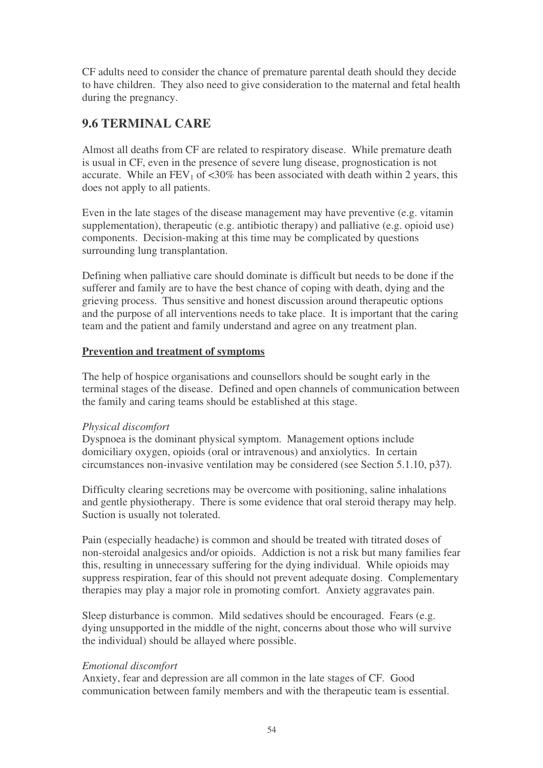CF adults need to consider the chance of premature parental death should they decide to have children. They also need to give consideration to the maternal and fetal health during the pregnancy.

## 9.6 TERMINAL CARE

Almost all deaths from CF are related to respiratory disease. While premature death is usual in CF, even in the presence of severe lung disease, prognostication is not accurate. While an $FEV_1$ of <30% has been associated with death within 2 years, this does not apply to all patients.

Even in the late stages of the disease management may have preventive (e.g. vitamin supplementation), therapeutic (e.g. antibiotic therapy) and palliative (e.g. opioid use) components. Decision-making at this time may be complicated by questions surrounding lung transplantation.

Defining when palliative care should dominate is difficult but needs to be done if the sufferer and family are to have the best chance of coping with death, dying and the grieving process. Thus sensitive and honest discussion around therapeutic options and the purpose of all interventions needs to take place. It is important that the caring team and the patient and family understand and agree on any treatment plan.

**Prevention and treatment of symptoms**

The help of hospice organisations and counsellors should be sought early in the terminal stages of the disease. Defined and open channels of communication between the family and caring teams should be established at this stage.

*Physical discomfort*

Dyspnoea is the dominant physical symptom. Management options include domiciliary oxygen, opioids (oral or intravenous) and anxiolytics. In certain circumstances non-invasive ventilation may be considered (see Section 5.1.10, p37).

Difficulty clearing secretions may be overcome with positioning, saline inhalations and gentle physiotherapy. There is some evidence that oral steroid therapy may help. Suction is usually not tolerated.

Pain (especially headache) is common and should be treated with titrated doses of non-steroidal analgesics and/or opioids. Addiction is not a risk but many families fear this, resulting in unnecessary suffering for the dying individual. While opioids may suppress respiration, fear of this should not prevent adequate dosing. Complementary therapies may play a major role in promoting comfort. Anxiety aggravates pain.

Sleep disturbance is common. Mild sedatives should be encouraged. Fears (e.g. dying unsupported in the middle of the night, concerns about those who will survive the individual) should be allayed where possible.

*Emotional discomfort*

Anxiety, fear and depression are all common in the late stages of CF. Good communication between family members and with the therapeutic team is essential.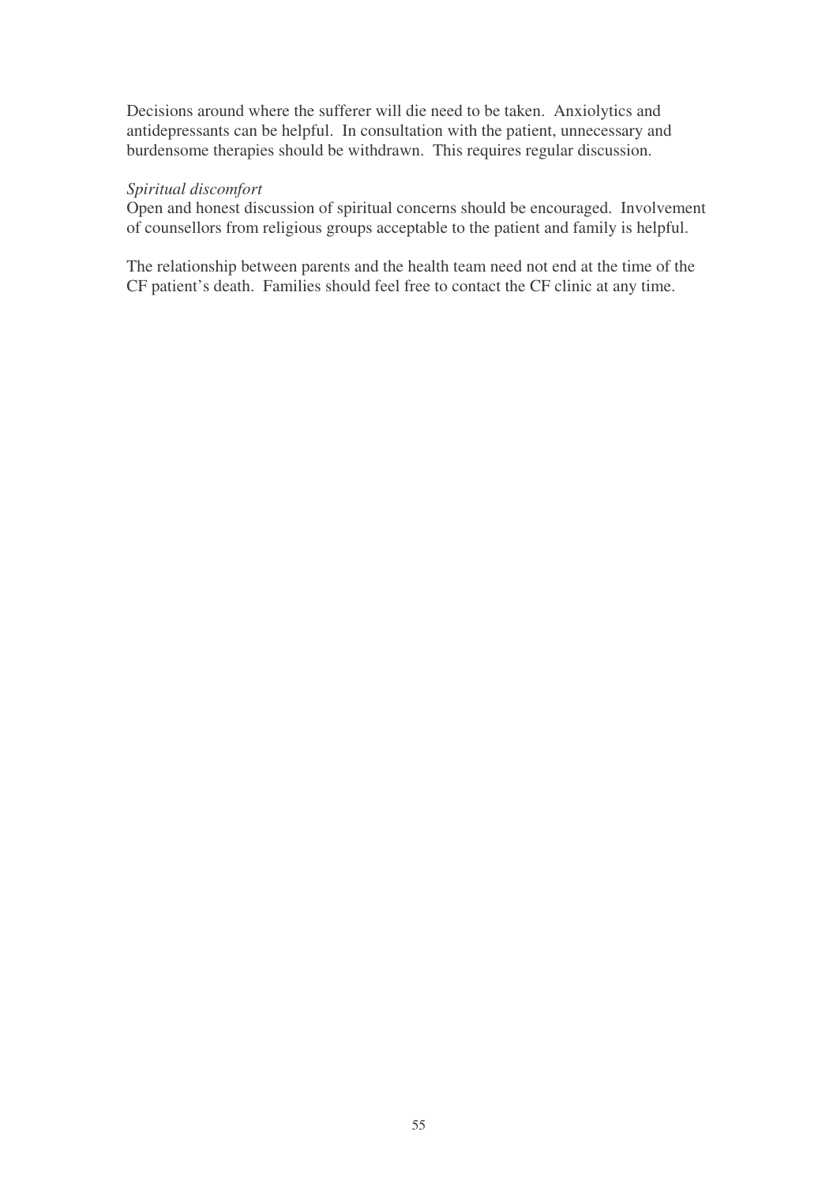Decisions around where the sufferer will die need to be taken. Anxiolytics and antidepressants can be helpful. In consultation with the patient, unnecessary and burdensome therapies should be withdrawn. This requires regular discussion.

*Spiritual discomfort*

Open and honest discussion of spiritual concerns should be encouraged. Involvement of counsellors from religious groups acceptable to the patient and family is helpful.

The relationship between parents and the health team need not end at the time of the CF patient's death. Families should feel free to contact the CF clinic at any time.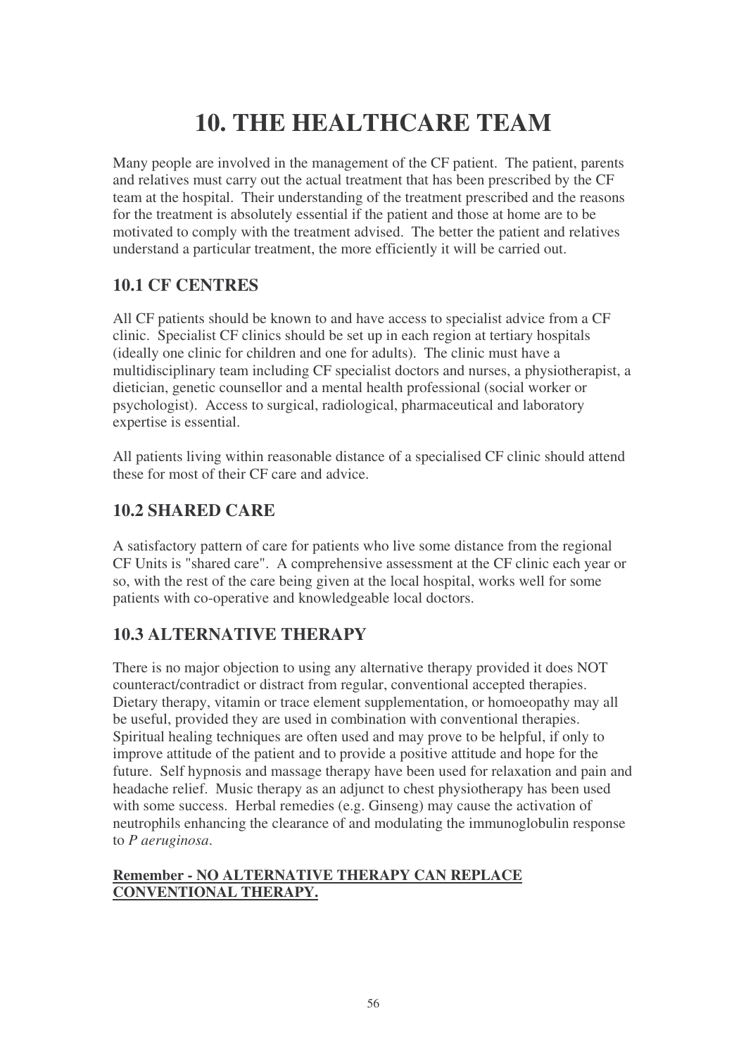# 10. THE HEALTHCARE TEAM

Many people are involved in the management of the CF patient. The patient, parents and relatives must carry out the actual treatment that has been prescribed by the CF team at the hospital. Their understanding of the treatment prescribed and the reasons for the treatment is absolutely essential if the patient and those at home are to be motivated to comply with the treatment advised. The better the patient and relatives understand a particular treatment, the more efficiently it will be carried out.

## 10.1 CF CENTRES

All CF patients should be known to and have access to specialist advice from a CF clinic. Specialist CF clinics should be set up in each region at tertiary hospitals (ideally one clinic for children and one for adults). The clinic must have a multidisciplinary team including CF specialist doctors and nurses, a physiotherapist, a dietician, genetic counsellor and a mental health professional (social worker or psychologist). Access to surgical, radiological, pharmaceutical and laboratory expertise is essential.

All patients living within reasonable distance of a specialised CF clinic should attend these for most of their CF care and advice.

## 10.2 SHARED CARE

A satisfactory pattern of care for patients who live some distance from the regional CF Units is "shared care". A comprehensive assessment at the CF clinic each year or so, with the rest of the care being given at the local hospital, works well for some patients with co-operative and knowledgeable local doctors.

## 10.3 ALTERNATIVE THERAPY

There is no major objection to using any alternative therapy provided it does NOT counteract/contradict or distract from regular, conventional accepted therapies. Dietary therapy, vitamin or trace element supplementation, or homoeopathy may all be useful, provided they are used in combination with conventional therapies. Spiritual healing techniques are often used and may prove to be helpful, if only to improve attitude of the patient and to provide a positive attitude and hope for the future. Self hypnosis and massage therapy have been used for relaxation and pain and headache relief. Music therapy as an adjunct to chest physiotherapy has been used with some success. Herbal remedies (e.g. Ginseng) may cause the activation of neutrophils enhancing the clearance of and modulating the immunoglobulin response to *P aeruginosa*.

**Remember - NO ALTERNATIVE THERAPY CAN REPLACE CONVENTIONAL THERAPY.**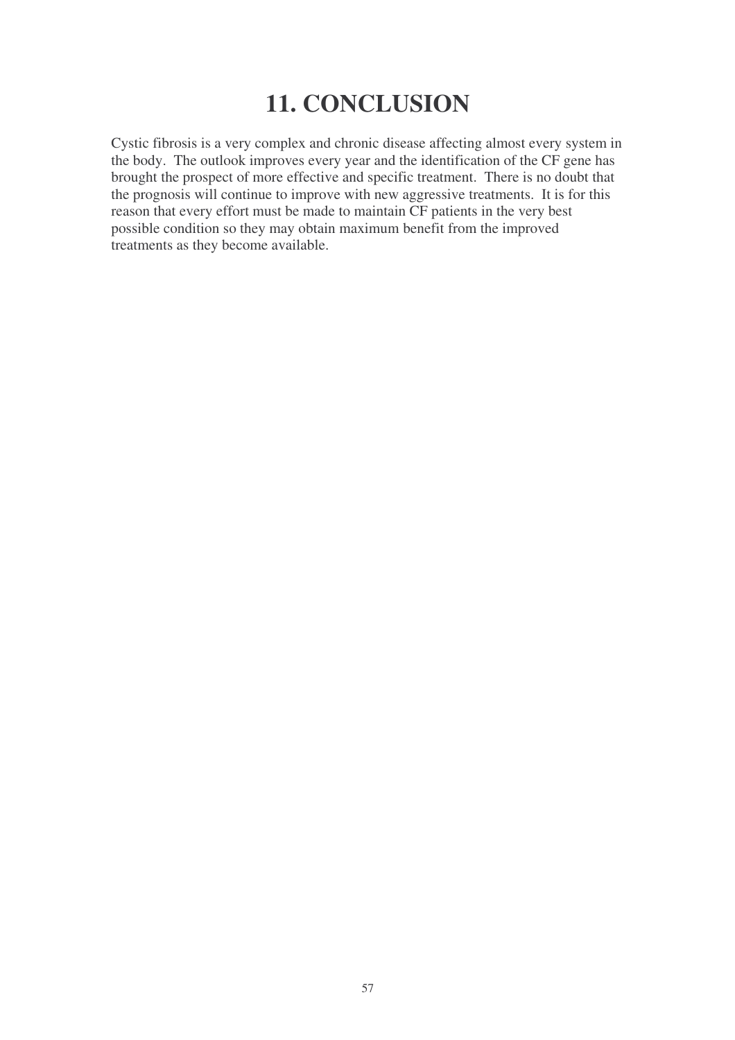# 11. CONCLUSION

Cystic fibrosis is a very complex and chronic disease affecting almost every system in the body. The outlook improves every year and the identification of the CF gene has brought the prospect of more effective and specific treatment. There is no doubt that the prognosis will continue to improve with new aggressive treatments. It is for this reason that every effort must be made to maintain CF patients in the very best possible condition so they may obtain maximum benefit from the improved treatments as they become available.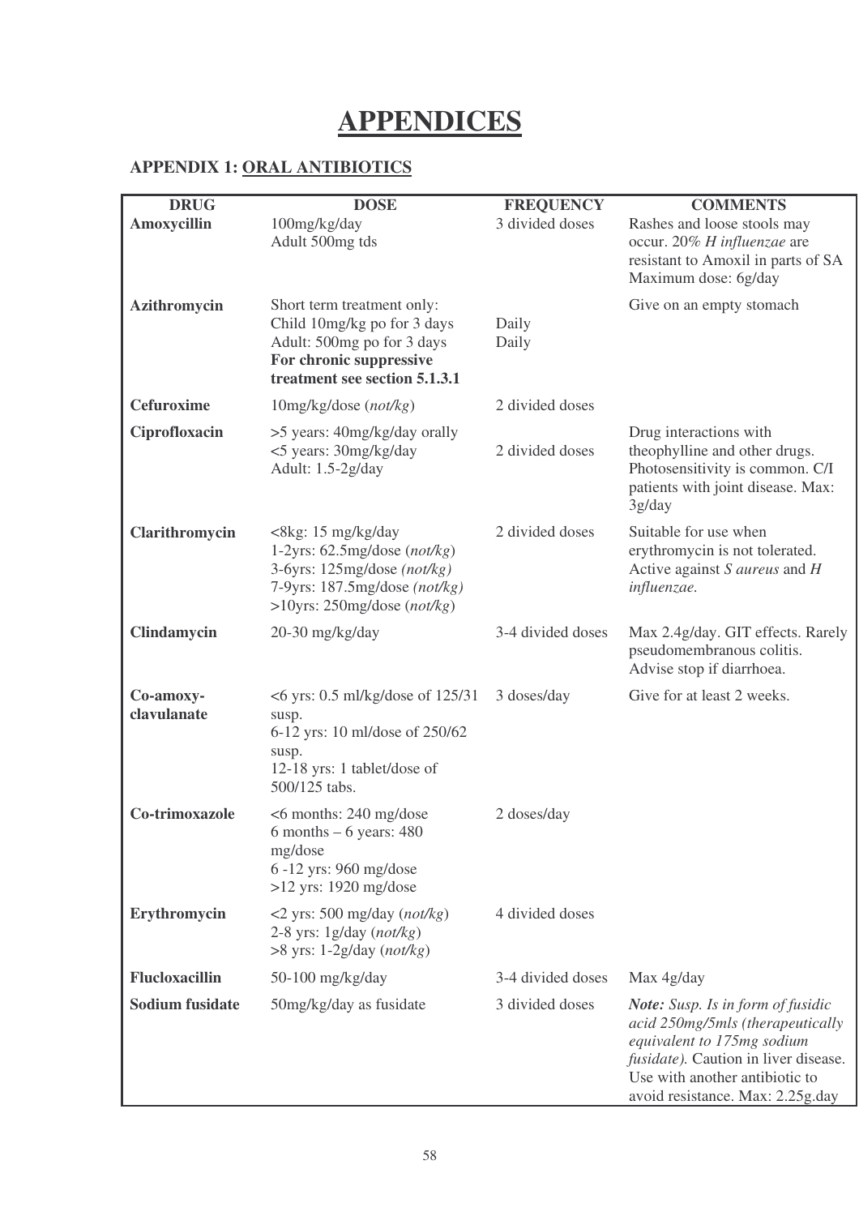# APPENDICES

## APPENDIX 1: ORAL ANTIBIOTICS

| DRUG | DOSE | FREQUENCY | COMMENTS |
|---|---|---|---|
| **Amoxycillin** | 100mg/kg/day<br>Adult 500mg tds | 3 divided doses | Rashes and loose stools may occur. 20% *H influenzae* are resistant to Amoxil in parts of SA Maximum dose: 6g/day |
| **Azithromycin** | Short term treatment only:<br>Child 10mg/kg po for 3 days<br>Adult: 500mg po for 3 days<br>**For chronic suppressive treatment see section 5.1.3.1** | <br>Daily<br>Daily | Give on an empty stomach |
| **Cefuroxime** | 10mg/kg/dose (*not/kg*) | 2 divided doses | |
| **Ciprofloxacin** | >5 years: 40mg/kg/day orally<br><5 years: 30mg/kg/day<br>Adult: 1.5-2g/day | 2 divided doses | Drug interactions with theophylline and other drugs. Photosensitivity is common. C/I patients with joint disease. Max: 3g/day |
| **Clarithromycin** | <8kg: 15 mg/kg/day<br>1-2yrs: 62.5mg/dose (*not/kg*)<br>3-6yrs: 125mg/dose (*not/kg)*<br>7-9yrs: 187.5mg/dose *(not/kg)*<br>>10yrs: 250mg/dose (*not/kg*) | 2 divided doses | Suitable for use when erythromycin is not tolerated. Active against *S aureus* and *H influenzae.* |
| **Clindamycin** | 20-30 mg/kg/day | 3-4 divided doses | Max 2.4g/day. GIT effects. Rarely pseudomembranous colitis. Advise stop if diarrhoea. |
| **Co-amoxy-clavulanate** | <6 yrs: 0.5 ml/kg/dose of 125/31 susp.<br>6-12 yrs: 10 ml/dose of 250/62 susp.<br>12-18 yrs: 1 tablet/dose of 500/125 tabs. | 3 doses/day | Give for at least 2 weeks. |
| **Co-trimoxazole** | <6 months: 240 mg/dose<br>6 months – 6 years: 480 mg/dose<br>6 -12 yrs: 960 mg/dose<br>>12 yrs: 1920 mg/dose | 2 doses/day | |
| **Erythromycin** | <2 yrs: 500 mg/day (*not/kg*)<br>2-8 yrs: 1g/day (*not/kg*)<br>>8 yrs: 1-2g/day (*not/kg*) | 4 divided doses | |
| **Flucloxacillin** | 50-100 mg/kg/day | 3-4 divided doses | Max 4g/day |
| **Sodium fusidate** | 50mg/kg/day as fusidate | 3 divided doses | ***Note:*** *Susp. Is in form of fusidic acid 250mg/5mls (therapeutically equivalent to 175mg sodium fusidate).* Caution in liver disease. Use with another antibiotic to avoid resistance. Max: 2.25g.day |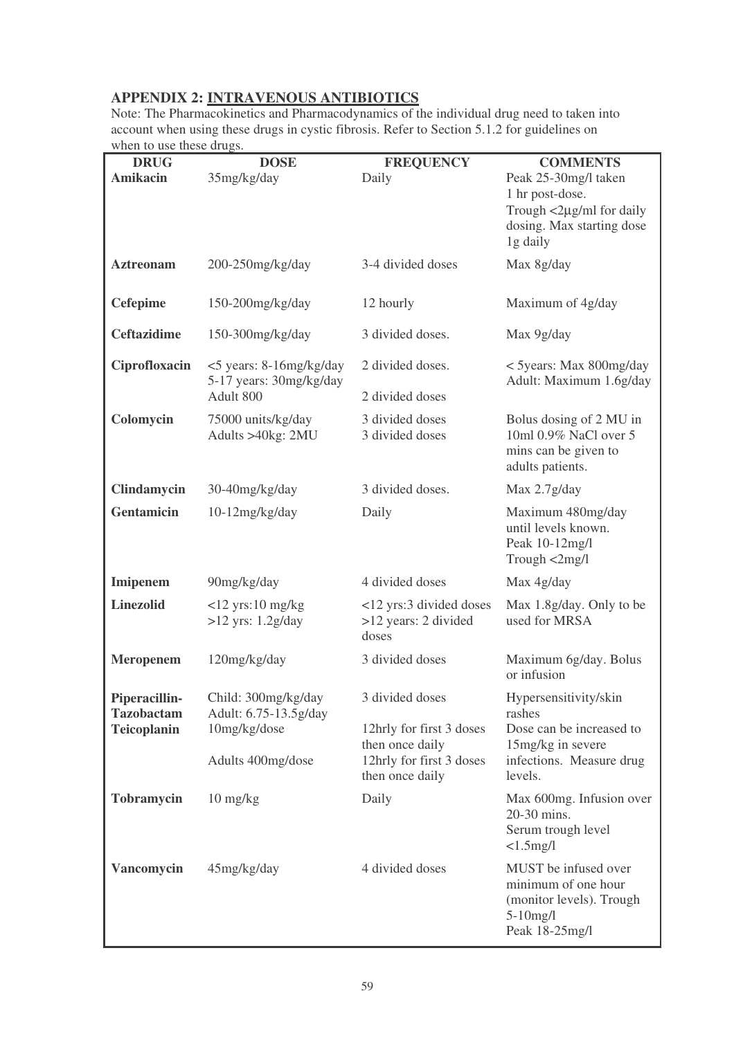## APPENDIX 2: INTRAVENOUS ANTIBIOTICS

Note: The Pharmacokinetics and Pharmacodynamics of the individual drug need to taken into account when using these drugs in cystic fibrosis. Refer to Section 5.1.2 for guidelines on when to use these drugs.

| DRUG | DOSE | FREQUENCY | COMMENTS |
|---|---|---|---|
| **Amikacin** | 35mg/kg/day | Daily | Peak 25-30mg/l taken 1 hr post-dose. Trough <2µg/ml for daily dosing. Max starting dose 1g daily |
| **Aztreonam** | 200-250mg/kg/day | 3-4 divided doses | Max 8g/day |
| **Cefepime** | 150-200mg/kg/day | 12 hourly | Maximum of 4g/day |
| **Ceftazidime** | 150-300mg/kg/day | 3 divided doses. | Max 9g/day |
| **Ciprofloxacin** | <5 years: 8-16mg/kg/day<br>5-17 years: 30mg/kg/day<br>Adult 800 | 2 divided doses.<br><br>2 divided doses | < 5years: Max 800mg/day<br>Adult: Maximum 1.6g/day |
| **Colomycin** | 75000 units/kg/day<br>Adults >40kg: 2MU | 3 divided doses<br>3 divided doses | Bolus dosing of 2 MU in 10ml 0.9% NaCl over 5 mins can be given to adults patients. |
| **Clindamycin** | 30-40mg/kg/day | 3 divided doses. | Max 2.7g/day |
| **Gentamicin** | 10-12mg/kg/day | Daily | Maximum 480mg/day until levels known. Peak 10-12mg/l Trough <2mg/l |
| **Imipenem** | 90mg/kg/day | 4 divided doses | Max 4g/day |
| **Linezolid** | <12 yrs:10 mg/kg<br>>12 yrs: 1.2g/day | <12 yrs:3 divided doses<br>>12 years: 2 divided doses | Max 1.8g/day. Only to be used for MRSA |
| **Meropenem** | 120mg/kg/day | 3 divided doses | Maximum 6g/day. Bolus or infusion |
| **Piperacillin-Tazobactam** | Child: 300mg/kg/day<br>Adult: 6.75-13.5g/day | 3 divided doses | Hypersensitivity/skin rashes |
| **Teicoplanin** | 10mg/kg/dose<br><br>Adults 400mg/dose | 12hrly for first 3 doses then once daily<br>12hrly for first 3 doses then once daily | Dose can be increased to 15mg/kg in severe infections. Measure drug levels. |
| **Tobramycin** | 10 mg/kg | Daily | Max 600mg. Infusion over 20-30 mins. Serum trough level <1.5mg/l |
| **Vancomycin** | 45mg/kg/day | 4 divided doses | MUST be infused over minimum of one hour (monitor levels). Trough 5-10mg/l Peak 18-25mg/l |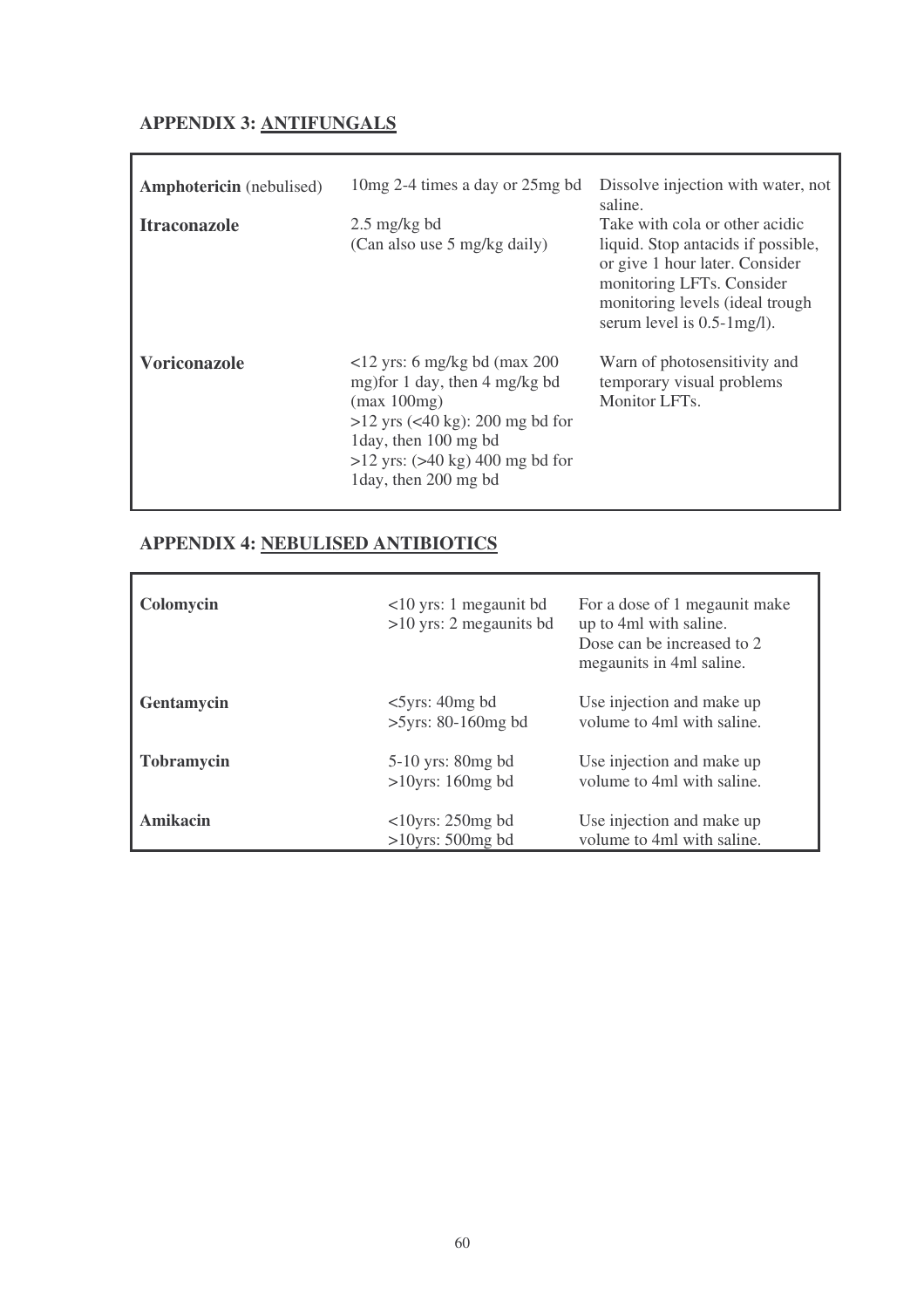## APPENDIX 3: ANTIFUNGALS

| Drug | Dose | Notes |
|---|---|---|
| **Amphotericin** (nebulised) | 10mg 2-4 times a day or 25mg bd | Dissolve injection with water, not saline. |
| **Itraconazole** | 2.5 mg/kg bd<br>(Can also use 5 mg/kg daily) | Take with cola or other acidic liquid. Stop antacids if possible, or give 1 hour later. Consider monitoring LFTs. Consider monitoring levels (ideal trough serum level is 0.5-1mg/l). |
| **Voriconazole** | <12 yrs: 6 mg/kg bd (max 200 mg)for 1 day, then 4 mg/kg bd (max 100mg)<br>>12 yrs (<40 kg): 200 mg bd for 1day, then 100 mg bd<br>>12 yrs: (>40 kg) 400 mg bd for 1day, then 200 mg bd | Warn of photosensitivity and temporary visual problems<br>Monitor LFTs. |

## APPENDIX 4: NEBULISED ANTIBIOTICS

| Drug | Dose | Notes |
|---|---|---|
| **Colomycin** | <10 yrs: 1 megaunit bd<br>>10 yrs: 2 megaunits bd | For a dose of 1 megaunit make up to 4ml with saline.<br>Dose can be increased to 2 megaunits in 4ml saline. |
| **Gentamycin** | <5yrs: 40mg bd<br>>5yrs: 80-160mg bd | Use injection and make up volume to 4ml with saline. |
| **Tobramycin** | 5-10 yrs: 80mg bd<br>>10yrs: 160mg bd | Use injection and make up volume to 4ml with saline. |
| **Amikacin** | <10yrs: 250mg bd<br>>10yrs: 500mg bd | Use injection and make up volume to 4ml with saline. |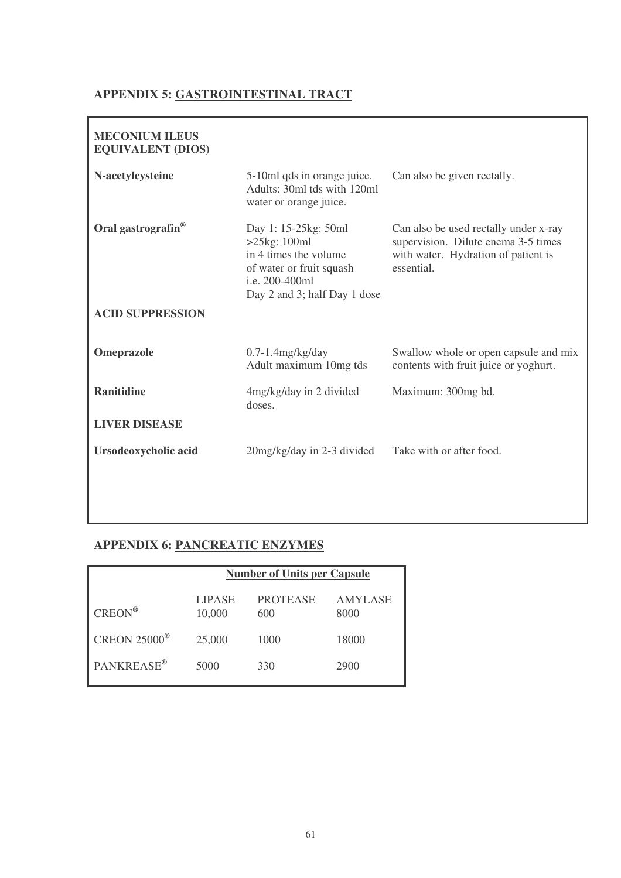## APPENDIX 5: GASTROINTESTINAL TRACT

| | | |
|---|---|---|
| **MECONIUM ILEUS EQUIVALENT (DIOS)** | | |
| **N-acetylcysteine** | 5-10ml qds in orange juice. Adults: 30ml tds with 120ml water or orange juice. | Can also be given rectally. |
| **Oral gastrografin®** | Day 1: 15-25kg: 50ml<br>>25kg: 100ml<br>in 4 times the volume of water or fruit squash i.e. 200-400ml<br>Day 2 and 3; half Day 1 dose | Can also be used rectally under x-ray supervision. Dilute enema 3-5 times with water. Hydration of patient is essential. |
| **ACID SUPPRESSION** | | |
| **Omeprazole** | 0.7-1.4mg/kg/day<br>Adult maximum 10mg tds | Swallow whole or open capsule and mix contents with fruit juice or yoghurt. |
| **Ranitidine** | 4mg/kg/day in 2 divided doses. | Maximum: 300mg bd. |
| **LIVER DISEASE** | | |
| **Ursodeoxycholic acid** | 20mg/kg/day in 2-3 divided | Take with or after food. |

## APPENDIX 6: PANCREATIC ENZYMES

| | Number of Units per Capsule | | |
|---|---|---|---|
| | LIPASE | PROTEASE | AMYLASE |
| CREON® | 10,000 | 600 | 8000 |
| CREON 25000® | 25,000 | 1000 | 18000 |
| PANKREASE® | 5000 | 330 | 2900 |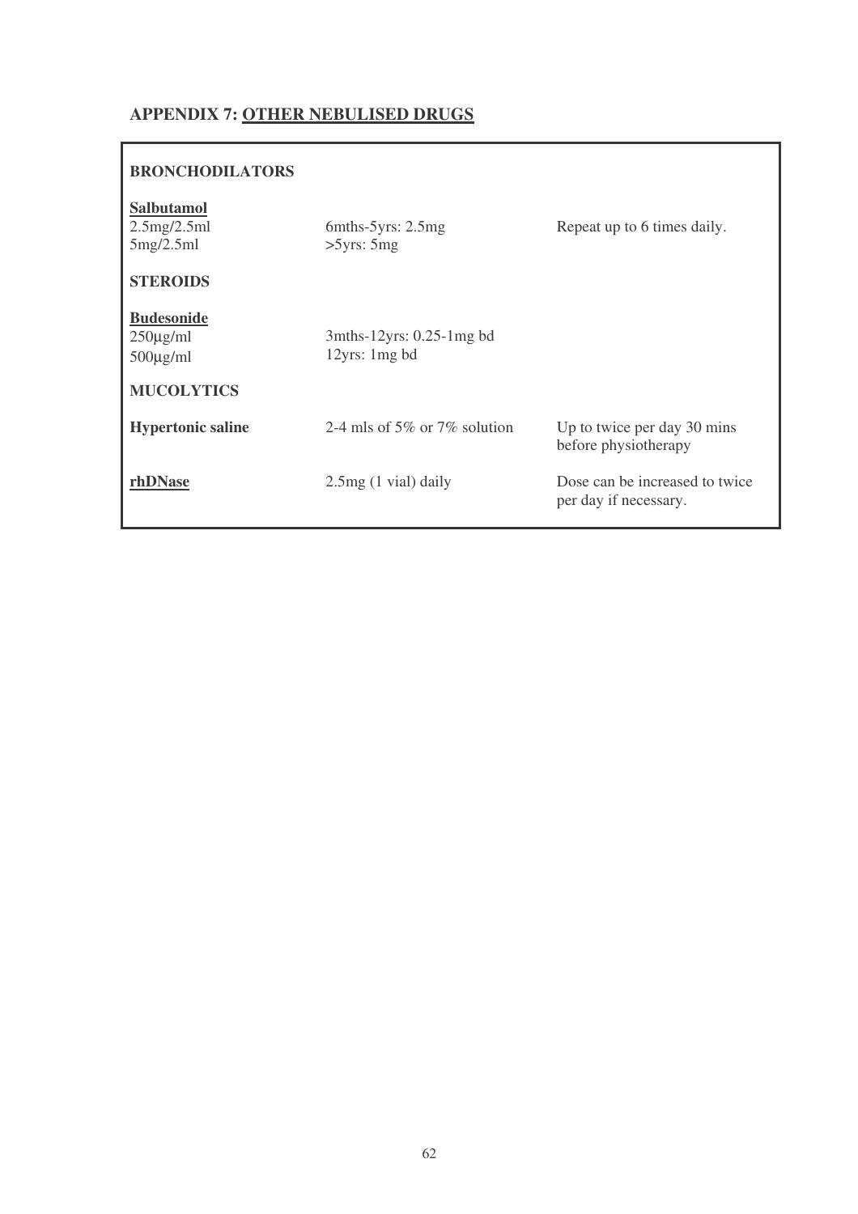## APPENDIX 7: <u>OTHER NEBULISED DRUGS</u>

| | | |
|---|---|---|
| **BRONCHODILATORS** | | |
| **<u>Salbutamol</u>**<br>2.5mg/2.5ml<br>5mg/2.5ml | 6mths-5yrs: 2.5mg<br>>5yrs: 5mg | Repeat up to 6 times daily. |
| **STEROIDS** | | |
| **<u>Budesonide</u>**<br>250µg/ml<br>500µg/ml | 3mths-12yrs: 0.25-1mg bd<br>12yrs: 1mg bd | |
| **MUCOLYTICS** | | |
| **Hypertonic saline** | 2-4 mls of 5% or 7% solution | Up to twice per day 30 mins before physiotherapy |
| **<u>rhDNase</u>** | 2.5mg (1 vial) daily | Dose can be increased to twice per day if necessary. |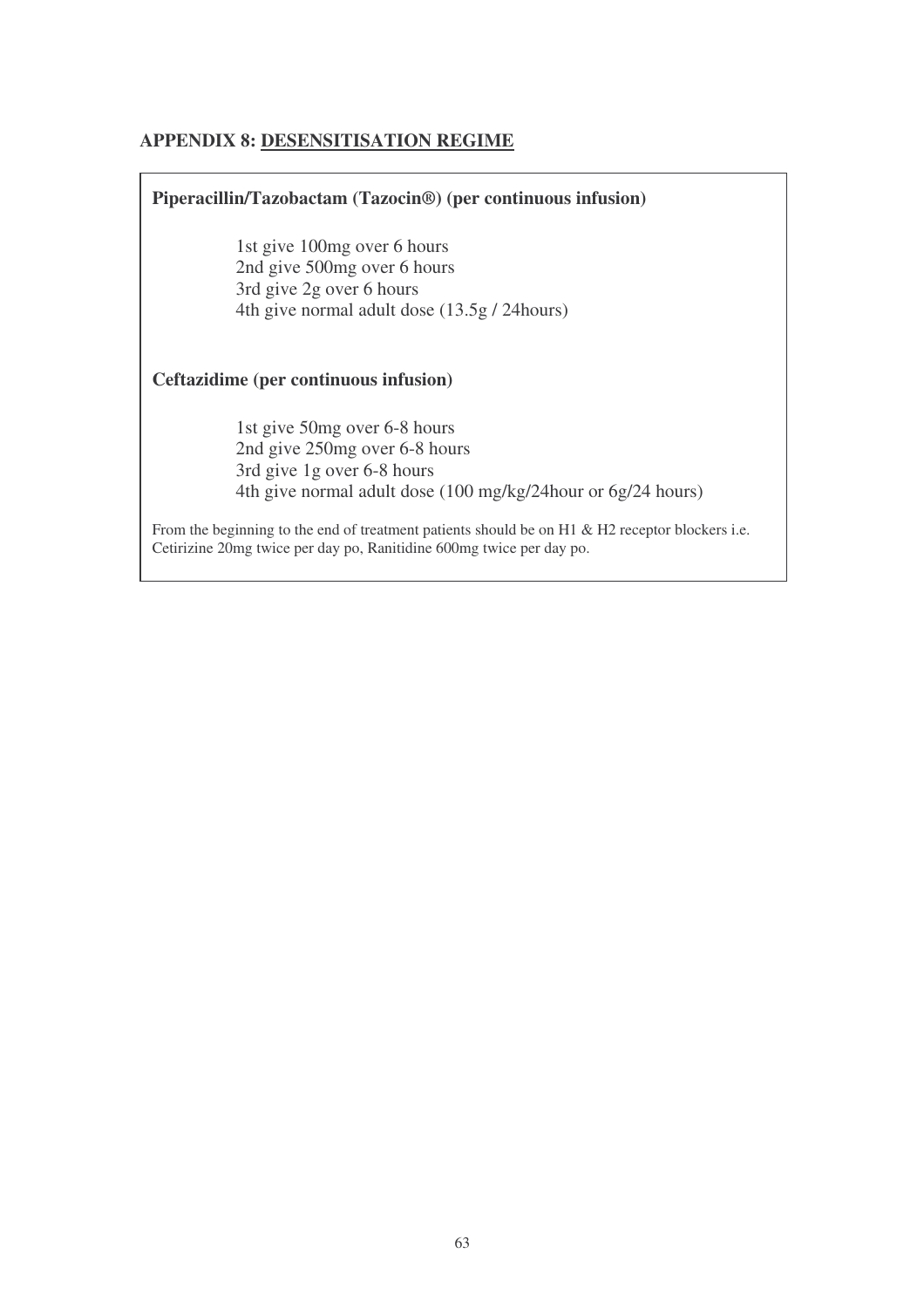## APPENDIX 8: DESENSITISATION REGIME

**Piperacillin/Tazobactam (Tazocin®) (per continuous infusion)**

1st give 100mg over 6 hours
2nd give 500mg over 6 hours
3rd give 2g over 6 hours
4th give normal adult dose (13.5g / 24hours)

**Ceftazidime (per continuous infusion)**

1st give 50mg over 6-8 hours
2nd give 250mg over 6-8 hours
3rd give 1g over 6-8 hours
4th give normal adult dose (100 mg/kg/24hour or 6g/24 hours)

From the beginning to the end of treatment patients should be on H1 & H2 receptor blockers i.e. Cetirizine 20mg twice per day po, Ranitidine 600mg twice per day po.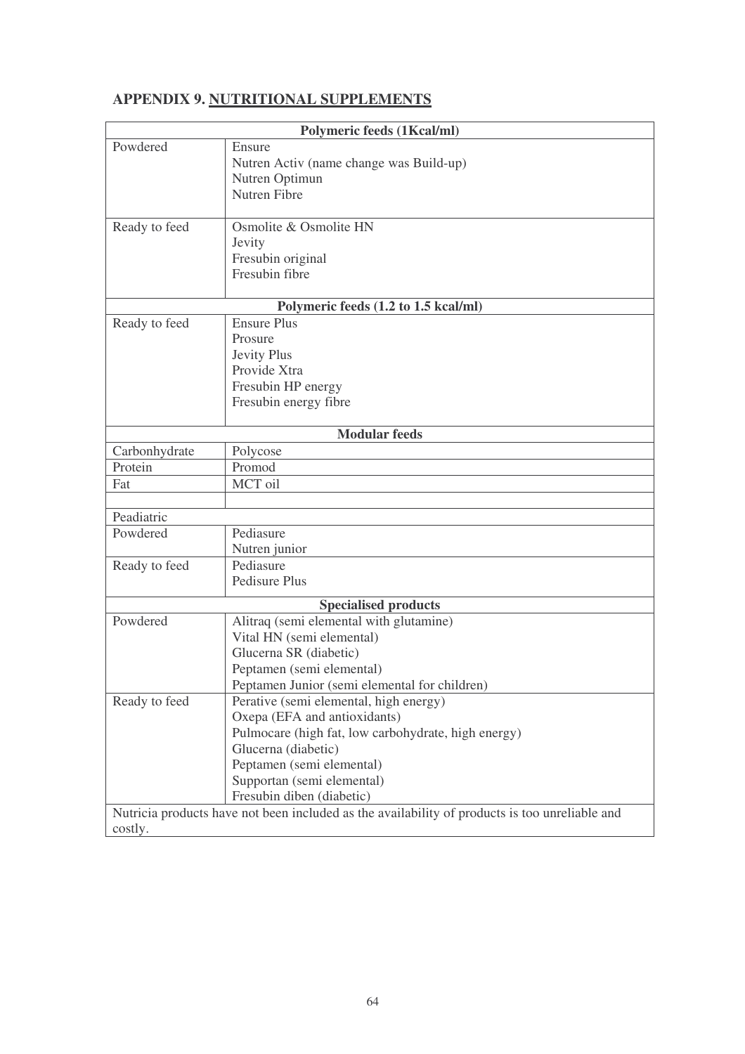## APPENDIX 9. <u>NUTRITIONAL SUPPLEMENTS</u>

| Polymeric feeds (1Kcal/ml) | |
|---|---|
| Powdered | Ensure<br>Nutren Activ (name change was Build-up)<br>Nutren Optimun<br>Nutren Fibre |
| Ready to feed | Osmolite & Osmolite HN<br>Jevity<br>Fresubin original<br>Fresubin fibre |
| **Polymeric feeds (1.2 to 1.5 kcal/ml)** | |
| Ready to feed | Ensure Plus<br>Prosure<br>Jevity Plus<br>Provide Xtra<br>Fresubin HP energy<br>Fresubin energy fibre |
| **Modular feeds** | |
| Carbonhydrate | Polycose |
| Protein | Promod |
| Fat | MCT oil |
| | |
| Peadiatric | |
| Powdered | Pediasure<br>Nutren junior |
| Ready to feed | Pediasure<br>Pedisure Plus |
| **Specialised products** | |
| Powdered | Alitraq (semi elemental with glutamine)<br>Vital HN (semi elemental)<br>Glucerna SR (diabetic)<br>Peptamen (semi elemental)<br>Peptamen Junior (semi elemental for children) |
| Ready to feed | Perative (semi elemental, high energy)<br>Oxepa (EFA and antioxidants)<br>Pulmocare (high fat, low carbohydrate, high energy)<br>Glucerna (diabetic)<br>Peptamen (semi elemental)<br>Supportan (semi elemental)<br>Fresubin diben (diabetic) |
| Nutricia products have not been included as the availability of products is too unreliable and costly. | |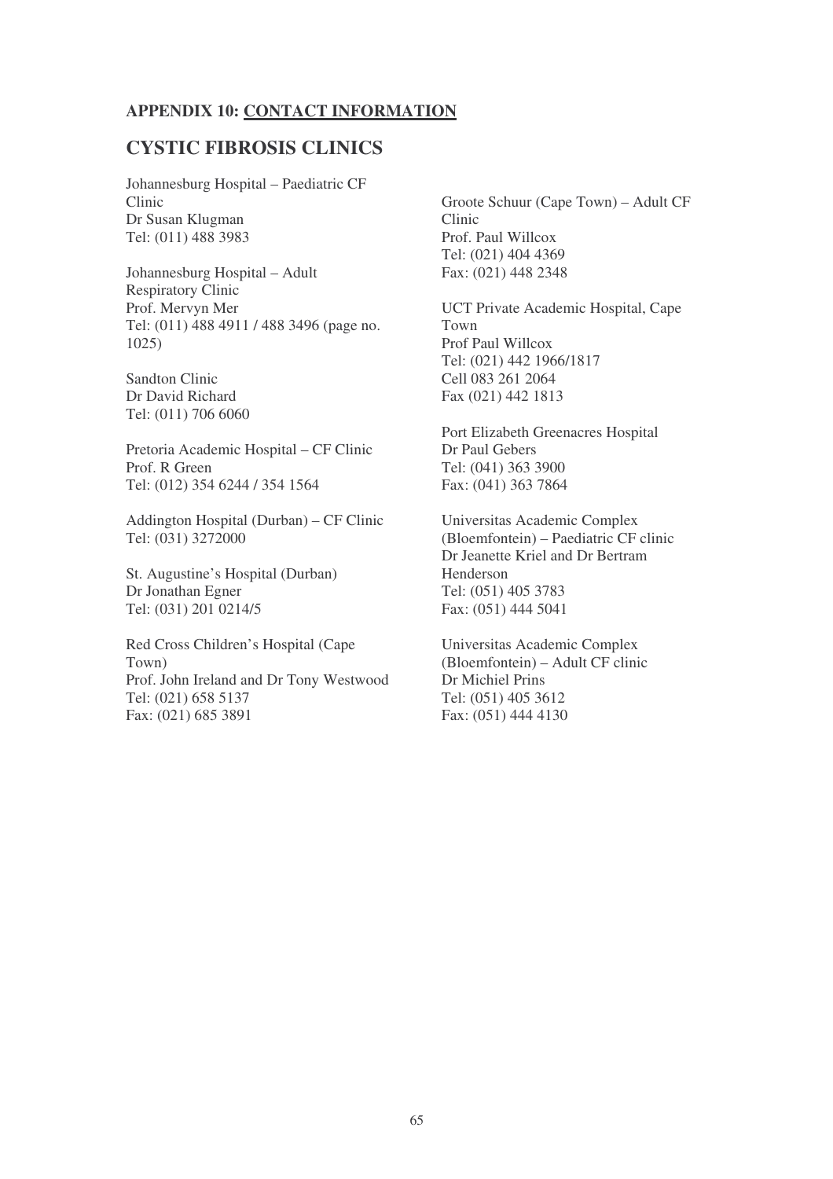**APPENDIX 10: CONTACT INFORMATION**

## CYSTIC FIBROSIS CLINICS

Johannesburg Hospital – Paediatric CF Clinic
Dr Susan Klugman
Tel: (011) 488 3983

Johannesburg Hospital – Adult Respiratory Clinic
Prof. Mervyn Mer
Tel: (011) 488 4911 / 488 3496 (page no. 1025)

Sandton Clinic
Dr David Richard
Tel: (011) 706 6060

Pretoria Academic Hospital – CF Clinic
Prof. R Green
Tel: (012) 354 6244 / 354 1564

Addington Hospital (Durban) – CF Clinic
Tel: (031) 3272000

St. Augustine's Hospital (Durban)
Dr Jonathan Egner
Tel: (031) 201 0214/5

Red Cross Children's Hospital (Cape Town)
Prof. John Ireland and Dr Tony Westwood
Tel: (021) 658 5137
Fax: (021) 685 3891

Groote Schuur (Cape Town) – Adult CF Clinic
Prof. Paul Willcox
Tel: (021) 404 4369
Fax: (021) 448 2348

UCT Private Academic Hospital, Cape Town
Prof Paul Willcox
Tel: (021) 442 1966/1817
Cell 083 261 2064
Fax (021) 442 1813

Port Elizabeth Greenacres Hospital
Dr Paul Gebers
Tel: (041) 363 3900
Fax: (041) 363 7864

Universitas Academic Complex (Bloemfontein) – Paediatric CF clinic
Dr Jeanette Kriel and Dr Bertram Henderson
Tel: (051) 405 3783
Fax: (051) 444 5041

Universitas Academic Complex (Bloemfontein) – Adult CF clinic
Dr Michiel Prins
Tel: (051) 405 3612
Fax: (051) 444 4130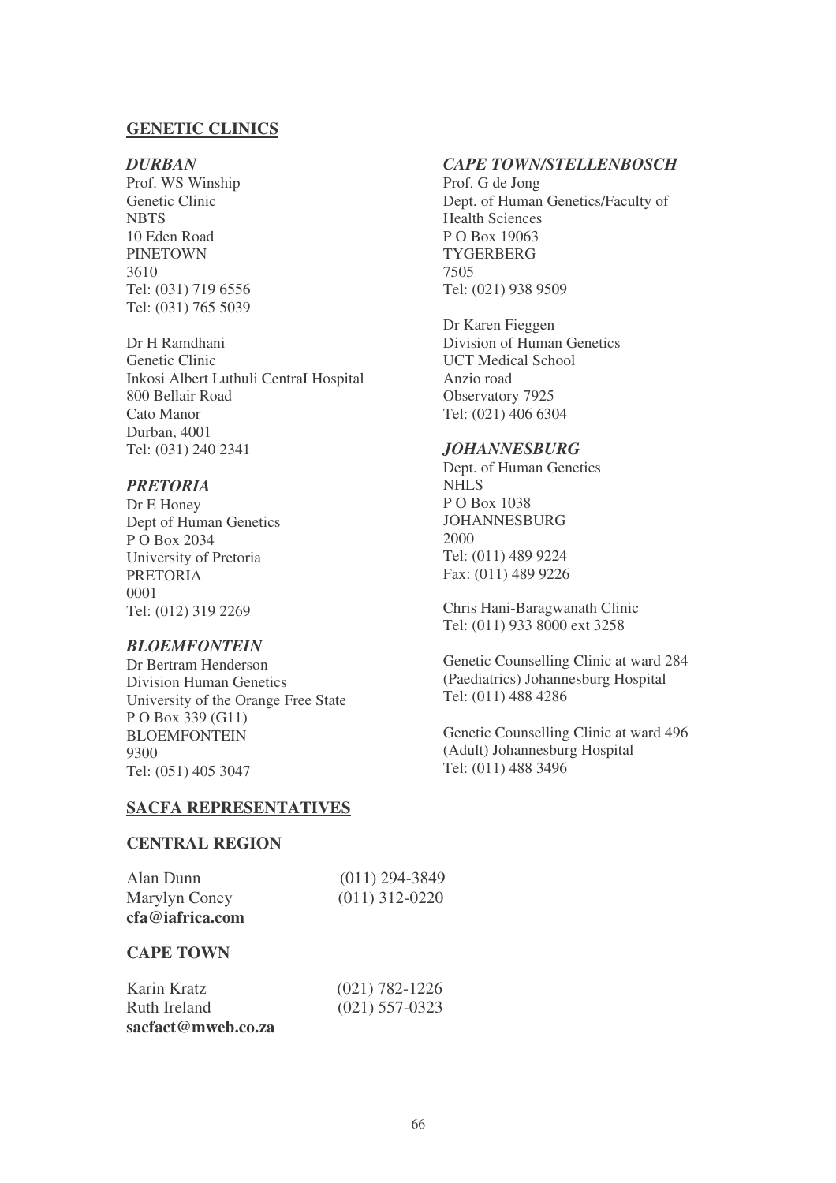## GENETIC CLINICS

### *DURBAN*

Prof. WS Winship
Genetic Clinic
NBTS
10 Eden Road
PINETOWN
3610
Tel: (031) 719 6556
Tel: (031) 765 5039

Dr H Ramdhani
Genetic Clinic
Inkosi Albert Luthuli CentraI Hospital
800 Bellair Road
Cato Manor
Durban, 4001
Tel: (031) 240 2341

### *PRETORIA*

Dr E Honey
Dept of Human Genetics
P O Box 2034
University of Pretoria
PRETORIA
0001
Tel: (012) 319 2269

### *BLOEMFONTEIN*

Dr Bertram Henderson
Division Human Genetics
University of the Orange Free State
P O Box 339 (G11)
BLOEMFONTEIN
9300
Tel: (051) 405 3047

### *CAPE TOWN/STELLENBOSCH*

Prof. G de Jong
Dept. of Human Genetics/Faculty of Health Sciences
P O Box 19063
TYGERBERG
7505
Tel: (021) 938 9509

Dr Karen Fieggen
Division of Human Genetics
UCT Medical School
Anzio road
Observatory 7925
Tel: (021) 406 6304

### *JOHANNESBURG*

Dept. of Human Genetics
NHLS
P O Box 1038
JOHANNESBURG
2000
Tel: (011) 489 9224
Fax: (011) 489 9226

Chris Hani-Baragwanath Clinic
Tel: (011) 933 8000 ext 3258

Genetic Counselling Clinic at ward 284 (Paediatrics) Johannesburg Hospital
Tel: (011) 488 4286

Genetic Counselling Clinic at ward 496 (Adult) Johannesburg Hospital
Tel: (011) 488 3496

## SACFA REPRESENTATIVES

### CENTRAL REGION

Alan Dunn (011) 294-3849
Marylyn Coney (011) 312-0220
**cfa@iafrica.com**

### CAPE TOWN

Karin Kratz (021) 782-1226
Ruth Ireland (021) 557-0323
**sacfact@mweb.co.za**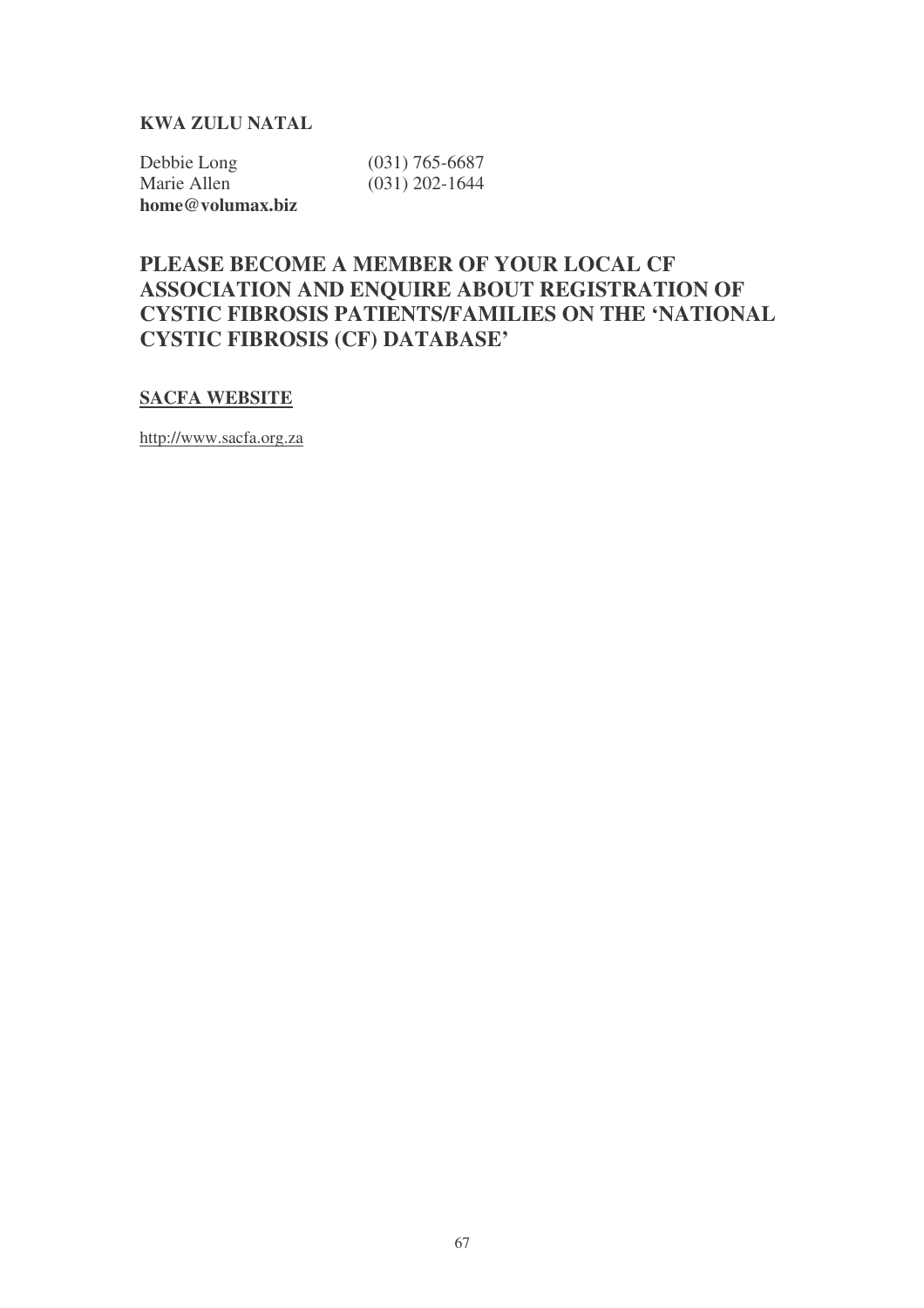**KWA ZULU NATAL**

Debbie Long (031) 765-6687
Marie Allen (031) 202-1644
**home@volumax.biz**

## PLEASE BECOME A MEMBER OF YOUR LOCAL CF ASSOCIATION AND ENQUIRE ABOUT REGISTRATION OF CYSTIC FIBROSIS PATIENTS/FAMILIES ON THE 'NATIONAL CYSTIC FIBROSIS (CF) DATABASE'

**SACFA WEBSITE**

http://www.sacfa.org.za